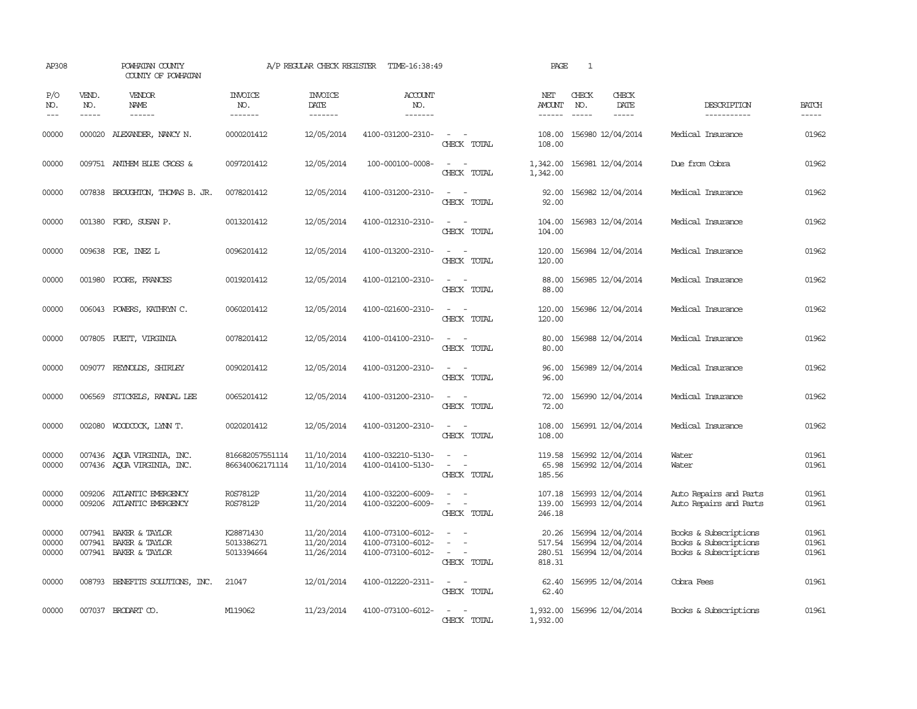AP308 POWHATAN COUNTY A/P REGULAR CHECK REGISTER TIME-16:38:49 PAGE 1

COUNTY OF POWHATAN

| P/O NO. | VEND. NO. | VENDOR NAME | INVOICE NO. | INVOICE DATE | ACCOUNT NO. | | NET AMOUNT | CHECK NO. | CHECK DATE | DESCRIPTION | BATCH |
|---|---|---|---|---|---|---|---|---|---|---|---|
| 00000 | 000020 | ALEXANDER, NANCY N. | 0000201412 | 12/05/2014 | 4100-031200-2310- | - - | 108.00 | 156980 | 12/04/2014 | Medical Insurance | 01962 |
| | | | | | | CHECK TOTAL | 108.00 | | | | |
| 00000 | 009751 | ANTHEM BLUE CROSS & | 0097201412 | 12/05/2014 | 100-000100-0008- | - - | 1,342.00 | 156981 | 12/04/2014 | Due from Cobra | 01962 |
| | | | | | | CHECK TOTAL | 1,342.00 | | | | |
| 00000 | 007838 | BROUGHTON, THOMAS B. JR. | 0078201412 | 12/05/2014 | 4100-031200-2310- | - - | 92.00 | 156982 | 12/04/2014 | Medical Insurance | 01962 |
| | | | | | | CHECK TOTAL | 92.00 | | | | |
| 00000 | 001380 | FORD, SUSAN P. | 0013201412 | 12/05/2014 | 4100-012310-2310- | - - | 104.00 | 156983 | 12/04/2014 | Medical Insurance | 01962 |
| | | | | | | CHECK TOTAL | 104.00 | | | | |
| 00000 | 009638 | POE, INEZ L | 0096201412 | 12/05/2014 | 4100-013200-2310- | - - | 120.00 | 156984 | 12/04/2014 | Medical Insurance | 01962 |
| | | | | | | CHECK TOTAL | 120.00 | | | | |
| 00000 | 001980 | POORE, FRANCES | 0019201412 | 12/05/2014 | 4100-012100-2310- | - - | 88.00 | 156985 | 12/04/2014 | Medical Insurance | 01962 |
| | | | | | | CHECK TOTAL | 88.00 | | | | |
| 00000 | 006043 | POWERS, KATHRYN C. | 0060201412 | 12/05/2014 | 4100-021600-2310- | - - | 120.00 | 156986 | 12/04/2014 | Medical Insurance | 01962 |
| | | | | | | CHECK TOTAL | 120.00 | | | | |
| 00000 | 007805 | PUETT, VIRGINIA | 0078201412 | 12/05/2014 | 4100-014100-2310- | - - | 80.00 | 156988 | 12/04/2014 | Medical Insurance | 01962 |
| | | | | | | CHECK TOTAL | 80.00 | | | | |
| 00000 | 009077 | REYNOLDS, SHIRLEY | 0090201412 | 12/05/2014 | 4100-031200-2310- | - - | 96.00 | 156989 | 12/04/2014 | Medical Insurance | 01962 |
| | | | | | | CHECK TOTAL | 96.00 | | | | |
| 00000 | 006569 | STICKELS, RANDAL LEE | 0065201412 | 12/05/2014 | 4100-031200-2310- | - - | 72.00 | 156990 | 12/04/2014 | Medical Insurance | 01962 |
| | | | | | | CHECK TOTAL | 72.00 | | | | |
| 00000 | 002080 | WOODCOCK, LYNN T. | 0020201412 | 12/05/2014 | 4100-031200-2310- | - - | 108.00 | 156991 | 12/04/2014 | Medical Insurance | 01962 |
| | | | | | | CHECK TOTAL | 108.00 | | | | |
| 00000 | 007436 | AQUA VIRGINIA, INC. | 816682057551114 | 11/10/2014 | 4100-032210-5130- | - - | 119.58 | 156992 | 12/04/2014 | Water | 01961 |
| 00000 | 007436 | AQUA VIRGINIA, INC. | 866340062171114 | 11/10/2014 | 4100-014100-5130- | - - | 65.98 | 156992 | 12/04/2014 | Water | 01961 |
| | | | | | | CHECK TOTAL | 185.56 | | | | |
| 00000 | 009206 | ATLANTIC EMERGENCY | R0S7812P | 11/20/2014 | 4100-032200-6009- | - - | 107.18 | 156993 | 12/04/2014 | Auto Repairs and Parts | 01961 |
| 00000 | 009206 | ATLANTIC EMERGENCY | R0S7812P | 11/20/2014 | 4100-032200-6009- | - - | 139.00 | 156993 | 12/04/2014 | Auto Repairs and Parts | 01961 |
| | | | | | | CHECK TOTAL | 246.18 | | | | |
| 00000 | 007941 | BAKER & TAYLOR | K28871430 | 11/20/2014 | 4100-073100-6012- | - - | 20.26 | 156994 | 12/04/2014 | Books & Subscriptions | 01961 |
| 00000 | 007941 | BAKER & TAYLOR | 5013386271 | 11/20/2014 | 4100-073100-6012- | - - | 517.54 | 156994 | 12/04/2014 | Books & Subscriptions | 01961 |
| 00000 | 007941 | BAKER & TAYLOR | 5013394664 | 11/26/2014 | 4100-073100-6012- | - - | 280.51 | 156994 | 12/04/2014 | Books & Subscriptions | 01961 |
| | | | | | | CHECK TOTAL | 818.31 | | | | |
| 00000 | 008793 | BENEFITS SOLUTIONS, INC. | 21047 | 12/01/2014 | 4100-012220-2311- | - - | 62.40 | 156995 | 12/04/2014 | Cobra Fees | 01961 |
| | | | | | | CHECK TOTAL | 62.40 | | | | |
| 00000 | 007037 | BRODART CO. | M119062 | 11/23/2014 | 4100-073100-6012- | - - | 1,932.00 | 156996 | 12/04/2014 | Books & Subscriptions | 01961 |
| | | | | | | CHECK TOTAL | 1,932.00 | | | | |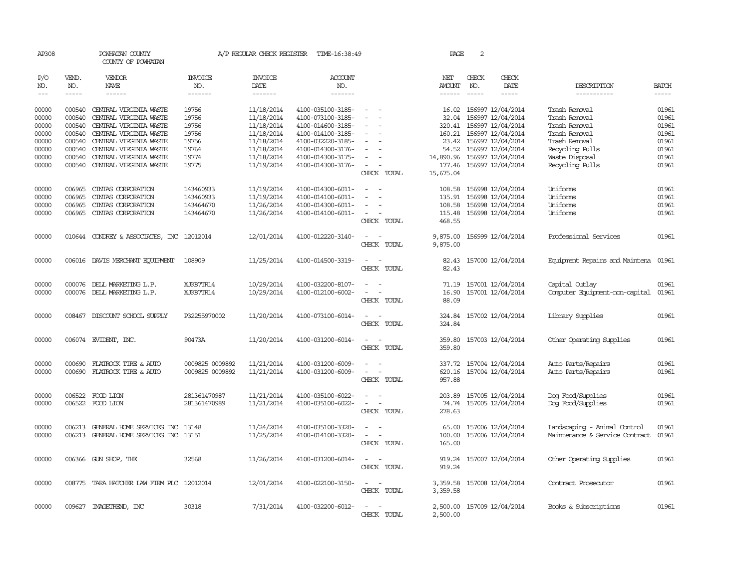AP308 POWHATAN COUNTY A/P REGULAR CHECK REGISTER TIME-16:38:49 PAGE 2

COUNTY OF POWHATAN

| P/O NO. | VEND. NO. | VENDOR NAME | INVOICE NO. | INVOICE DATE | ACCOUNT NO. | | NET AMOUNT | CHECK NO. | CHECK DATE | DESCRIPTION | BATCH |
|---|---|---|---|---|---|---|---|---|---|---|---|
| 00000 | 000540 | CENTRAL VIRGINIA WASTE | 19756 | 11/18/2014 | 4100-035100-3185- | - - | 16.02 | 156997 | 12/04/2014 | Trash Removal | 01961 |
| 00000 | 000540 | CENTRAL VIRGINIA WASTE | 19756 | 11/18/2014 | 4100-073100-3185- | - - | 32.04 | 156997 | 12/04/2014 | Trash Removal | 01961 |
| 00000 | 000540 | CENTRAL VIRGINIA WASTE | 19756 | 11/18/2014 | 4100-014600-3185- | - - | 320.41 | 156997 | 12/04/2014 | Trash Removal | 01961 |
| 00000 | 000540 | CENTRAL VIRGINIA WASTE | 19756 | 11/18/2014 | 4100-014100-3185- | - - | 160.21 | 156997 | 12/04/2014 | Trash Removal | 01961 |
| 00000 | 000540 | CENTRAL VIRGINIA WASTE | 19756 | 11/18/2014 | 4100-032220-3185- | - - | 23.42 | 156997 | 12/04/2014 | Trash Removal | 01961 |
| 00000 | 000540 | CENTRAL VIRGINIA WASTE | 19764 | 11/18/2014 | 4100-014300-3176- | - - | 54.52 | 156997 | 12/04/2014 | Recycling Pulls | 01961 |
| 00000 | 000540 | CENTRAL VIRGINIA WASTE | 19774 | 11/18/2014 | 4100-014300-3175- | - - | 14,890.96 | 156997 | 12/04/2014 | Waste Disposal | 01961 |
| 00000 | 000540 | CENTRAL VIRGINIA WASTE | 19775 | 11/19/2014 | 4100-014300-3176- | - - | 177.46 | 156997 | 12/04/2014 | Recycling Pulls | 01961 |
| | | | | | | CHECK TOTAL | 15,675.04 | | | | |
| 00000 | 006965 | CINTAS CORPORATION | 143460933 | 11/19/2014 | 4100-014300-6011- | - - | 108.58 | 156998 | 12/04/2014 | Uniforms | 01961 |
| 00000 | 006965 | CINTAS CORPORATION | 143460933 | 11/19/2014 | 4100-014100-6011- | - - | 135.91 | 156998 | 12/04/2014 | Uniforms | 01961 |
| 00000 | 006965 | CINTAS CORPORATION | 143464670 | 11/26/2014 | 4100-014300-6011- | - - | 108.58 | 156998 | 12/04/2014 | Uniforms | 01961 |
| 00000 | 006965 | CINTAS CORPORATION | 143464670 | 11/26/2014 | 4100-014100-6011- | - - | 115.48 | 156998 | 12/04/2014 | Uniforms | 01961 |
| | | | | | | CHECK TOTAL | 468.55 | | | | |
| 00000 | 010644 | CONDREY & ASSOCIATES, INC | 12012014 | 12/01/2014 | 4100-012220-3140- | - - | 9,875.00 | 156999 | 12/04/2014 | Professional Services | 01961 |
| | | | | | | CHECK TOTAL | 9,875.00 | | | | |
| 00000 | 006016 | DAVIS MERCHANT EQUIPMENT | 108909 | 11/25/2014 | 4100-014500-3319- | - - | 82.43 | 157000 | 12/04/2014 | Equipment Repairs and Maintena | 01961 |
| | | | | | | CHECK TOTAL | 82.43 | | | | |
| 00000 | 000076 | DELL MARKETING L.P. | XJK87TR14 | 10/29/2014 | 4100-032200-8107- | - - | 71.19 | 157001 | 12/04/2014 | Capital Outlay | 01961 |
| 00000 | 000076 | DELL MARKETING L.P. | XJK87TR14 | 10/29/2014 | 4100-012100-6002- | - - | 16.90 | 157001 | 12/04/2014 | Computer Equipment-non-capital | 01961 |
| | | | | | | CHECK TOTAL | 88.09 | | | | |
| 00000 | 008467 | DISCOUNT SCHOOL SUPPLY | P32255970002 | 11/20/2014 | 4100-073100-6014- | - - | 324.84 | 157002 | 12/04/2014 | Library Supplies | 01961 |
| | | | | | | CHECK TOTAL | 324.84 | | | | |
| 00000 | 006074 | EVIDENT, INC. | 90473A | 11/20/2014 | 4100-031200-6014- | - - | 359.80 | 157003 | 12/04/2014 | Other Operating Supplies | 01961 |
| | | | | | | CHECK TOTAL | 359.80 | | | | |
| 00000 | 000690 | FLATROCK TIRE & AUTO | 0009825 0009892 | 11/21/2014 | 4100-031200-6009- | - - | 337.72 | 157004 | 12/04/2014 | Auto Parts/Repairs | 01961 |
| 00000 | 000690 | FLATROCK TIRE & AUTO | 0009825 0009892 | 11/21/2014 | 4100-031200-6009- | - - | 620.16 | 157004 | 12/04/2014 | Auto Parts/Repairs | 01961 |
| | | | | | | CHECK TOTAL | 957.88 | | | | |
| 00000 | 006522 | FOOD LION | 281361470987 | 11/21/2014 | 4100-035100-6022- | - - | 203.89 | 157005 | 12/04/2014 | Dog Food/Supplies | 01961 |
| 00000 | 006522 | FOOD LION | 281361470989 | 11/21/2014 | 4100-035100-6022- | - - | 74.74 | 157005 | 12/04/2014 | Dog Food/Supplies | 01961 |
| | | | | | | CHECK TOTAL | 278.63 | | | | |
| 00000 | 006213 | GENERAL HOME SERVICES INC | 13148 | 11/24/2014 | 4100-035100-3320- | - - | 65.00 | 157006 | 12/04/2014 | Landscaping - Animal Control | 01961 |
| 00000 | 006213 | GENERAL HOME SERVICES INC | 13151 | 11/25/2014 | 4100-014100-3320- | - - | 100.00 | 157006 | 12/04/2014 | Maintenance & Service Contract | 01961 |
| | | | | | | CHECK TOTAL | 165.00 | | | | |
| 00000 | 006366 | GUN SHOP, THE | 32568 | 11/26/2014 | 4100-031200-6014- | - - | 919.24 | 157007 | 12/04/2014 | Other Operating Supplies | 01961 |
| | | | | | | CHECK TOTAL | 919.24 | | | | |
| 00000 | 008775 | TARA HATCHER LAW FIRM PLC | 12012014 | 12/01/2014 | 4100-022100-3150- | - - | 3,359.58 | 157008 | 12/04/2014 | Contract Prosecutor | 01961 |
| | | | | | | CHECK TOTAL | 3,359.58 | | | | |
| 00000 | 009627 | IMAGETREND, INC | 30318 | 7/31/2014 | 4100-032200-6012- | - - | 2,500.00 | 157009 | 12/04/2014 | Books & Subscriptions | 01961 |
| | | | | | | CHECK TOTAL | 2,500.00 | | | | |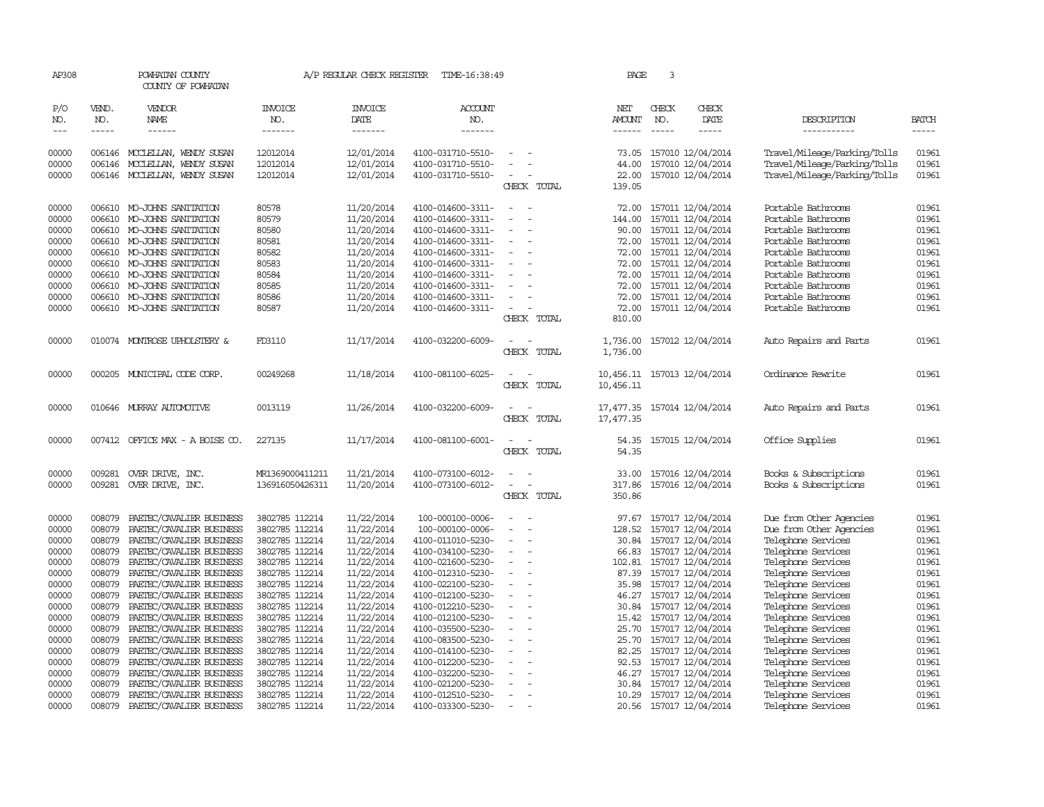AP308 POWHATAN COUNTY A/P REGULAR CHECK REGISTER TIME-16:38:49 PAGE 3
COUNTY OF POWHATAN

| P/O NO. | VEND. NO. | VENDOR NAME | INVOICE NO. | INVOICE DATE | ACCOUNT NO. | | NET AMOUNT | CHECK NO. | CHECK DATE | DESCRIPTION | BATCH |
|---|---|---|---|---|---|---|---|---|---|---|---|
| 00000 | 006146 | MCCLELLAN, WENDY SUSAN | 12012014 | 12/01/2014 | 4100-031710-5510- | - - | 73.05 | 157010 | 12/04/2014 | Travel/Mileage/Parking/Tolls | 01961 |
| 00000 | 006146 | MCCLELLAN, WENDY SUSAN | 12012014 | 12/01/2014 | 4100-031710-5510- | - - | 44.00 | 157010 | 12/04/2014 | Travel/Mileage/Parking/Tolls | 01961 |
| 00000 | 006146 | MCCLELLAN, WENDY SUSAN | 12012014 | 12/01/2014 | 4100-031710-5510- | - - | 22.00 | 157010 | 12/04/2014 | Travel/Mileage/Parking/Tolls | 01961 |
| | | | | | | CHECK TOTAL | 139.05 | | | | |
| 00000 | 006610 | MO-JOHNS SANITATION | 80578 | 11/20/2014 | 4100-014600-3311- | - - | 72.00 | 157011 | 12/04/2014 | Portable Bathrooms | 01961 |
| 00000 | 006610 | MO-JOHNS SANITATION | 80579 | 11/20/2014 | 4100-014600-3311- | - - | 144.00 | 157011 | 12/04/2014 | Portable Bathrooms | 01961 |
| 00000 | 006610 | MO-JOHNS SANITATION | 80580 | 11/20/2014 | 4100-014600-3311- | - - | 90.00 | 157011 | 12/04/2014 | Portable Bathrooms | 01961 |
| 00000 | 006610 | MO-JOHNS SANITATION | 80581 | 11/20/2014 | 4100-014600-3311- | - - | 72.00 | 157011 | 12/04/2014 | Portable Bathrooms | 01961 |
| 00000 | 006610 | MO-JOHNS SANITATION | 80582 | 11/20/2014 | 4100-014600-3311- | - - | 72.00 | 157011 | 12/04/2014 | Portable Bathrooms | 01961 |
| 00000 | 006610 | MO-JOHNS SANITATION | 80583 | 11/20/2014 | 4100-014600-3311- | - - | 72.00 | 157011 | 12/04/2014 | Portable Bathrooms | 01961 |
| 00000 | 006610 | MO-JOHNS SANITATION | 80584 | 11/20/2014 | 4100-014600-3311- | - - | 72.00 | 157011 | 12/04/2014 | Portable Bathrooms | 01961 |
| 00000 | 006610 | MO-JOHNS SANITATION | 80585 | 11/20/2014 | 4100-014600-3311- | - - | 72.00 | 157011 | 12/04/2014 | Portable Bathrooms | 01961 |
| 00000 | 006610 | MO-JOHNS SANITATION | 80586 | 11/20/2014 | 4100-014600-3311- | - - | 72.00 | 157011 | 12/04/2014 | Portable Bathrooms | 01961 |
| 00000 | 006610 | MO-JOHNS SANITATION | 80587 | 11/20/2014 | 4100-014600-3311- | - - | 72.00 | 157011 | 12/04/2014 | Portable Bathrooms | 01961 |
| | | | | | | CHECK TOTAL | 810.00 | | | | |
| 00000 | 010074 | MONTROSE UPHOLSTERY & | FD3110 | 11/17/2014 | 4100-032200-6009- | - - | 1,736.00 | 157012 | 12/04/2014 | Auto Repairs and Parts | 01961 |
| | | | | | | CHECK TOTAL | 1,736.00 | | | | |
| 00000 | 000205 | MUNICIPAL CODE CORP. | 00249268 | 11/18/2014 | 4100-081100-6025- | - - | 10,456.11 | 157013 | 12/04/2014 | Ordinance Rewrite | 01961 |
| | | | | | | CHECK TOTAL | 10,456.11 | | | | |
| 00000 | 010646 | MURRAY AUTOMOTIVE | 0013119 | 11/26/2014 | 4100-032200-6009- | - - | 17,477.35 | 157014 | 12/04/2014 | Auto Repairs and Parts | 01961 |
| | | | | | | CHECK TOTAL | 17,477.35 | | | | |
| 00000 | 007412 | OFFICE MAX - A BOISE CO. | 227135 | 11/17/2014 | 4100-081100-6001- | - - | 54.35 | 157015 | 12/04/2014 | Office Supplies | 01961 |
| | | | | | | CHECK TOTAL | 54.35 | | | | |
| 00000 | 009281 | OVER DRIVE, INC. | MR1369000411211 | 11/21/2014 | 4100-073100-6012- | - - | 33.00 | 157016 | 12/04/2014 | Books & Subscriptions | 01961 |
| 00000 | 009281 | OVER DRIVE, INC. | 136916050426311 | 11/20/2014 | 4100-073100-6012- | - - | 317.86 | 157016 | 12/04/2014 | Books & Subscriptions | 01961 |
| | | | | | | CHECK TOTAL | 350.86 | | | | |
| 00000 | 008079 | PAETEC/CAVALIER BUSINESS | 3802785 112214 | 11/22/2014 | 100-000100-0006- | - - | 97.67 | 157017 | 12/04/2014 | Due from Other Agencies | 01961 |
| 00000 | 008079 | PAETEC/CAVALIER BUSINESS | 3802785 112214 | 11/22/2014 | 100-000100-0006- | - - | 128.52 | 157017 | 12/04/2014 | Due from Other Agencies | 01961 |
| 00000 | 008079 | PAETEC/CAVALIER BUSINESS | 3802785 112214 | 11/22/2014 | 4100-011010-5230- | - - | 30.84 | 157017 | 12/04/2014 | Telephone Services | 01961 |
| 00000 | 008079 | PAETEC/CAVALIER BUSINESS | 3802785 112214 | 11/22/2014 | 4100-034100-5230- | - - | 66.83 | 157017 | 12/04/2014 | Telephone Services | 01961 |
| 00000 | 008079 | PAETEC/CAVALIER BUSINESS | 3802785 112214 | 11/22/2014 | 4100-021600-5230- | - - | 102.81 | 157017 | 12/04/2014 | Telephone Services | 01961 |
| 00000 | 008079 | PAETEC/CAVALIER BUSINESS | 3802785 112214 | 11/22/2014 | 4100-012310-5230- | - - | 87.39 | 157017 | 12/04/2014 | Telephone Services | 01961 |
| 00000 | 008079 | PAETEC/CAVALIER BUSINESS | 3802785 112214 | 11/22/2014 | 4100-022100-5230- | - - | 35.98 | 157017 | 12/04/2014 | Telephone Services | 01961 |
| 00000 | 008079 | PAETEC/CAVALIER BUSINESS | 3802785 112214 | 11/22/2014 | 4100-012100-5230- | - - | 46.27 | 157017 | 12/04/2014 | Telephone Services | 01961 |
| 00000 | 008079 | PAETEC/CAVALIER BUSINESS | 3802785 112214 | 11/22/2014 | 4100-012210-5230- | - - | 30.84 | 157017 | 12/04/2014 | Telephone Services | 01961 |
| 00000 | 008079 | PAETEC/CAVALIER BUSINESS | 3802785 112214 | 11/22/2014 | 4100-012100-5230- | - - | 15.42 | 157017 | 12/04/2014 | Telephone Services | 01961 |
| 00000 | 008079 | PAETEC/CAVALIER BUSINESS | 3802785 112214 | 11/22/2014 | 4100-035500-5230- | - - | 25.70 | 157017 | 12/04/2014 | Telephone Services | 01961 |
| 00000 | 008079 | PAETEC/CAVALIER BUSINESS | 3802785 112214 | 11/22/2014 | 4100-083500-5230- | - - | 25.70 | 157017 | 12/04/2014 | Telephone Services | 01961 |
| 00000 | 008079 | PAETEC/CAVALIER BUSINESS | 3802785 112214 | 11/22/2014 | 4100-014100-5230- | - - | 82.25 | 157017 | 12/04/2014 | Telephone Services | 01961 |
| 00000 | 008079 | PAETEC/CAVALIER BUSINESS | 3802785 112214 | 11/22/2014 | 4100-012200-5230- | - - | 92.53 | 157017 | 12/04/2014 | Telephone Services | 01961 |
| 00000 | 008079 | PAETEC/CAVALIER BUSINESS | 3802785 112214 | 11/22/2014 | 4100-032200-5230- | - - | 46.27 | 157017 | 12/04/2014 | Telephone Services | 01961 |
| 00000 | 008079 | PAETEC/CAVALIER BUSINESS | 3802785 112214 | 11/22/2014 | 4100-021200-5230- | - - | 30.84 | 157017 | 12/04/2014 | Telephone Services | 01961 |
| 00000 | 008079 | PAETEC/CAVALIER BUSINESS | 3802785 112214 | 11/22/2014 | 4100-012510-5230- | - - | 10.29 | 157017 | 12/04/2014 | Telephone Services | 01961 |
| 00000 | 008079 | PAETEC/CAVALIER BUSINESS | 3802785 112214 | 11/22/2014 | 4100-033300-5230- | - - | 20.56 | 157017 | 12/04/2014 | Telephone Services | 01961 |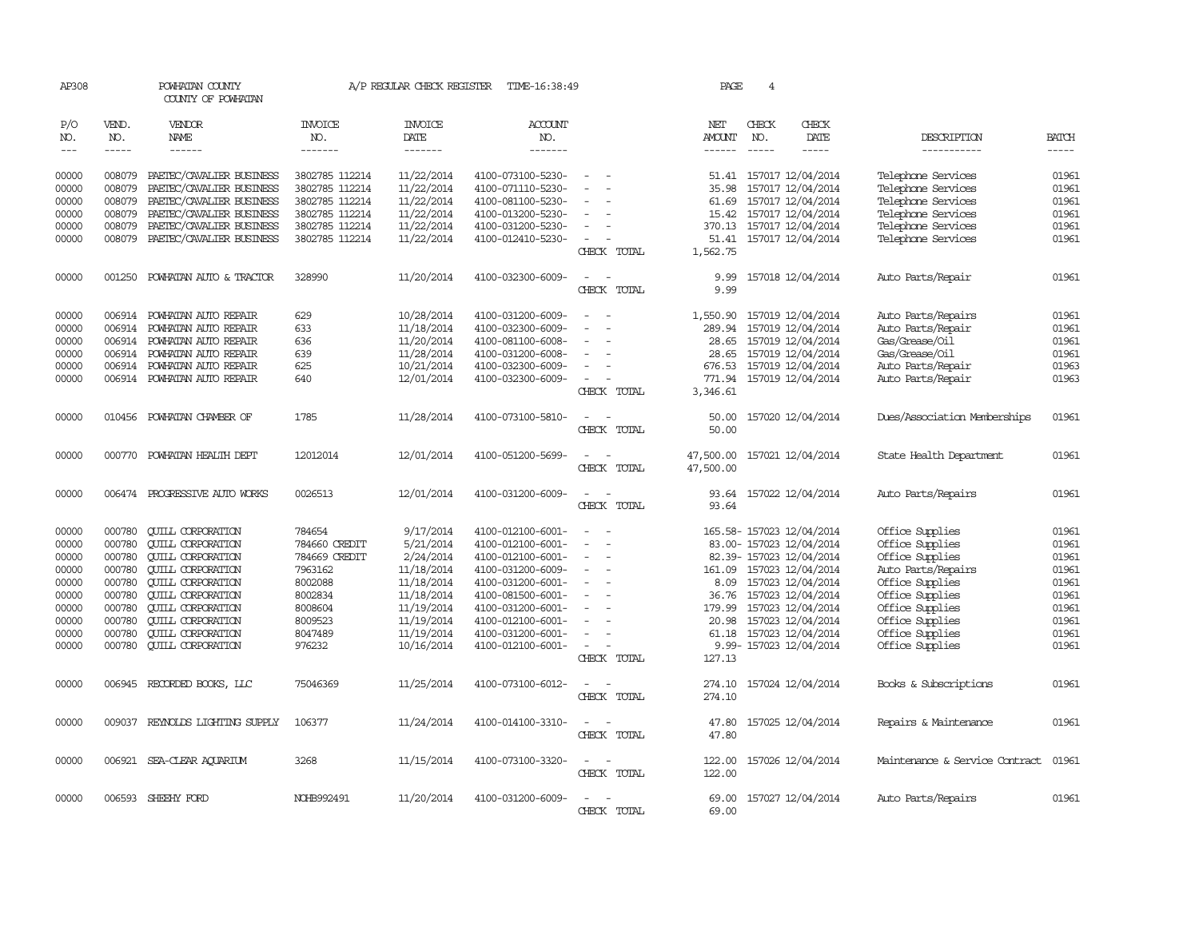AP308 POWHATAN COUNTY A/P REGULAR CHECK REGISTER TIME-16:38:49 PAGE 4

COUNTY OF POWHATAN

| P/O NO. | VEND. NO. | VENDOR NAME | INVOICE NO. | INVOICE DATE | ACCOUNT NO. | | NET AMOUNT | CHECK NO. | CHECK DATE | DESCRIPTION | BATCH |
|---|---|---|---|---|---|---|---|---|---|---|---|
| 00000 | 008079 | PAETEC/CAVALIER BUSINESS | 3802785 112214 | 11/22/2014 | 4100-073100-5230- | - - | 51.41 | 157017 | 12/04/2014 | Telephone Services | 01961 |
| 00000 | 008079 | PAETEC/CAVALIER BUSINESS | 3802785 112214 | 11/22/2014 | 4100-071110-5230- | - - | 35.98 | 157017 | 12/04/2014 | Telephone Services | 01961 |
| 00000 | 008079 | PAETEC/CAVALIER BUSINESS | 3802785 112214 | 11/22/2014 | 4100-081100-5230- | - - | 61.69 | 157017 | 12/04/2014 | Telephone Services | 01961 |
| 00000 | 008079 | PAETEC/CAVALIER BUSINESS | 3802785 112214 | 11/22/2014 | 4100-013200-5230- | - - | 15.42 | 157017 | 12/04/2014 | Telephone Services | 01961 |
| 00000 | 008079 | PAETEC/CAVALIER BUSINESS | 3802785 112214 | 11/22/2014 | 4100-031200-5230- | - - | 370.13 | 157017 | 12/04/2014 | Telephone Services | 01961 |
| 00000 | 008079 | PAETEC/CAVALIER BUSINESS | 3802785 112214 | 11/22/2014 | 4100-012410-5230- | - - | 51.41 | 157017 | 12/04/2014 | Telephone Services | 01961 |
| | | | | | | CHECK TOTAL | 1,562.75 | | | | |
| 00000 | 001250 | POWHATAN AUTO & TRACTOR | 328990 | 11/20/2014 | 4100-032300-6009- | - - | 9.99 | 157018 | 12/04/2014 | Auto Parts/Repair | 01961 |
| | | | | | | CHECK TOTAL | 9.99 | | | | |
| 00000 | 006914 | POWHATAN AUTO REPAIR | 629 | 10/28/2014 | 4100-031200-6009- | - - | 1,550.90 | 157019 | 12/04/2014 | Auto Parts/Repairs | 01961 |
| 00000 | 006914 | POWHATAN AUTO REPAIR | 633 | 11/18/2014 | 4100-032300-6009- | - - | 289.94 | 157019 | 12/04/2014 | Auto Parts/Repair | 01961 |
| 00000 | 006914 | POWHATAN AUTO REPAIR | 636 | 11/20/2014 | 4100-081100-6008- | - - | 28.65 | 157019 | 12/04/2014 | Gas/Grease/Oil | 01961 |
| 00000 | 006914 | POWHATAN AUTO REPAIR | 639 | 11/28/2014 | 4100-031200-6008- | - - | 28.65 | 157019 | 12/04/2014 | Gas/Grease/Oil | 01961 |
| 00000 | 006914 | POWHATAN AUTO REPAIR | 625 | 10/21/2014 | 4100-032300-6009- | - - | 676.53 | 157019 | 12/04/2014 | Auto Parts/Repair | 01963 |
| 00000 | 006914 | POWHATAN AUTO REPAIR | 640 | 12/01/2014 | 4100-032300-6009- | - - | 771.94 | 157019 | 12/04/2014 | Auto Parts/Repair | 01963 |
| | | | | | | CHECK TOTAL | 3,346.61 | | | | |
| 00000 | 010456 | POWHATAN CHAMBER OF | 1785 | 11/28/2014 | 4100-073100-5810- | - - | 50.00 | 157020 | 12/04/2014 | Dues/Association Memberships | 01961 |
| | | | | | | CHECK TOTAL | 50.00 | | | | |
| 00000 | 000770 | POWHATAN HEALTH DEPT | 12012014 | 12/01/2014 | 4100-051200-5699- | - - | 47,500.00 | 157021 | 12/04/2014 | State Health Department | 01961 |
| | | | | | | CHECK TOTAL | 47,500.00 | | | | |
| 00000 | 006474 | PROGRESSIVE AUTO WORKS | 0026513 | 12/01/2014 | 4100-031200-6009- | - - | 93.64 | 157022 | 12/04/2014 | Auto Parts/Repairs | 01961 |
| | | | | | | CHECK TOTAL | 93.64 | | | | |
| 00000 | 000780 | QUILL CORPORATION | 784654 | 9/17/2014 | 4100-012100-6001- | - - | 165.58- | 157023 | 12/04/2014 | Office Supplies | 01961 |
| 00000 | 000780 | QUILL CORPORATION | 784660 CREDIT | 5/21/2014 | 4100-012100-6001- | - - | 83.00- | 157023 | 12/04/2014 | Office Supplies | 01961 |
| 00000 | 000780 | QUILL CORPORATION | 784669 CREDIT | 2/24/2014 | 4100-012100-6001- | - - | 82.39- | 157023 | 12/04/2014 | Office Supplies | 01961 |
| 00000 | 000780 | QUILL CORPORATION | 7963162 | 11/18/2014 | 4100-031200-6009- | - - | 161.09 | 157023 | 12/04/2014 | Auto Parts/Repairs | 01961 |
| 00000 | 000780 | QUILL CORPORATION | 8002088 | 11/18/2014 | 4100-031200-6001- | - - | 8.09 | 157023 | 12/04/2014 | Office Supplies | 01961 |
| 00000 | 000780 | QUILL CORPORATION | 8002834 | 11/18/2014 | 4100-081500-6001- | - - | 36.76 | 157023 | 12/04/2014 | Office Supplies | 01961 |
| 00000 | 000780 | QUILL CORPORATION | 8008604 | 11/19/2014 | 4100-031200-6001- | - - | 179.99 | 157023 | 12/04/2014 | Office Supplies | 01961 |
| 00000 | 000780 | QUILL CORPORATION | 8009523 | 11/19/2014 | 4100-012100-6001- | - - | 20.98 | 157023 | 12/04/2014 | Office Supplies | 01961 |
| 00000 | 000780 | QUILL CORPORATION | 8047489 | 11/19/2014 | 4100-031200-6001- | - - | 61.18 | 157023 | 12/04/2014 | Office Supplies | 01961 |
| 00000 | 000780 | QUILL CORPORATION | 976232 | 10/16/2014 | 4100-012100-6001- | - - | 9.99- | 157023 | 12/04/2014 | Office Supplies | 01961 |
| | | | | | | CHECK TOTAL | 127.13 | | | | |
| 00000 | 006945 | RECORDED BOOKS, LLC | 75046369 | 11/25/2014 | 4100-073100-6012- | - - | 274.10 | 157024 | 12/04/2014 | Books & Subscriptions | 01961 |
| | | | | | | CHECK TOTAL | 274.10 | | | | |
| 00000 | 009037 | REYNOLDS LIGHTING SUPPLY | 106377 | 11/24/2014 | 4100-014100-3310- | - - | 47.80 | 157025 | 12/04/2014 | Repairs & Maintenance | 01961 |
| | | | | | | CHECK TOTAL | 47.80 | | | | |
| 00000 | 006921 | SEA-CLEAR AQUARIUM | 3268 | 11/15/2014 | 4100-073100-3320- | - - | 122.00 | 157026 | 12/04/2014 | Maintenance & Service Contract | 01961 |
| | | | | | | CHECK TOTAL | 122.00 | | | | |
| 00000 | 006593 | SHEEHY FORD | NOHB992491 | 11/20/2014 | 4100-031200-6009- | - - | 69.00 | 157027 | 12/04/2014 | Auto Parts/Repairs | 01961 |
| | | | | | | CHECK TOTAL | 69.00 | | | | |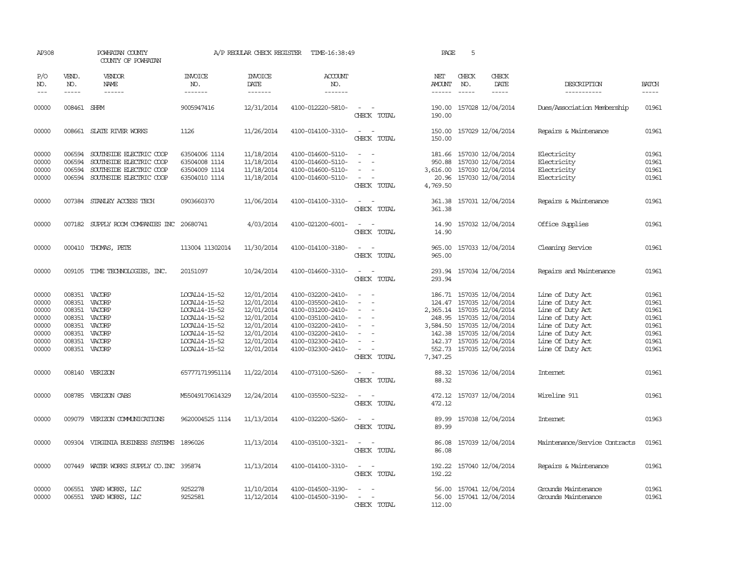AP308 POWHATAN COUNTY A/P REGULAR CHECK REGISTER TIME-16:38:49

COUNTY OF POWHATAN

| P/O NO. | VEND. NO. | VENDOR NAME | INVOICE NO. | INVOICE DATE | ACCOUNT NO. | | NET AMOUNT | CHECK NO. | CHECK DATE | DESCRIPTION | BATCH |
|---|---|---|---|---|---|---|---|---|---|---|---|
| 00000 | 008461 | SHRM | 9005947416 | 12/31/2014 | 4100-012220-5810- | - - | 190.00 | 157028 | 12/04/2014 | Dues/Association Membership | 01961 |
| | | | | | | CHECK TOTAL | 190.00 | | | | |
| 00000 | 008661 | SLATE RIVER WORKS | 1126 | 11/26/2014 | 4100-014100-3310- | - - | 150.00 | 157029 | 12/04/2014 | Repairs & Maintenance | 01961 |
| | | | | | | CHECK TOTAL | 150.00 | | | | |
| 00000 | 006594 | SOUTHSIDE ELECTRIC COOP | 63504006 1114 | 11/18/2014 | 4100-014600-5110- | - - | 181.66 | 157030 | 12/04/2014 | Electricity | 01961 |
| 00000 | 006594 | SOUTHSIDE ELECTRIC COOP | 63504008 1114 | 11/18/2014 | 4100-014600-5110- | - - | 950.88 | 157030 | 12/04/2014 | Electricity | 01961 |
| 00000 | 006594 | SOUTHSIDE ELECTRIC COOP | 63504009 1114 | 11/18/2014 | 4100-014600-5110- | - - | 3,616.00 | 157030 | 12/04/2014 | Electricity | 01961 |
| 00000 | 006594 | SOUTHSIDE ELECTRIC COOP | 63504010 1114 | 11/18/2014 | 4100-014600-5110- | - - | 20.96 | 157030 | 12/04/2014 | Electricity | 01961 |
| | | | | | | CHECK TOTAL | 4,769.50 | | | | |
| 00000 | 007384 | STANLEY ACCESS TECH | 0903660370 | 11/06/2014 | 4100-014100-3310- | - - | 361.38 | 157031 | 12/04/2014 | Repairs & Maintenance | 01961 |
| | | | | | | CHECK TOTAL | 361.38 | | | | |
| 00000 | 007182 | SUPPLY ROOM COMPANIES INC | 20680741 | 4/03/2014 | 4100-021200-6001- | - - | 14.90 | 157032 | 12/04/2014 | Office Supplies | 01961 |
| | | | | | | CHECK TOTAL | 14.90 | | | | |
| 00000 | 000410 | THOMAS, PETE | 113004 11302014 | 11/30/2014 | 4100-014100-3180- | - - | 965.00 | 157033 | 12/04/2014 | Cleaning Service | 01961 |
| | | | | | | CHECK TOTAL | 965.00 | | | | |
| 00000 | 009105 | TIME TECHNOLOGIES, INC. | 20151097 | 10/24/2014 | 4100-014600-3310- | - - | 293.94 | 157034 | 12/04/2014 | Repairs and Maintenance | 01961 |
| | | | | | | CHECK TOTAL | 293.94 | | | | |
| 00000 | 008351 | VACORP | LOCAL14-15-52 | 12/01/2014 | 4100-032200-2410- | - - | 186.71 | 157035 | 12/04/2014 | Line of Duty Act | 01961 |
| 00000 | 008351 | VACORP | LOCAL14-15-52 | 12/01/2014 | 4100-035500-2410- | - - | 124.47 | 157035 | 12/04/2014 | Line of Duty Act | 01961 |
| 00000 | 008351 | VACORP | LOCAL14-15-52 | 12/01/2014 | 4100-031200-2410- | - - | 2,365.14 | 157035 | 12/04/2014 | Line of Duty Act | 01961 |
| 00000 | 008351 | VACORP | LOCAL14-15-52 | 12/01/2014 | 4100-035100-2410- | - - | 248.95 | 157035 | 12/04/2014 | Line of Duty Act | 01961 |
| 00000 | 008351 | VACORP | LOCAL14-15-52 | 12/01/2014 | 4100-032200-2410- | - - | 3,584.50 | 157035 | 12/04/2014 | Line of Duty Act | 01961 |
| 00000 | 008351 | VACORP | LOCAL14-15-52 | 12/01/2014 | 4100-032200-2410- | - - | 142.38 | 157035 | 12/04/2014 | Line of Duty Act | 01961 |
| 00000 | 008351 | VACORP | LOCAL14-15-52 | 12/01/2014 | 4100-032300-2410- | - - | 142.37 | 157035 | 12/04/2014 | Line Of Duty Act | 01961 |
| 00000 | 008351 | VACORP | LOCAL14-15-52 | 12/01/2014 | 4100-032300-2410- | - - | 552.73 | 157035 | 12/04/2014 | Line Of Duty Act | 01961 |
| | | | | | | CHECK TOTAL | 7,347.25 | | | | |
| 00000 | 008140 | VERIZON | 657771719951114 | 11/22/2014 | 4100-073100-5260- | - - | 88.32 | 157036 | 12/04/2014 | Internet | 01961 |
| | | | | | | CHECK TOTAL | 88.32 | | | | |
| 00000 | 008785 | VERIZON CABS | M55049170614329 | 12/24/2014 | 4100-035500-5232- | - - | 472.12 | 157037 | 12/04/2014 | Wireline 911 | 01961 |
| | | | | | | CHECK TOTAL | 472.12 | | | | |
| 00000 | 009079 | VERIZON COMMUNICATIONS | 9620004525 1114 | 11/13/2014 | 4100-032200-5260- | - - | 89.99 | 157038 | 12/04/2014 | Internet | 01963 |
| | | | | | | CHECK TOTAL | 89.99 | | | | |
| 00000 | 009304 | VIRGINIA BUSINESS SYSTEMS | 1896026 | 11/13/2014 | 4100-035100-3321- | - - | 86.08 | 157039 | 12/04/2014 | Maintenance/Service Contracts | 01961 |
| | | | | | | CHECK TOTAL | 86.08 | | | | |
| 00000 | 007449 | WATER WORKS SUPPLY CO.INC | 395874 | 11/13/2014 | 4100-014100-3310- | - - | 192.22 | 157040 | 12/04/2014 | Repairs & Maintenance | 01961 |
| | | | | | | CHECK TOTAL | 192.22 | | | | |
| 00000 | 006551 | YARD WORKS, LLC | 9252278 | 11/10/2014 | 4100-014500-3190- | - - | 56.00 | 157041 | 12/04/2014 | Grounds Maintenance | 01961 |
| 00000 | 006551 | YARD WORKS, LLC | 9252581 | 11/12/2014 | 4100-014500-3190- | - - | 56.00 | 157041 | 12/04/2014 | Grounds Maintenance | 01961 |
| | | | | | | CHECK TOTAL | 112.00 | | | | |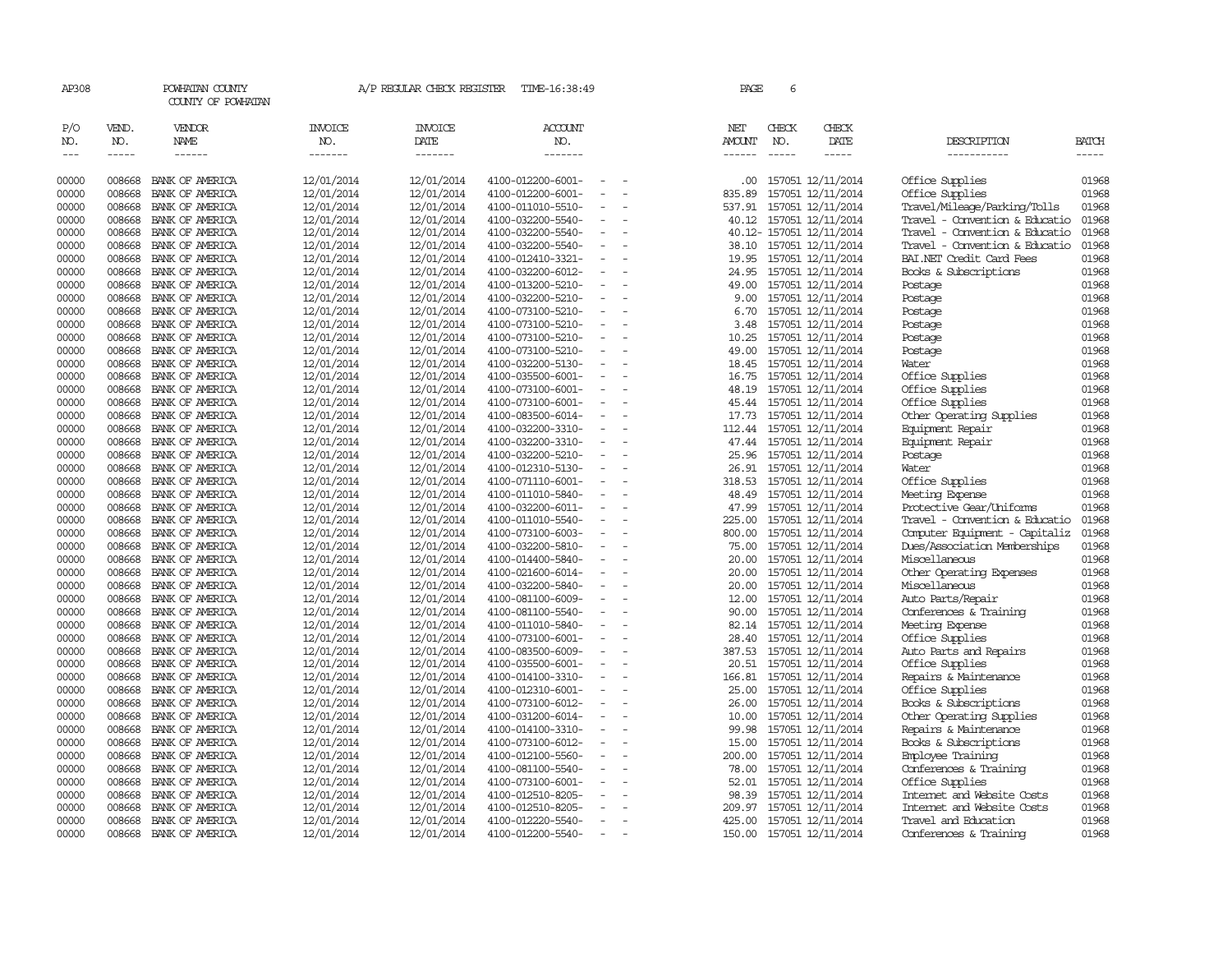AP308 POWHATAN COUNTY A/P REGULAR CHECK REGISTER TIME-16:38:49

COUNTY OF POWHATAN

| P/O NO. | VEND. NO. | VENDOR NAME | INVOICE NO. | INVOICE DATE | ACCOUNT NO. | NET AMOUNT | CHECK NO. | CHECK DATE | DESCRIPTION | BATCH |
|---|---|---|---|---|---|---|---|---|---|---|
| 00000 | 008668 | BANK OF AMERICA | 12/01/2014 | 12/01/2014 | 4100-012200-6001- - - | .00 | 157051 | 12/11/2014 | Office Supplies | 01968 |
| 00000 | 008668 | BANK OF AMERICA | 12/01/2014 | 12/01/2014 | 4100-012200-6001- - - | 835.89 | 157051 | 12/11/2014 | Office Supplies | 01968 |
| 00000 | 008668 | BANK OF AMERICA | 12/01/2014 | 12/01/2014 | 4100-011010-5510- - - | 537.91 | 157051 | 12/11/2014 | Travel/Mileage/Parking/Tolls | 01968 |
| 00000 | 008668 | BANK OF AMERICA | 12/01/2014 | 12/01/2014 | 4100-032200-5540- - - | 40.12 | 157051 | 12/11/2014 | Travel - Convention & Educatio | 01968 |
| 00000 | 008668 | BANK OF AMERICA | 12/01/2014 | 12/01/2014 | 4100-032200-5540- - - | 40.12- | 157051 | 12/11/2014 | Travel - Convention & Educatio | 01968 |
| 00000 | 008668 | BANK OF AMERICA | 12/01/2014 | 12/01/2014 | 4100-032200-5540- - - | 38.10 | 157051 | 12/11/2014 | Travel - Convention & Educatio | 01968 |
| 00000 | 008668 | BANK OF AMERICA | 12/01/2014 | 12/01/2014 | 4100-012410-3321- - - | 19.95 | 157051 | 12/11/2014 | BAI.NET Credit Card Fees | 01968 |
| 00000 | 008668 | BANK OF AMERICA | 12/01/2014 | 12/01/2014 | 4100-032200-6012- - - | 24.95 | 157051 | 12/11/2014 | Books & Subscriptions | 01968 |
| 00000 | 008668 | BANK OF AMERICA | 12/01/2014 | 12/01/2014 | 4100-013200-5210- - - | 49.00 | 157051 | 12/11/2014 | Postage | 01968 |
| 00000 | 008668 | BANK OF AMERICA | 12/01/2014 | 12/01/2014 | 4100-032200-5210- - - | 9.00 | 157051 | 12/11/2014 | Postage | 01968 |
| 00000 | 008668 | BANK OF AMERICA | 12/01/2014 | 12/01/2014 | 4100-073100-5210- - - | 6.70 | 157051 | 12/11/2014 | Postage | 01968 |
| 00000 | 008668 | BANK OF AMERICA | 12/01/2014 | 12/01/2014 | 4100-073100-5210- - - | 3.48 | 157051 | 12/11/2014 | Postage | 01968 |
| 00000 | 008668 | BANK OF AMERICA | 12/01/2014 | 12/01/2014 | 4100-073100-5210- - - | 10.25 | 157051 | 12/11/2014 | Postage | 01968 |
| 00000 | 008668 | BANK OF AMERICA | 12/01/2014 | 12/01/2014 | 4100-073100-5210- - - | 49.00 | 157051 | 12/11/2014 | Postage | 01968 |
| 00000 | 008668 | BANK OF AMERICA | 12/01/2014 | 12/01/2014 | 4100-032200-5130- - - | 18.45 | 157051 | 12/11/2014 | Water | 01968 |
| 00000 | 008668 | BANK OF AMERICA | 12/01/2014 | 12/01/2014 | 4100-035500-6001- - - | 16.75 | 157051 | 12/11/2014 | Office Supplies | 01968 |
| 00000 | 008668 | BANK OF AMERICA | 12/01/2014 | 12/01/2014 | 4100-073100-6001- - - | 48.19 | 157051 | 12/11/2014 | Office Supplies | 01968 |
| 00000 | 008668 | BANK OF AMERICA | 12/01/2014 | 12/01/2014 | 4100-073100-6001- - - | 45.44 | 157051 | 12/11/2014 | Office Supplies | 01968 |
| 00000 | 008668 | BANK OF AMERICA | 12/01/2014 | 12/01/2014 | 4100-083500-6014- - - | 17.73 | 157051 | 12/11/2014 | Other Operating Supplies | 01968 |
| 00000 | 008668 | BANK OF AMERICA | 12/01/2014 | 12/01/2014 | 4100-032200-3310- - - | 112.44 | 157051 | 12/11/2014 | Equipment Repair | 01968 |
| 00000 | 008668 | BANK OF AMERICA | 12/01/2014 | 12/01/2014 | 4100-032200-3310- - - | 47.44 | 157051 | 12/11/2014 | Equipment Repair | 01968 |
| 00000 | 008668 | BANK OF AMERICA | 12/01/2014 | 12/01/2014 | 4100-032200-5210- - - | 25.96 | 157051 | 12/11/2014 | Postage | 01968 |
| 00000 | 008668 | BANK OF AMERICA | 12/01/2014 | 12/01/2014 | 4100-012310-5130- - - | 26.91 | 157051 | 12/11/2014 | Water | 01968 |
| 00000 | 008668 | BANK OF AMERICA | 12/01/2014 | 12/01/2014 | 4100-071110-6001- - - | 318.53 | 157051 | 12/11/2014 | Office Supplies | 01968 |
| 00000 | 008668 | BANK OF AMERICA | 12/01/2014 | 12/01/2014 | 4100-011010-5840- - - | 48.49 | 157051 | 12/11/2014 | Meeting Expense | 01968 |
| 00000 | 008668 | BANK OF AMERICA | 12/01/2014 | 12/01/2014 | 4100-032200-6011- - - | 47.99 | 157051 | 12/11/2014 | Protective Gear/Uniforms | 01968 |
| 00000 | 008668 | BANK OF AMERICA | 12/01/2014 | 12/01/2014 | 4100-011010-5540- - - | 225.00 | 157051 | 12/11/2014 | Travel - Convention & Educatio | 01968 |
| 00000 | 008668 | BANK OF AMERICA | 12/01/2014 | 12/01/2014 | 4100-073100-6003- - - | 800.00 | 157051 | 12/11/2014 | Computer Equipment - Capitaliz | 01968 |
| 00000 | 008668 | BANK OF AMERICA | 12/01/2014 | 12/01/2014 | 4100-032200-5810- - - | 75.00 | 157051 | 12/11/2014 | Dues/Association Memberships | 01968 |
| 00000 | 008668 | BANK OF AMERICA | 12/01/2014 | 12/01/2014 | 4100-014400-5840- - - | 20.00 | 157051 | 12/11/2014 | Miscellaneous | 01968 |
| 00000 | 008668 | BANK OF AMERICA | 12/01/2014 | 12/01/2014 | 4100-021600-6014- - - | 20.00 | 157051 | 12/11/2014 | Other Operating Expenses | 01968 |
| 00000 | 008668 | BANK OF AMERICA | 12/01/2014 | 12/01/2014 | 4100-032200-5840- - - | 20.00 | 157051 | 12/11/2014 | Miscellaneous | 01968 |
| 00000 | 008668 | BANK OF AMERICA | 12/01/2014 | 12/01/2014 | 4100-081100-6009- - - | 12.00 | 157051 | 12/11/2014 | Auto Parts/Repair | 01968 |
| 00000 | 008668 | BANK OF AMERICA | 12/01/2014 | 12/01/2014 | 4100-081100-5540- - - | 90.00 | 157051 | 12/11/2014 | Conferences & Training | 01968 |
| 00000 | 008668 | BANK OF AMERICA | 12/01/2014 | 12/01/2014 | 4100-011010-5840- - - | 82.14 | 157051 | 12/11/2014 | Meeting Expense | 01968 |
| 00000 | 008668 | BANK OF AMERICA | 12/01/2014 | 12/01/2014 | 4100-073100-6001- - - | 28.40 | 157051 | 12/11/2014 | Office Supplies | 01968 |
| 00000 | 008668 | BANK OF AMERICA | 12/01/2014 | 12/01/2014 | 4100-083500-6009- - - | 387.53 | 157051 | 12/11/2014 | Auto Parts and Repairs | 01968 |
| 00000 | 008668 | BANK OF AMERICA | 12/01/2014 | 12/01/2014 | 4100-035500-6001- - - | 20.51 | 157051 | 12/11/2014 | Office Supplies | 01968 |
| 00000 | 008668 | BANK OF AMERICA | 12/01/2014 | 12/01/2014 | 4100-014100-3310- - - | 166.81 | 157051 | 12/11/2014 | Repairs & Maintenance | 01968 |
| 00000 | 008668 | BANK OF AMERICA | 12/01/2014 | 12/01/2014 | 4100-012310-6001- - - | 25.00 | 157051 | 12/11/2014 | Office Supplies | 01968 |
| 00000 | 008668 | BANK OF AMERICA | 12/01/2014 | 12/01/2014 | 4100-073100-6012- - - | 26.00 | 157051 | 12/11/2014 | Books & Subscriptions | 01968 |
| 00000 | 008668 | BANK OF AMERICA | 12/01/2014 | 12/01/2014 | 4100-031200-6014- - - | 10.00 | 157051 | 12/11/2014 | Other Operating Supplies | 01968 |
| 00000 | 008668 | BANK OF AMERICA | 12/01/2014 | 12/01/2014 | 4100-014100-3310- - - | 99.98 | 157051 | 12/11/2014 | Repairs & Maintenance | 01968 |
| 00000 | 008668 | BANK OF AMERICA | 12/01/2014 | 12/01/2014 | 4100-073100-6012- - - | 15.00 | 157051 | 12/11/2014 | Books & Subscriptions | 01968 |
| 00000 | 008668 | BANK OF AMERICA | 12/01/2014 | 12/01/2014 | 4100-012100-5560- - - | 200.00 | 157051 | 12/11/2014 | Employee Training | 01968 |
| 00000 | 008668 | BANK OF AMERICA | 12/01/2014 | 12/01/2014 | 4100-081100-5540- - - | 78.00 | 157051 | 12/11/2014 | Conferences & Training | 01968 |
| 00000 | 008668 | BANK OF AMERICA | 12/01/2014 | 12/01/2014 | 4100-073100-6001- - - | 52.01 | 157051 | 12/11/2014 | Office Supplies | 01968 |
| 00000 | 008668 | BANK OF AMERICA | 12/01/2014 | 12/01/2014 | 4100-012510-8205- - - | 98.39 | 157051 | 12/11/2014 | Internet and Website Costs | 01968 |
| 00000 | 008668 | BANK OF AMERICA | 12/01/2014 | 12/01/2014 | 4100-012510-8205- - - | 209.97 | 157051 | 12/11/2014 | Internet and Website Costs | 01968 |
| 00000 | 008668 | BANK OF AMERICA | 12/01/2014 | 12/01/2014 | 4100-012220-5540- - - | 425.00 | 157051 | 12/11/2014 | Travel and Education | 01968 |
| 00000 | 008668 | BANK OF AMERICA | 12/01/2014 | 12/01/2014 | 4100-012200-5540- - - | 150.00 | 157051 | 12/11/2014 | Conferences & Training | 01968 |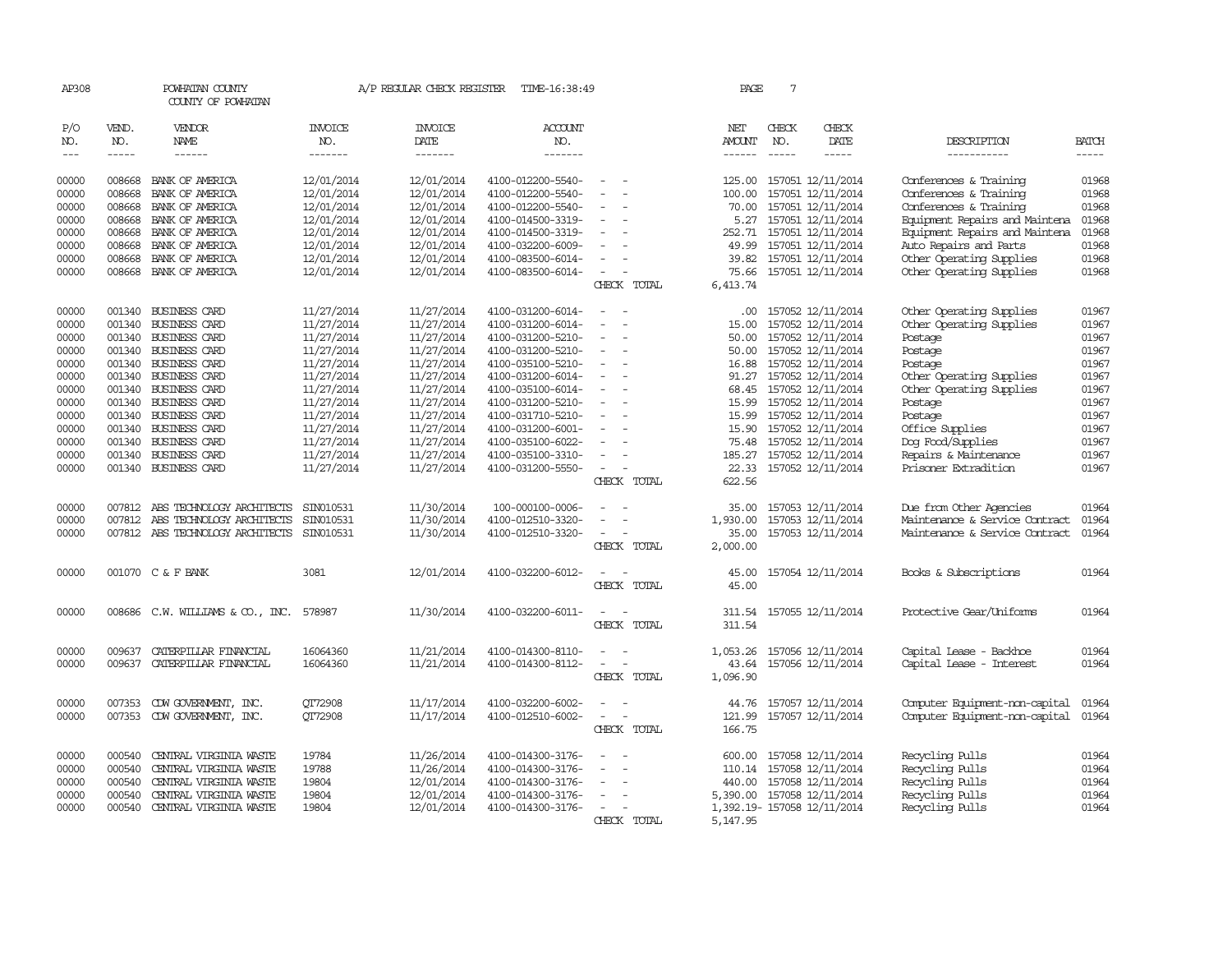AP308 POWHATAN COUNTY A/P REGULAR CHECK REGISTER TIME-16:38:49 PAGE 7

COUNTY OF POWHATAN

| P/O NO. | VEND. NO. | VENDOR NAME | INVOICE NO. | INVOICE DATE | ACCOUNT NO. | | NET AMOUNT | CHECK NO. | CHECK DATE | DESCRIPTION | BATCH |
|---|---|---|---|---|---|---|---|---|---|---|---|
| 00000 | 008668 | BANK OF AMERICA | 12/01/2014 | 12/01/2014 | 4100-012200-5540- | - - | 125.00 | 157051 | 12/11/2014 | Conferences & Training | 01968 |
| 00000 | 008668 | BANK OF AMERICA | 12/01/2014 | 12/01/2014 | 4100-012200-5540- | - - | 100.00 | 157051 | 12/11/2014 | Conferences & Training | 01968 |
| 00000 | 008668 | BANK OF AMERICA | 12/01/2014 | 12/01/2014 | 4100-012200-5540- | - - | 70.00 | 157051 | 12/11/2014 | Conferences & Training | 01968 |
| 00000 | 008668 | BANK OF AMERICA | 12/01/2014 | 12/01/2014 | 4100-014500-3319- | - - | 5.27 | 157051 | 12/11/2014 | Equipment Repairs and Maintena | 01968 |
| 00000 | 008668 | BANK OF AMERICA | 12/01/2014 | 12/01/2014 | 4100-014500-3319- | - - | 252.71 | 157051 | 12/11/2014 | Equipment Repairs and Maintena | 01968 |
| 00000 | 008668 | BANK OF AMERICA | 12/01/2014 | 12/01/2014 | 4100-032200-6009- | - - | 49.99 | 157051 | 12/11/2014 | Auto Repairs and Parts | 01968 |
| 00000 | 008668 | BANK OF AMERICA | 12/01/2014 | 12/01/2014 | 4100-083500-6014- | - - | 39.82 | 157051 | 12/11/2014 | Other Operating Supplies | 01968 |
| 00000 | 008668 | BANK OF AMERICA | 12/01/2014 | 12/01/2014 | 4100-083500-6014- | - - | 75.66 | 157051 | 12/11/2014 | Other Operating Supplies | 01968 |
| | | | | | | CHECK TOTAL | 6,413.74 | | | | |
| 00000 | 001340 | BUSINESS CARD | 11/27/2014 | 11/27/2014 | 4100-031200-6014- | - - | .00 | 157052 | 12/11/2014 | Other Operating Supplies | 01967 |
| 00000 | 001340 | BUSINESS CARD | 11/27/2014 | 11/27/2014 | 4100-031200-6014- | - - | 15.00 | 157052 | 12/11/2014 | Other Operating Supplies | 01967 |
| 00000 | 001340 | BUSINESS CARD | 11/27/2014 | 11/27/2014 | 4100-031200-5210- | - - | 50.00 | 157052 | 12/11/2014 | Postage | 01967 |
| 00000 | 001340 | BUSINESS CARD | 11/27/2014 | 11/27/2014 | 4100-031200-5210- | - - | 50.00 | 157052 | 12/11/2014 | Postage | 01967 |
| 00000 | 001340 | BUSINESS CARD | 11/27/2014 | 11/27/2014 | 4100-035100-5210- | - - | 16.88 | 157052 | 12/11/2014 | Postage | 01967 |
| 00000 | 001340 | BUSINESS CARD | 11/27/2014 | 11/27/2014 | 4100-031200-6014- | - - | 91.27 | 157052 | 12/11/2014 | Other Operating Supplies | 01967 |
| 00000 | 001340 | BUSINESS CARD | 11/27/2014 | 11/27/2014 | 4100-035100-6014- | - - | 68.45 | 157052 | 12/11/2014 | Other Operating Supplies | 01967 |
| 00000 | 001340 | BUSINESS CARD | 11/27/2014 | 11/27/2014 | 4100-031200-5210- | - - | 15.99 | 157052 | 12/11/2014 | Postage | 01967 |
| 00000 | 001340 | BUSINESS CARD | 11/27/2014 | 11/27/2014 | 4100-031710-5210- | - - | 15.99 | 157052 | 12/11/2014 | Postage | 01967 |
| 00000 | 001340 | BUSINESS CARD | 11/27/2014 | 11/27/2014 | 4100-031200-6001- | - - | 15.90 | 157052 | 12/11/2014 | Office Supplies | 01967 |
| 00000 | 001340 | BUSINESS CARD | 11/27/2014 | 11/27/2014 | 4100-035100-6022- | - - | 75.48 | 157052 | 12/11/2014 | Dog Food/Supplies | 01967 |
| 00000 | 001340 | BUSINESS CARD | 11/27/2014 | 11/27/2014 | 4100-035100-3310- | - - | 185.27 | 157052 | 12/11/2014 | Repairs & Maintenance | 01967 |
| 00000 | 001340 | BUSINESS CARD | 11/27/2014 | 11/27/2014 | 4100-031200-5550- | - - | 22.33 | 157052 | 12/11/2014 | Prisoner Extradition | 01967 |
| | | | | | | CHECK TOTAL | 622.56 | | | | |
| 00000 | 007812 | ABS TECHNOLOGY ARCHITECTS | SIN010531 | 11/30/2014 | 100-000100-0006- | - - | 35.00 | 157053 | 12/11/2014 | Due from Other Agencies | 01964 |
| 00000 | 007812 | ABS TECHNOLOGY ARCHITECTS | SIN010531 | 11/30/2014 | 4100-012510-3320- | - - | 1,930.00 | 157053 | 12/11/2014 | Maintenance & Service Contract | 01964 |
| 00000 | 007812 | ABS TECHNOLOGY ARCHITECTS | SIN010531 | 11/30/2014 | 4100-012510-3320- | - - | 35.00 | 157053 | 12/11/2014 | Maintenance & Service Contract | 01964 |
| | | | | | | CHECK TOTAL | 2,000.00 | | | | |
| 00000 | 001070 | C & F BANK | 3081 | 12/01/2014 | 4100-032200-6012- | - - | 45.00 | 157054 | 12/11/2014 | Books & Subscriptions | 01964 |
| | | | | | | CHECK TOTAL | 45.00 | | | | |
| 00000 | 008686 | C.W. WILLIAMS & CO., INC. | 578987 | 11/30/2014 | 4100-032200-6011- | - - | 311.54 | 157055 | 12/11/2014 | Protective Gear/Uniforms | 01964 |
| | | | | | | CHECK TOTAL | 311.54 | | | | |
| 00000 | 009637 | CATERPILLAR FINANCIAL | 16064360 | 11/21/2014 | 4100-014300-8110- | - - | 1,053.26 | 157056 | 12/11/2014 | Capital Lease - Backhoe | 01964 |
| 00000 | 009637 | CATERPILLAR FINANCIAL | 16064360 | 11/21/2014 | 4100-014300-8112- | - - | 43.64 | 157056 | 12/11/2014 | Capital Lease - Interest | 01964 |
| | | | | | | CHECK TOTAL | 1,096.90 | | | | |
| 00000 | 007353 | CDW GOVERNMENT, INC. | QT72908 | 11/17/2014 | 4100-032200-6002- | - - | 44.76 | 157057 | 12/11/2014 | Computer Equipment-non-capital | 01964 |
| 00000 | 007353 | CDW GOVERNMENT, INC. | QT72908 | 11/17/2014 | 4100-012510-6002- | - - | 121.99 | 157057 | 12/11/2014 | Computer Equipment-non-capital | 01964 |
| | | | | | | CHECK TOTAL | 166.75 | | | | |
| 00000 | 000540 | CENTRAL VIRGINIA WASTE | 19784 | 11/26/2014 | 4100-014300-3176- | - - | 600.00 | 157058 | 12/11/2014 | Recycling Pulls | 01964 |
| 00000 | 000540 | CENTRAL VIRGINIA WASTE | 19788 | 11/26/2014 | 4100-014300-3176- | - - | 110.14 | 157058 | 12/11/2014 | Recycling Pulls | 01964 |
| 00000 | 000540 | CENTRAL VIRGINIA WASTE | 19804 | 12/01/2014 | 4100-014300-3176- | - - | 440.00 | 157058 | 12/11/2014 | Recycling Pulls | 01964 |
| 00000 | 000540 | CENTRAL VIRGINIA WASTE | 19804 | 12/01/2014 | 4100-014300-3176- | - - | 5,390.00 | 157058 | 12/11/2014 | Recycling Pulls | 01964 |
| 00000 | 000540 | CENTRAL VIRGINIA WASTE | 19804 | 12/01/2014 | 4100-014300-3176- | - - | 1,392.19- | 157058 | 12/11/2014 | Recycling Pulls | 01964 |
| | | | | | | CHECK TOTAL | 5,147.95 | | | | |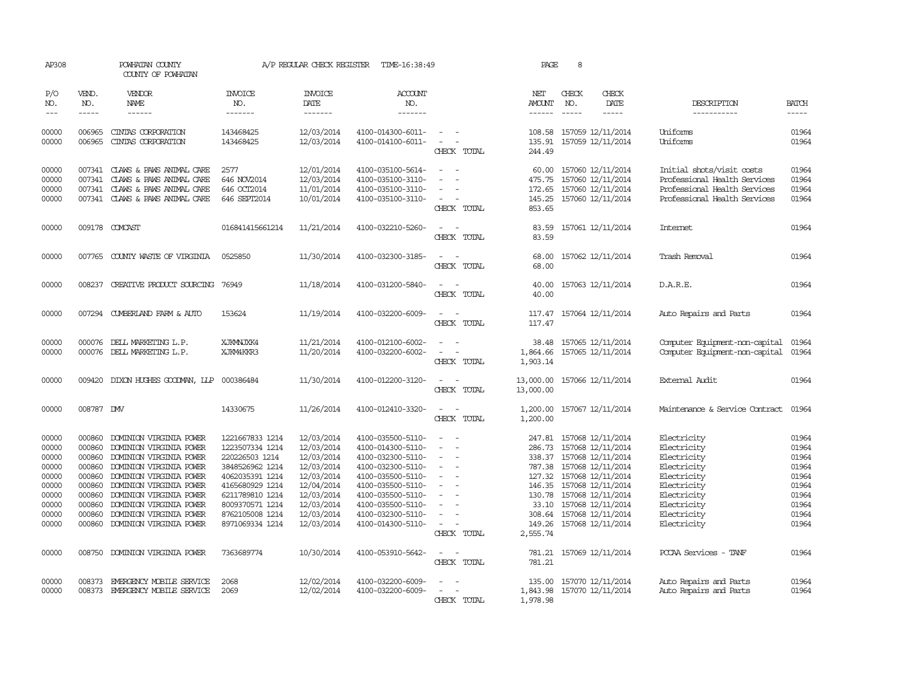AP308 POWHATAN COUNTY A/P REGULAR CHECK REGISTER TIME-16:38:49 PAGE 8
COUNTY OF POWHATAN

| P/O NO. | VEND. NO. | VENDOR NAME | INVOICE NO. | INVOICE DATE | ACCOUNT NO. | | NET AMOUNT | CHECK NO. | CHECK DATE | DESCRIPTION | BATCH |
|---|---|---|---|---|---|---|---|---|---|---|---|
| 00000 | 006965 | CINTAS CORPORATION | 143468425 | 12/03/2014 | 4100-014300-6011- | - - | 108.58 | 157059 | 12/11/2014 | Uniforms | 01964 |
| 00000 | 006965 | CINTAS CORPORATION | 143468425 | 12/03/2014 | 4100-014100-6011- | - - | 135.91 | 157059 | 12/11/2014 | Uniforms | 01964 |
| | | | | | | CHECK TOTAL | 244.49 | | | | |
| 00000 | 007341 | CLAWS & PAWS ANIMAL CARE | 2577 | 12/01/2014 | 4100-035100-5614- | - - | 60.00 | 157060 | 12/11/2014 | Initial shots/visit costs | 01964 |
| 00000 | 007341 | CLAWS & PAWS ANIMAL CARE | 646 NOV2014 | 12/03/2014 | 4100-035100-3110- | - - | 475.75 | 157060 | 12/11/2014 | Professional Health Services | 01964 |
| 00000 | 007341 | CLAWS & PAWS ANIMAL CARE | 646 OCT2014 | 11/01/2014 | 4100-035100-3110- | - - | 172.65 | 157060 | 12/11/2014 | Professional Health Services | 01964 |
| 00000 | 007341 | CLAWS & PAWS ANIMAL CARE | 646 SEPT2014 | 10/01/2014 | 4100-035100-3110- | - - | 145.25 | 157060 | 12/11/2014 | Professional Health Services | 01964 |
| | | | | | | CHECK TOTAL | 853.65 | | | | |
| 00000 | 009178 | COMCAST | 016841415661214 | 11/21/2014 | 4100-032210-5260- | - - | 83.59 | 157061 | 12/11/2014 | Internet | 01964 |
| | | | | | | CHECK TOTAL | 83.59 | | | | |
| 00000 | 007765 | COUNTY WASTE OF VIRGINIA | 0525850 | 11/30/2014 | 4100-032300-3185- | - - | 68.00 | 157062 | 12/11/2014 | Trash Removal | 01964 |
| | | | | | | CHECK TOTAL | 68.00 | | | | |
| 00000 | 008237 | CREATIVE PRODUCT SOURCING | 76949 | 11/18/2014 | 4100-031200-5840- | - - | 40.00 | 157063 | 12/11/2014 | D.A.R.E. | 01964 |
| | | | | | | CHECK TOTAL | 40.00 | | | | |
| 00000 | 007294 | CUMBERLAND FARM & AUTO | 153624 | 11/19/2014 | 4100-032200-6009- | - - | 117.47 | 157064 | 12/11/2014 | Auto Repairs and Parts | 01964 |
| | | | | | | CHECK TOTAL | 117.47 | | | | |
| 00000 | 000076 | DELL MARKETING L.P. | XJKMNJXK4 | 11/21/2014 | 4100-012100-6002- | - - | 38.48 | 157065 | 12/11/2014 | Computer Equipment-non-capital | 01964 |
| 00000 | 000076 | DELL MARKETING L.P. | XJKM4KKR3 | 11/20/2014 | 4100-032200-6002- | - - | 1,864.66 | 157065 | 12/11/2014 | Computer Equipment-non-capital | 01964 |
| | | | | | | CHECK TOTAL | 1,903.14 | | | | |
| 00000 | 009420 | DIXON HUGHES GOODMAN, LLP | 000386484 | 11/30/2014 | 4100-012200-3120- | - - | 13,000.00 | 157066 | 12/11/2014 | External Audit | 01964 |
| | | | | | | CHECK TOTAL | 13,000.00 | | | | |
| 00000 | 008787 | DMV | 14330675 | 11/26/2014 | 4100-012410-3320- | - - | 1,200.00 | 157067 | 12/11/2014 | Maintenance & Service Contract | 01964 |
| | | | | | | CHECK TOTAL | 1,200.00 | | | | |
| 00000 | 000860 | DOMINION VIRGINIA POWER | 1221667833 1214 | 12/03/2014 | 4100-035500-5110- | - - | 247.81 | 157068 | 12/11/2014 | Electricity | 01964 |
| 00000 | 000860 | DOMINION VIRGINIA POWER | 1223507334 1214 | 12/03/2014 | 4100-014300-5110- | - - | 286.73 | 157068 | 12/11/2014 | Electricity | 01964 |
| 00000 | 000860 | DOMINION VIRGINIA POWER | 220226503 1214 | 12/03/2014 | 4100-032300-5110- | - - | 338.37 | 157068 | 12/11/2014 | Electricity | 01964 |
| 00000 | 000860 | DOMINION VIRGINIA POWER | 3848526962 1214 | 12/03/2014 | 4100-032300-5110- | - - | 787.38 | 157068 | 12/11/2014 | Electricity | 01964 |
| 00000 | 000860 | DOMINION VIRGINIA POWER | 4062035391 1214 | 12/03/2014 | 4100-035500-5110- | - - | 127.32 | 157068 | 12/11/2014 | Electricity | 01964 |
| 00000 | 000860 | DOMINION VIRGINIA POWER | 4165680929 1214 | 12/04/2014 | 4100-035500-5110- | - - | 146.35 | 157068 | 12/11/2014 | Electricity | 01964 |
| 00000 | 000860 | DOMINION VIRGINIA POWER | 6211789810 1214 | 12/03/2014 | 4100-035500-5110- | - - | 130.78 | 157068 | 12/11/2014 | Electricity | 01964 |
| 00000 | 000860 | DOMINION VIRGINIA POWER | 8009370571 1214 | 12/03/2014 | 4100-035500-5110- | - - | 33.10 | 157068 | 12/11/2014 | Electricity | 01964 |
| 00000 | 000860 | DOMINION VIRGINIA POWER | 8762105008 1214 | 12/03/2014 | 4100-032300-5110- | - - | 308.64 | 157068 | 12/11/2014 | Electricity | 01964 |
| 00000 | 000860 | DOMINION VIRGINIA POWER | 8971069334 1214 | 12/03/2014 | 4100-014300-5110- | - - | 149.26 | 157068 | 12/11/2014 | Electricity | 01964 |
| | | | | | | CHECK TOTAL | 2,555.74 | | | | |
| 00000 | 008750 | DOMINION VIRGINIA POWER | 7363689774 | 10/30/2014 | 4100-053910-5642- | - - | 781.21 | 157069 | 12/11/2014 | PCCAA Services - TANF | 01964 |
| | | | | | | CHECK TOTAL | 781.21 | | | | |
| 00000 | 008373 | EMERGENCY MOBILE SERVICE | 2068 | 12/02/2014 | 4100-032200-6009- | - - | 135.00 | 157070 | 12/11/2014 | Auto Repairs and Parts | 01964 |
| 00000 | 008373 | EMERGENCY MOBILE SERVICE | 2069 | 12/02/2014 | 4100-032200-6009- | - - | 1,843.98 | 157070 | 12/11/2014 | Auto Repairs and Parts | 01964 |
| | | | | | | CHECK TOTAL | 1,978.98 | | | | |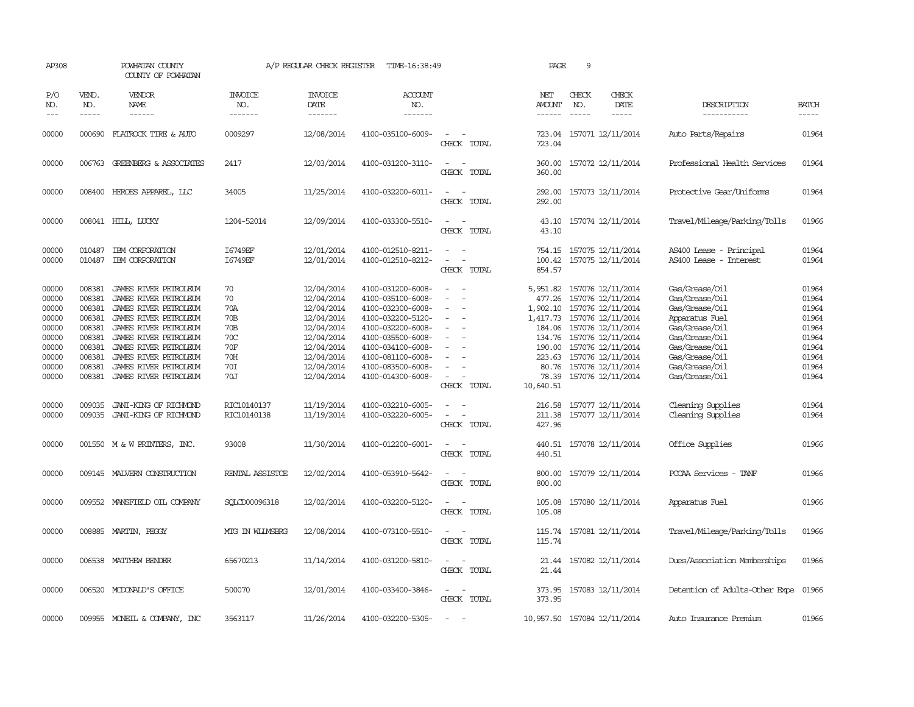AP308 POWHATAN COUNTY A/P REGULAR CHECK REGISTER TIME-16:38:49 PAGE 9
COUNTY OF POWHATAN

| P/O NO. | VEND. NO. | VENDOR NAME | INVOICE NO. | INVOICE DATE | ACCOUNT NO. | | NET AMOUNT | CHECK NO. | CHECK DATE | DESCRIPTION | BATCH |
|---|---|---|---|---|---|---|---|---|---|---|---|
| 00000 | 000690 | FLATROCK TIRE & AUTO | 0009297 | 12/08/2014 | 4100-035100-6009- | - - | 723.04 | 157071 | 12/11/2014 | Auto Parts/Repairs | 01964 |
| | | | | | | CHECK TOTAL | 723.04 | | | | |
| 00000 | 006763 | GREENBERG & ASSOCIATES | 2417 | 12/03/2014 | 4100-031200-3110- | - - | 360.00 | 157072 | 12/11/2014 | Professional Health Services | 01964 |
| | | | | | | CHECK TOTAL | 360.00 | | | | |
| 00000 | 008400 | HEROES APPAREL, LLC | 34005 | 11/25/2014 | 4100-032200-6011- | - - | 292.00 | 157073 | 12/11/2014 | Protective Gear/Uniforms | 01964 |
| | | | | | | CHECK TOTAL | 292.00 | | | | |
| 00000 | 008041 | HILL, LUCKY | 1204-52014 | 12/09/2014 | 4100-033300-5510- | - - | 43.10 | 157074 | 12/11/2014 | Travel/Mileage/Parking/Tolls | 01966 |
| | | | | | | CHECK TOTAL | 43.10 | | | | |
| 00000 | 010487 | IBM CORPORATION | I6749EF | 12/01/2014 | 4100-012510-8211- | - - | 754.15 | 157075 | 12/11/2014 | AS400 Lease - Principal | 01964 |
| 00000 | 010487 | IBM CORPORATION | I6749EF | 12/01/2014 | 4100-012510-8212- | - - | 100.42 | 157075 | 12/11/2014 | AS400 Lease - Interest | 01964 |
| | | | | | | CHECK TOTAL | 854.57 | | | | |
| 00000 | 008381 | JAMES RIVER PETROLEUM | 70 | 12/04/2014 | 4100-031200-6008- | - - | 5,951.82 | 157076 | 12/11/2014 | Gas/Grease/Oil | 01964 |
| 00000 | 008381 | JAMES RIVER PETROLEUM | 70 | 12/04/2014 | 4100-035100-6008- | - - | 477.26 | 157076 | 12/11/2014 | Gas/Grease/Oil | 01964 |
| 00000 | 008381 | JAMES RIVER PETROLEUM | 70A | 12/04/2014 | 4100-032300-6008- | - - | 1,902.10 | 157076 | 12/11/2014 | Gas/Grease/Oil | 01964 |
| 00000 | 008381 | JAMES RIVER PETROLEUM | 70B | 12/04/2014 | 4100-032200-5120- | - - | 1,417.73 | 157076 | 12/11/2014 | Apparatus Fuel | 01964 |
| 00000 | 008381 | JAMES RIVER PETROLEUM | 70B | 12/04/2014 | 4100-032200-6008- | - - | 184.06 | 157076 | 12/11/2014 | Gas/Grease/Oil | 01964 |
| 00000 | 008381 | JAMES RIVER PETROLEUM | 70C | 12/04/2014 | 4100-035500-6008- | - - | 134.76 | 157076 | 12/11/2014 | Gas/Grease/Oil | 01964 |
| 00000 | 008381 | JAMES RIVER PETROLEUM | 70F | 12/04/2014 | 4100-034100-6008- | - - | 190.00 | 157076 | 12/11/2014 | Gas/Grease/Oil | 01964 |
| 00000 | 008381 | JAMES RIVER PETROLEUM | 70H | 12/04/2014 | 4100-081100-6008- | - - | 223.63 | 157076 | 12/11/2014 | Gas/Grease/Oil | 01964 |
| 00000 | 008381 | JAMES RIVER PETROLEUM | 70I | 12/04/2014 | 4100-083500-6008- | - - | 80.76 | 157076 | 12/11/2014 | Gas/Grease/Oil | 01964 |
| 00000 | 008381 | JAMES RIVER PETROLEUM | 70J | 12/04/2014 | 4100-014300-6008- | - - | 78.39 | 157076 | 12/11/2014 | Gas/Grease/Oil | 01964 |
| | | | | | | CHECK TOTAL | 10,640.51 | | | | |
| 00000 | 009035 | JANI-KING OF RICHMOND | RIC10140137 | 11/19/2014 | 4100-032210-6005- | - - | 216.58 | 157077 | 12/11/2014 | Cleaning Supplies | 01964 |
| 00000 | 009035 | JANI-KING OF RICHMOND | RIC10140138 | 11/19/2014 | 4100-032220-6005- | - - | 211.38 | 157077 | 12/11/2014 | Cleaning Supplies | 01964 |
| | | | | | | CHECK TOTAL | 427.96 | | | | |
| 00000 | 001550 | M & W PRINTERS, INC. | 93008 | 11/30/2014 | 4100-012200-6001- | - - | 440.51 | 157078 | 12/11/2014 | Office Supplies | 01966 |
| | | | | | | CHECK TOTAL | 440.51 | | | | |
| 00000 | 009145 | MALVERN CONSTRUCTION | RENTAL ASSISTCE | 12/02/2014 | 4100-053910-5642- | - - | 800.00 | 157079 | 12/11/2014 | PCCAA Services - TANF | 01966 |
| | | | | | | CHECK TOTAL | 800.00 | | | | |
| 00000 | 009552 | MANSFIELD OIL COMPANY | SQLCD00096318 | 12/02/2014 | 4100-032200-5120- | - - | 105.08 | 157080 | 12/11/2014 | Apparatus Fuel | 01966 |
| | | | | | | CHECK TOTAL | 105.08 | | | | |
| 00000 | 008885 | MARTIN, PEGGY | MTG IN WLLMSBRG | 12/08/2014 | 4100-073100-5510- | - - | 115.74 | 157081 | 12/11/2014 | Travel/Mileage/Parking/Tolls | 01966 |
| | | | | | | CHECK TOTAL | 115.74 | | | | |
| 00000 | 006538 | MATTHEW BENDER | 65670213 | 11/14/2014 | 4100-031200-5810- | - - | 21.44 | 157082 | 12/11/2014 | Dues/Association Memberships | 01966 |
| | | | | | | CHECK TOTAL | 21.44 | | | | |
| 00000 | 006520 | MCDONALD'S OFFICE | 500070 | 12/01/2014 | 4100-033400-3846- | - - | 373.95 | 157083 | 12/11/2014 | Detention of Adults-Other Expe | 01966 |
| | | | | | | CHECK TOTAL | 373.95 | | | | |
| 00000 | 009955 | MCNEIL & COMPANY, INC | 3563117 | 11/26/2014 | 4100-032200-5305- | - - | 10,957.50 | 157084 | 12/11/2014 | Auto Insurance Premium | 01966 |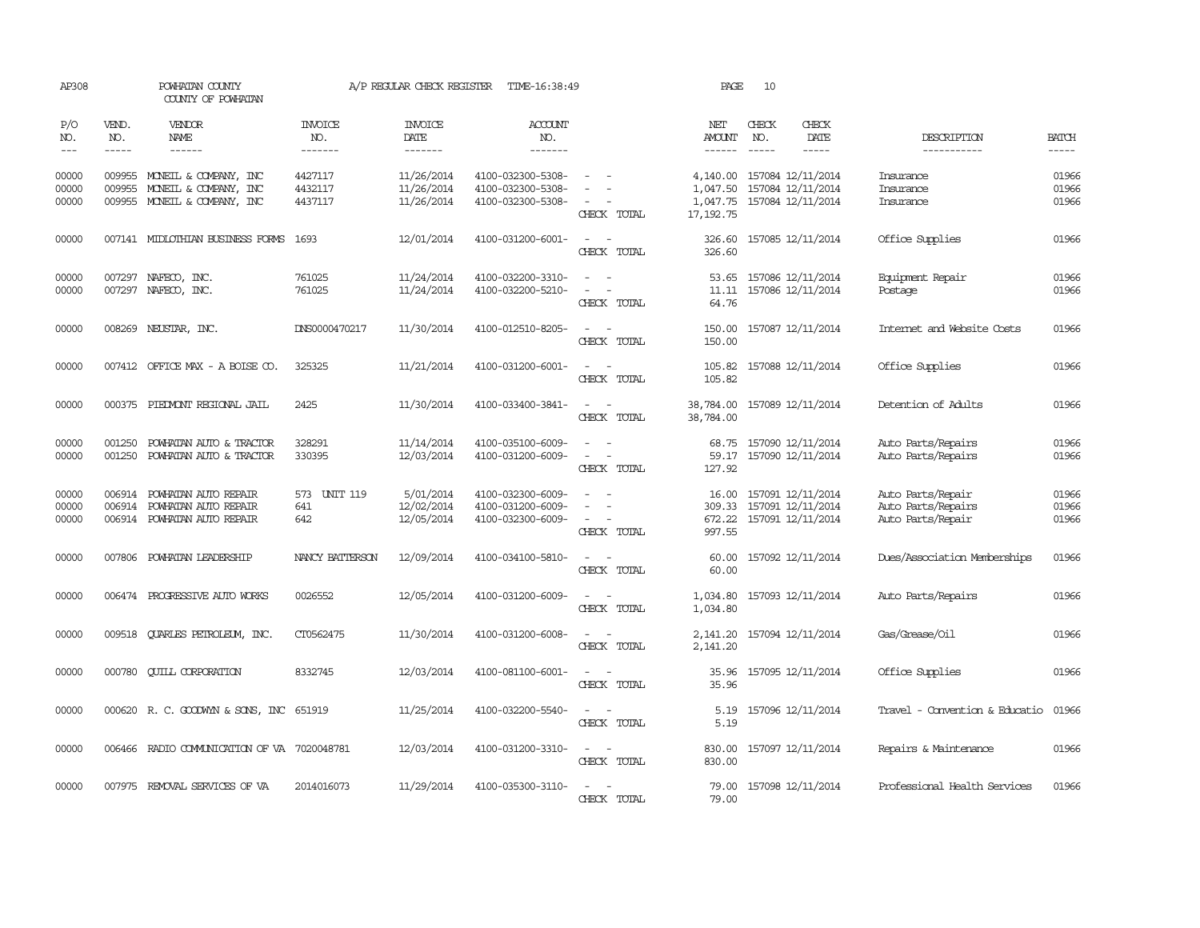AP308 POWHATAN COUNTY A/P REGULAR CHECK REGISTER TIME-16:38:49 PAGE 10

COUNTY OF POWHATAN

| P/O NO. | VEND. NO. | VENDOR NAME | INVOICE NO. | INVOICE DATE | ACCOUNT NO. | | NET AMOUNT | CHECK NO. | CHECK DATE | DESCRIPTION | BATCH |
|---|---|---|---|---|---|---|---|---|---|---|---|
| --- | ----- | ------ | ------- | ------- | ------- | | ------ | ----- | ----- | ----------- | ----- |
| 00000 | 009955 | MCNEIL & COMPANY, INC | 4427117 | 11/26/2014 | 4100-032300-5308- | - - | 4,140.00 | 157084 | 12/11/2014 | Insurance | 01966 |
| 00000 | 009955 | MCNEIL & COMPANY, INC | 4432117 | 11/26/2014 | 4100-032300-5308- | - - | 1,047.50 | 157084 | 12/11/2014 | Insurance | 01966 |
| 00000 | 009955 | MCNEIL & COMPANY, INC | 4437117 | 11/26/2014 | 4100-032300-5308- | - - | 1,047.75 | 157084 | 12/11/2014 | Insurance | 01966 |
| | | | | | | CHECK TOTAL | 17,192.75 | | | | |
| 00000 | 007141 | MIDLOTHIAN BUSINESS FORMS | 1693 | 12/01/2014 | 4100-031200-6001- | - - | 326.60 | 157085 | 12/11/2014 | Office Supplies | 01966 |
| | | | | | | CHECK TOTAL | 326.60 | | | | |
| 00000 | 007297 | NAFECO, INC. | 761025 | 11/24/2014 | 4100-032200-3310- | - - | 53.65 | 157086 | 12/11/2014 | Equipment Repair | 01966 |
| 00000 | 007297 | NAFECO, INC. | 761025 | 11/24/2014 | 4100-032200-5210- | - - | 11.11 | 157086 | 12/11/2014 | Postage | 01966 |
| | | | | | | CHECK TOTAL | 64.76 | | | | |
| 00000 | 008269 | NEUSTAR, INC. | DNS0000470217 | 11/30/2014 | 4100-012510-8205- | - - | 150.00 | 157087 | 12/11/2014 | Internet and Website Costs | 01966 |
| | | | | | | CHECK TOTAL | 150.00 | | | | |
| 00000 | 007412 | OFFICE MAX - A BOISE CO. | 325325 | 11/21/2014 | 4100-031200-6001- | - - | 105.82 | 157088 | 12/11/2014 | Office Supplies | 01966 |
| | | | | | | CHECK TOTAL | 105.82 | | | | |
| 00000 | 000375 | PIEDMONT REGIONAL JAIL | 2425 | 11/30/2014 | 4100-033400-3841- | - - | 38,784.00 | 157089 | 12/11/2014 | Detention of Adults | 01966 |
| | | | | | | CHECK TOTAL | 38,784.00 | | | | |
| 00000 | 001250 | POWHATAN AUTO & TRACTOR | 328291 | 11/14/2014 | 4100-035100-6009- | - - | 68.75 | 157090 | 12/11/2014 | Auto Parts/Repairs | 01966 |
| 00000 | 001250 | POWHATAN AUTO & TRACTOR | 330395 | 12/03/2014 | 4100-031200-6009- | - - | 59.17 | 157090 | 12/11/2014 | Auto Parts/Repairs | 01966 |
| | | | | | | CHECK TOTAL | 127.92 | | | | |
| 00000 | 006914 | POWHATAN AUTO REPAIR | 573 UNIT 119 | 5/01/2014 | 4100-032300-6009- | - - | 16.00 | 157091 | 12/11/2014 | Auto Parts/Repair | 01966 |
| 00000 | 006914 | POWHATAN AUTO REPAIR | 641 | 12/02/2014 | 4100-031200-6009- | - - | 309.33 | 157091 | 12/11/2014 | Auto Parts/Repairs | 01966 |
| 00000 | 006914 | POWHATAN AUTO REPAIR | 642 | 12/05/2014 | 4100-032300-6009- | - - | 672.22 | 157091 | 12/11/2014 | Auto Parts/Repair | 01966 |
| | | | | | | CHECK TOTAL | 997.55 | | | | |
| 00000 | 007806 | POWHATAN LEADERSHIP | NANCY BATTERSON | 12/09/2014 | 4100-034100-5810- | - - | 60.00 | 157092 | 12/11/2014 | Dues/Association Memberships | 01966 |
| | | | | | | CHECK TOTAL | 60.00 | | | | |
| 00000 | 006474 | PROGRESSIVE AUTO WORKS | 0026552 | 12/05/2014 | 4100-031200-6009- | - - | 1,034.80 | 157093 | 12/11/2014 | Auto Parts/Repairs | 01966 |
| | | | | | | CHECK TOTAL | 1,034.80 | | | | |
| 00000 | 009518 | QUARLES PETROLEUM, INC. | CT0562475 | 11/30/2014 | 4100-031200-6008- | - - | 2,141.20 | 157094 | 12/11/2014 | Gas/Grease/Oil | 01966 |
| | | | | | | CHECK TOTAL | 2,141.20 | | | | |
| 00000 | 000780 | QUILL CORPORATION | 8332745 | 12/03/2014 | 4100-081100-6001- | - - | 35.96 | 157095 | 12/11/2014 | Office Supplies | 01966 |
| | | | | | | CHECK TOTAL | 35.96 | | | | |
| 00000 | 000620 | R. C. GOODWYN & SONS, INC | 651919 | 11/25/2014 | 4100-032200-5540- | - - | 5.19 | 157096 | 12/11/2014 | Travel - Convention & Educatio | 01966 |
| | | | | | | CHECK TOTAL | 5.19 | | | | |
| 00000 | 006466 | RADIO COMMUNICATION OF VA | 7020048781 | 12/03/2014 | 4100-031200-3310- | - - | 830.00 | 157097 | 12/11/2014 | Repairs & Maintenance | 01966 |
| | | | | | | CHECK TOTAL | 830.00 | | | | |
| 00000 | 007975 | REMOVAL SERVICES OF VA | 2014016073 | 11/29/2014 | 4100-035300-3110- | - - | 79.00 | 157098 | 12/11/2014 | Professional Health Services | 01966 |
| | | | | | | CHECK TOTAL | 79.00 | | | | |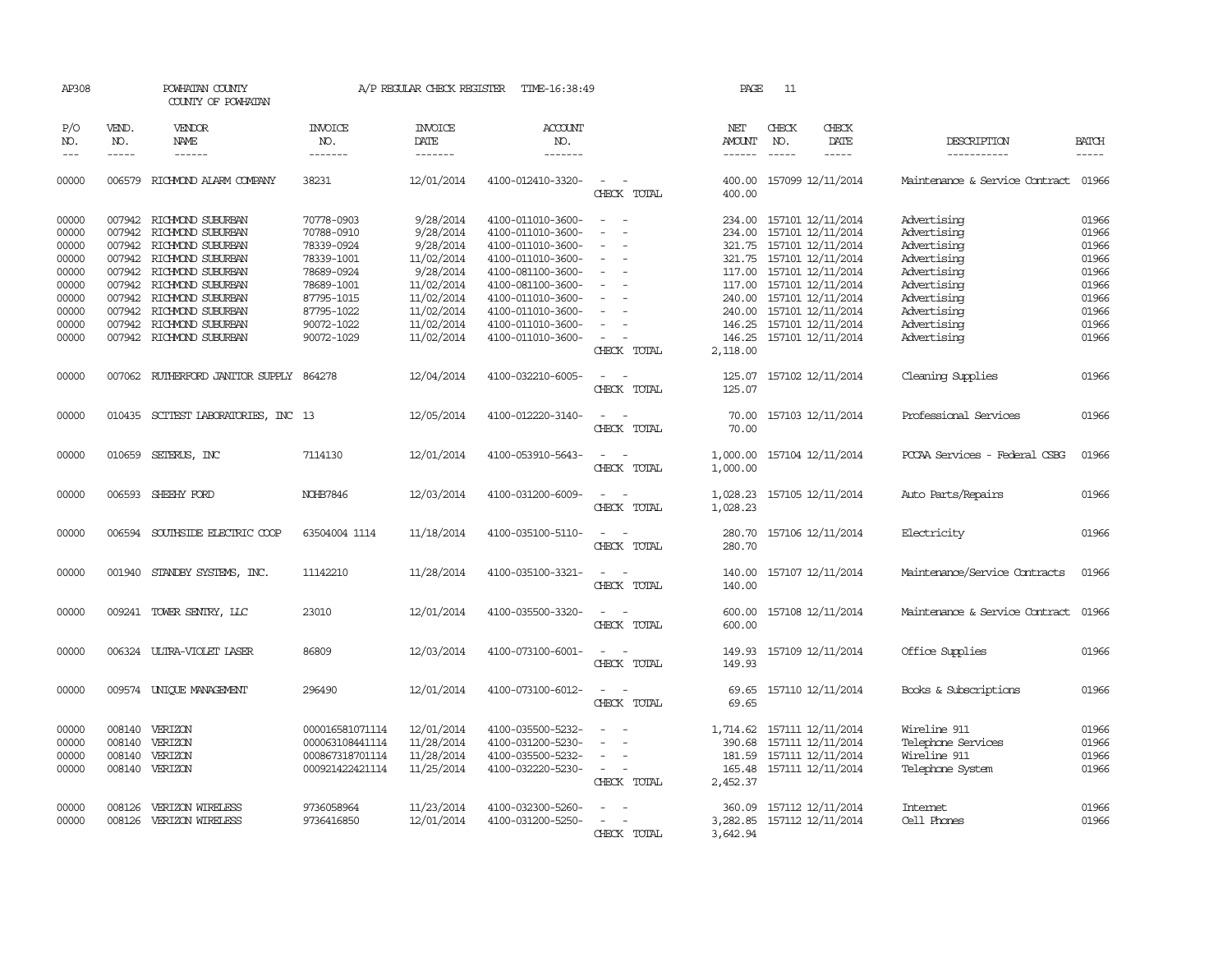AP308 POWHATAN COUNTY A/P REGULAR CHECK REGISTER TIME-16:38:49 PAGE 11

COUNTY OF POWHATAN

| P/O NO. | VEND. NO. | VENDOR NAME | INVOICE NO. | INVOICE DATE | ACCOUNT NO. | | NET AMOUNT | CHECK NO. | CHECK DATE | DESCRIPTION | BATCH |
|---|---|---|---|---|---|---|---|---|---|---|---|
| 00000 | 006579 | RICHMOND ALARM COMPANY | 38231 | 12/01/2014 | 4100-012410-3320- | - - | 400.00 | 157099 | 12/11/2014 | Maintenance & Service Contract | 01966 |
| | | | | | | CHECK TOTAL | 400.00 | | | | |
| 00000 | 007942 | RICHMOND SUBURBAN | 70778-0903 | 9/28/2014 | 4100-011010-3600- | - - | 234.00 | 157101 | 12/11/2014 | Advertising | 01966 |
| 00000 | 007942 | RICHMOND SUBURBAN | 70788-0910 | 9/28/2014 | 4100-011010-3600- | - - | 234.00 | 157101 | 12/11/2014 | Advertising | 01966 |
| 00000 | 007942 | RICHMOND SUBURBAN | 78339-0924 | 9/28/2014 | 4100-011010-3600- | - - | 321.75 | 157101 | 12/11/2014 | Advertising | 01966 |
| 00000 | 007942 | RICHMOND SUBURBAN | 78339-1001 | 11/02/2014 | 4100-011010-3600- | - - | 321.75 | 157101 | 12/11/2014 | Advertising | 01966 |
| 00000 | 007942 | RICHMOND SUBURBAN | 78689-0924 | 9/28/2014 | 4100-081100-3600- | - - | 117.00 | 157101 | 12/11/2014 | Advertising | 01966 |
| 00000 | 007942 | RICHMOND SUBURBAN | 78689-1001 | 11/02/2014 | 4100-081100-3600- | - - | 117.00 | 157101 | 12/11/2014 | Advertising | 01966 |
| 00000 | 007942 | RICHMOND SUBURBAN | 87795-1015 | 11/02/2014 | 4100-011010-3600- | - - | 240.00 | 157101 | 12/11/2014 | Advertising | 01966 |
| 00000 | 007942 | RICHMOND SUBURBAN | 87795-1022 | 11/02/2014 | 4100-011010-3600- | - - | 240.00 | 157101 | 12/11/2014 | Advertising | 01966 |
| 00000 | 007942 | RICHMOND SUBURBAN | 90072-1022 | 11/02/2014 | 4100-011010-3600- | - - | 146.25 | 157101 | 12/11/2014 | Advertising | 01966 |
| 00000 | 007942 | RICHMOND SUBURBAN | 90072-1029 | 11/02/2014 | 4100-011010-3600- | - - | 146.25 | 157101 | 12/11/2014 | Advertising | 01966 |
| | | | | | | CHECK TOTAL | 2,118.00 | | | | |
| 00000 | 007062 | RUTHERFORD JANITOR SUPPLY | 864278 | 12/04/2014 | 4100-032210-6005- | - - | 125.07 | 157102 | 12/11/2014 | Cleaning Supplies | 01966 |
| | | | | | | CHECK TOTAL | 125.07 | | | | |
| 00000 | 010435 | SCITEST LABORATORIES, INC | 13 | 12/05/2014 | 4100-012220-3140- | - - | 70.00 | 157103 | 12/11/2014 | Professional Services | 01966 |
| | | | | | | CHECK TOTAL | 70.00 | | | | |
| 00000 | 010659 | SETERUS, INC | 7114130 | 12/01/2014 | 4100-053910-5643- | - - | 1,000.00 | 157104 | 12/11/2014 | PCCAA Services - Federal CSBG | 01966 |
| | | | | | | CHECK TOTAL | 1,000.00 | | | | |
| 00000 | 006593 | SHEEHY FORD | NOHB7846 | 12/03/2014 | 4100-031200-6009- | - - | 1,028.23 | 157105 | 12/11/2014 | Auto Parts/Repairs | 01966 |
| | | | | | | CHECK TOTAL | 1,028.23 | | | | |
| 00000 | 006594 | SOUTHSIDE ELECTRIC COOP | 63504004 1114 | 11/18/2014 | 4100-035100-5110- | - - | 280.70 | 157106 | 12/11/2014 | Electricity | 01966 |
| | | | | | | CHECK TOTAL | 280.70 | | | | |
| 00000 | 001940 | STANDBY SYSTEMS, INC. | 11142210 | 11/28/2014 | 4100-035100-3321- | - - | 140.00 | 157107 | 12/11/2014 | Maintenance/Service Contracts | 01966 |
| | | | | | | CHECK TOTAL | 140.00 | | | | |
| 00000 | 009241 | TOWER SENTRY, LLC | 23010 | 12/01/2014 | 4100-035500-3320- | - - | 600.00 | 157108 | 12/11/2014 | Maintenance & Service Contract | 01966 |
| | | | | | | CHECK TOTAL | 600.00 | | | | |
| 00000 | 006324 | ULTRA-VIOLET LASER | 86809 | 12/03/2014 | 4100-073100-6001- | - - | 149.93 | 157109 | 12/11/2014 | Office Supplies | 01966 |
| | | | | | | CHECK TOTAL | 149.93 | | | | |
| 00000 | 009574 | UNIQUE MANAGEMENT | 296490 | 12/01/2014 | 4100-073100-6012- | - - | 69.65 | 157110 | 12/11/2014 | Books & Subscriptions | 01966 |
| | | | | | | CHECK TOTAL | 69.65 | | | | |
| 00000 | 008140 | VERIZON | 000016581071114 | 12/01/2014 | 4100-035500-5232- | - - | 1,714.62 | 157111 | 12/11/2014 | Wireline 911 | 01966 |
| 00000 | 008140 | VERIZON | 000063108441114 | 11/28/2014 | 4100-031200-5230- | - - | 390.68 | 157111 | 12/11/2014 | Telephone Services | 01966 |
| 00000 | 008140 | VERIZON | 000867318701114 | 11/28/2014 | 4100-035500-5232- | - - | 181.59 | 157111 | 12/11/2014 | Wireline 911 | 01966 |
| 00000 | 008140 | VERIZON | 000921422421114 | 11/25/2014 | 4100-032220-5230- | - - | 165.48 | 157111 | 12/11/2014 | Telephone System | 01966 |
| | | | | | | CHECK TOTAL | 2,452.37 | | | | |
| 00000 | 008126 | VERIZON WIRELESS | 9736058964 | 11/23/2014 | 4100-032300-5260- | - - | 360.09 | 157112 | 12/11/2014 | Internet | 01966 |
| 00000 | 008126 | VERIZON WIRELESS | 9736416850 | 12/01/2014 | 4100-031200-5250- | - - | 3,282.85 | 157112 | 12/11/2014 | Cell Phones | 01966 |
| | | | | | | CHECK TOTAL | 3,642.94 | | | | |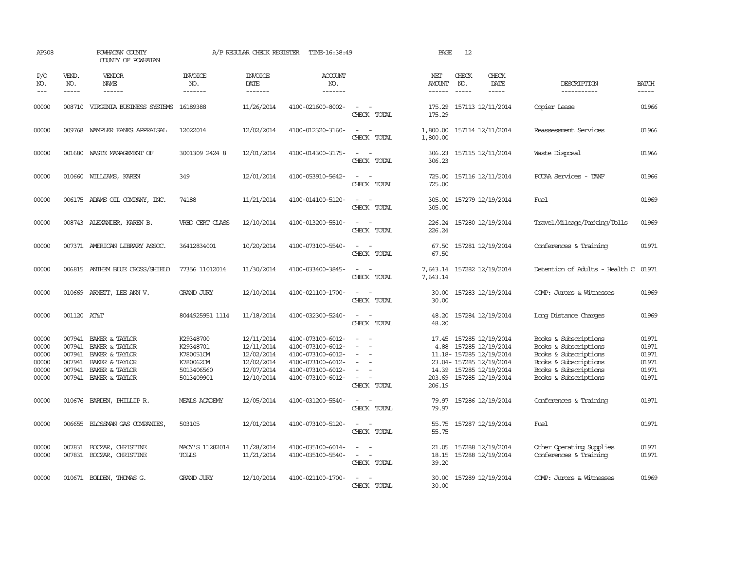AP308 POWHATAN COUNTY A/P REGULAR CHECK REGISTER TIME-16:38:49 PAGE 12
COUNTY OF POWHATAN

| P/O NO. | VEND. NO. | VENDOR NAME | INVOICE NO. | INVOICE DATE | ACCOUNT NO. | | NET AMOUNT | CHECK NO. | CHECK DATE | DESCRIPTION | BATCH |
|---|---|---|---|---|---|---|---|---|---|---|---|
| --- | ----- | ------ | ------- | ------- | ------- | | ------ | ----- | ----- | ----------- | ----- |
| 00000 | 008710 | VIRGINIA BUSINESS SYSTEMS | 16189388 | 11/26/2014 | 4100-021600-8002- | - - | 175.29 | 157113 | 12/11/2014 | Copier Lease | 01966 |
| | | | | | | CHECK TOTAL | 175.29 | | | | |
| 00000 | 009768 | WAMPLER EANES APPRAISAL | 12022014 | 12/02/2014 | 4100-012320-3160- | - - | 1,800.00 | 157114 | 12/11/2014 | Reassessment Services | 01966 |
| | | | | | | CHECK TOTAL | 1,800.00 | | | | |
| 00000 | 001680 | WASTE MANAGEMENT OF | 3001309 2424 8 | 12/01/2014 | 4100-014300-3175- | - - | 306.23 | 157115 | 12/11/2014 | Waste Disposal | 01966 |
| | | | | | | CHECK TOTAL | 306.23 | | | | |
| 00000 | 010660 | WILLIAMS, KAREN | 349 | 12/01/2014 | 4100-053910-5642- | - - | 725.00 | 157116 | 12/11/2014 | PCCAA Services - TANF | 01966 |
| | | | | | | CHECK TOTAL | 725.00 | | | | |
| 00000 | 006175 | ADAMS OIL COMPANY, INC. | 74188 | 11/21/2014 | 4100-014100-5120- | - - | 305.00 | 157279 | 12/19/2014 | Fuel | 01969 |
| | | | | | | CHECK TOTAL | 305.00 | | | | |
| 00000 | 008743 | ALEXANDER, KAREN B. | VREO CERT CLASS | 12/10/2014 | 4100-013200-5510- | - - | 226.24 | 157280 | 12/19/2014 | Travel/Mileage/Parking/Tolls | 01969 |
| | | | | | | CHECK TOTAL | 226.24 | | | | |
| 00000 | 007371 | AMERICAN LIBRARY ASSOC. | 36412834001 | 10/20/2014 | 4100-073100-5540- | - - | 67.50 | 157281 | 12/19/2014 | Conferences & Training | 01971 |
| | | | | | | CHECK TOTAL | 67.50 | | | | |
| 00000 | 006815 | ANTHEM BLUE CROSS/SHIELD | 77356 11012014 | 11/30/2014 | 4100-033400-3845- | - - | 7,643.14 | 157282 | 12/19/2014 | Detention of Adults - Health C | 01971 |
| | | | | | | CHECK TOTAL | 7,643.14 | | | | |
| 00000 | 010669 | ARNETT, LEE ANN V. | GRAND JURY | 12/10/2014 | 4100-021100-1700- | - - | 30.00 | 157283 | 12/19/2014 | COMP: Jurors & Witnesses | 01969 |
| | | | | | | CHECK TOTAL | 30.00 | | | | |
| 00000 | 001120 | AT&T | 8044925951 1114 | 11/18/2014 | 4100-032300-5240- | - - | 48.20 | 157284 | 12/19/2014 | Long Distance Charges | 01969 |
| | | | | | | CHECK TOTAL | 48.20 | | | | |
| 00000 | 007941 | BAKER & TAYLOR | K29348700 | 12/11/2014 | 4100-073100-6012- | - - | 17.45 | 157285 | 12/19/2014 | Books & Subscriptions | 01971 |
| 00000 | 007941 | BAKER & TAYLOR | K29348701 | 12/11/2014 | 4100-073100-6012- | - - | 4.88 | 157285 | 12/19/2014 | Books & Subscriptions | 01971 |
| 00000 | 007941 | BAKER & TAYLOR | K780051CM | 12/02/2014 | 4100-073100-6012- | - - | 11.18- | 157285 | 12/19/2014 | Books & Subscriptions | 01971 |
| 00000 | 007941 | BAKER & TAYLOR | K780062CM | 12/02/2014 | 4100-073100-6012- | - - | 23.04- | 157285 | 12/19/2014 | Books & Subscriptions | 01971 |
| 00000 | 007941 | BAKER & TAYLOR | 5013406560 | 12/07/2014 | 4100-073100-6012- | - - | 14.39 | 157285 | 12/19/2014 | Books & Subscriptions | 01971 |
| 00000 | 007941 | BAKER & TAYLOR | 5013409901 | 12/10/2014 | 4100-073100-6012- | - - | 203.69 | 157285 | 12/19/2014 | Books & Subscriptions | 01971 |
| | | | | | | CHECK TOTAL | 206.19 | | | | |
| 00000 | 010676 | BARDEN, PHILLIP R. | MEALS ACADEMY | 12/05/2014 | 4100-031200-5540- | - - | 79.97 | 157286 | 12/19/2014 | Conferences & Training | 01971 |
| | | | | | | CHECK TOTAL | 79.97 | | | | |
| 00000 | 006655 | BLOSSMAN GAS COMPANIES, | 503105 | 12/01/2014 | 4100-073100-5120- | - - | 55.75 | 157287 | 12/19/2014 | Fuel | 01971 |
| | | | | | | CHECK TOTAL | 55.75 | | | | |
| 00000 | 007831 | BOCZAR, CHRISTINE | MACY'S 11282014 | 11/28/2014 | 4100-035100-6014- | - - | 21.05 | 157288 | 12/19/2014 | Other Operating Supplies | 01971 |
| 00000 | 007831 | BOCZAR, CHRISTINE | TOLLS | 11/21/2014 | 4100-035100-5540- | - - | 18.15 | 157288 | 12/19/2014 | Conferences & Training | 01971 |
| | | | | | | CHECK TOTAL | 39.20 | | | | |
| 00000 | 010671 | BOLDEN, THOMAS G. | GRAND JURY | 12/10/2014 | 4100-021100-1700- | - - | 30.00 | 157289 | 12/19/2014 | COMP: Jurors & Witnesses | 01969 |
| | | | | | | CHECK TOTAL | 30.00 | | | | |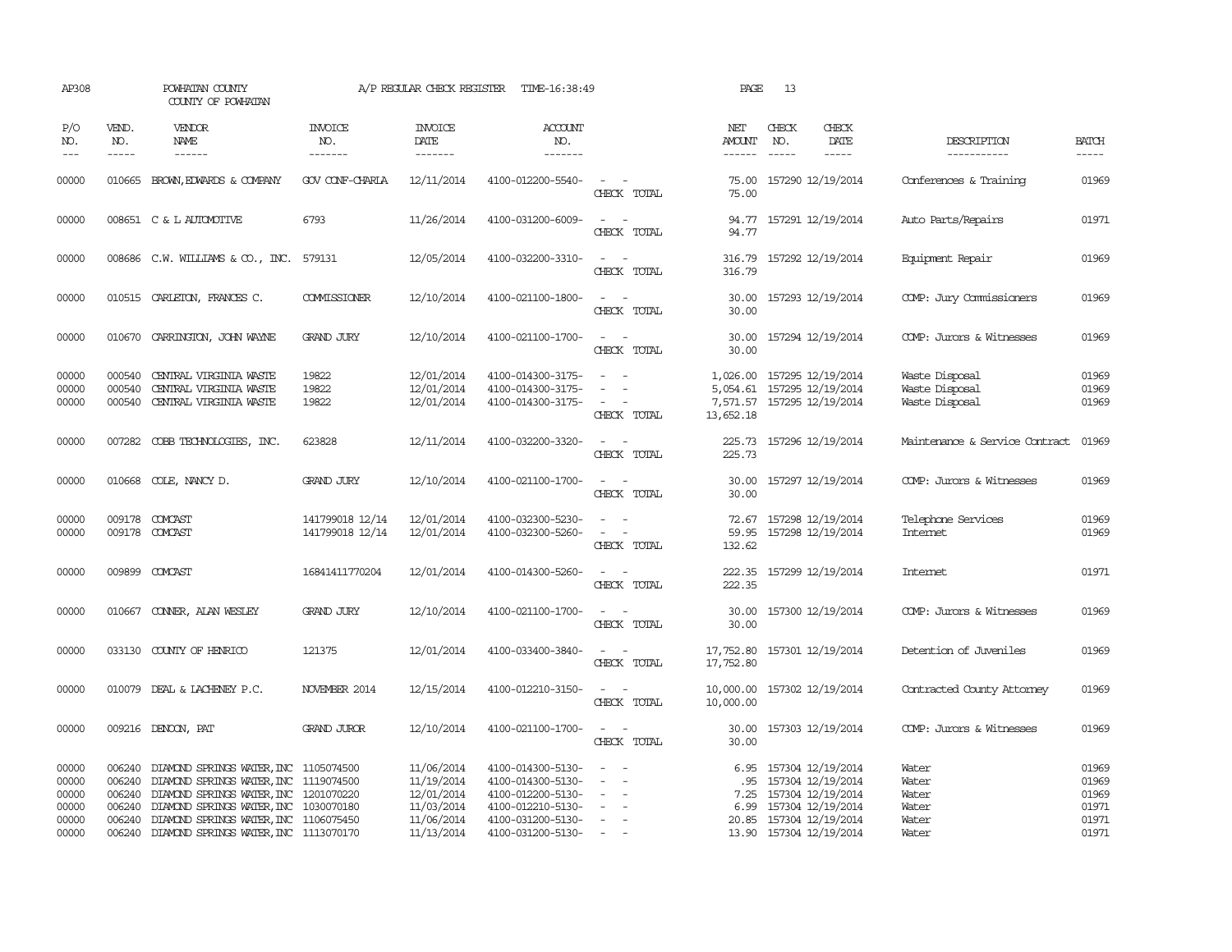AP308 POWHATAN COUNTY A/P REGULAR CHECK REGISTER TIME-16:38:49 PAGE 13
COUNTY OF POWHATAN

| P/O NO. | VEND. NO. | VENDOR NAME | INVOICE NO. | INVOICE DATE | ACCOUNT NO. | | NET AMOUNT | CHECK NO. | CHECK DATE | DESCRIPTION | BATCH |
|---|---|---|---|---|---|---|---|---|---|---|---|
| 00000 | 010665 | BROWN,EDWARDS & COMPANY | GOV CONF-CHARLA | 12/11/2014 | 4100-012200-5540- | - - | 75.00 | 157290 | 12/19/2014 | Conferences & Training | 01969 |
| | | | | | | CHECK TOTAL | 75.00 | | | | |
| 00000 | 008651 | C & L AUTOMOTIVE | 6793 | 11/26/2014 | 4100-031200-6009- | - - | 94.77 | 157291 | 12/19/2014 | Auto Parts/Repairs | 01971 |
| | | | | | | CHECK TOTAL | 94.77 | | | | |
| 00000 | 008686 | C.W. WILLIAMS & CO., INC. | 579131 | 12/05/2014 | 4100-032200-3310- | - - | 316.79 | 157292 | 12/19/2014 | Equipment Repair | 01969 |
| | | | | | | CHECK TOTAL | 316.79 | | | | |
| 00000 | 010515 | CARLETON, FRANCES C. | COMMISSIONER | 12/10/2014 | 4100-021100-1800- | - - | 30.00 | 157293 | 12/19/2014 | COMP: Jury Commissioners | 01969 |
| | | | | | | CHECK TOTAL | 30.00 | | | | |
| 00000 | 010670 | CARRINGTON, JOHN WAYNE | GRAND JURY | 12/10/2014 | 4100-021100-1700- | - - | 30.00 | 157294 | 12/19/2014 | COMP: Jurors & Witnesses | 01969 |
| | | | | | | CHECK TOTAL | 30.00 | | | | |
| 00000 | 000540 | CENTRAL VIRGINIA WASTE | 19822 | 12/01/2014 | 4100-014300-3175- | - - | 1,026.00 | 157295 | 12/19/2014 | Waste Disposal | 01969 |
| 00000 | 000540 | CENTRAL VIRGINIA WASTE | 19822 | 12/01/2014 | 4100-014300-3175- | - - | 5,054.61 | 157295 | 12/19/2014 | Waste Disposal | 01969 |
| 00000 | 000540 | CENTRAL VIRGINIA WASTE | 19822 | 12/01/2014 | 4100-014300-3175- | - - | 7,571.57 | 157295 | 12/19/2014 | Waste Disposal | 01969 |
| | | | | | | CHECK TOTAL | 13,652.18 | | | | |
| 00000 | 007282 | COBB TECHNOLOGIES, INC. | 623828 | 12/11/2014 | 4100-032200-3320- | - - | 225.73 | 157296 | 12/19/2014 | Maintenance & Service Contract | 01969 |
| | | | | | | CHECK TOTAL | 225.73 | | | | |
| 00000 | 010668 | COLE, NANCY D. | GRAND JURY | 12/10/2014 | 4100-021100-1700- | - - | 30.00 | 157297 | 12/19/2014 | COMP: Jurors & Witnesses | 01969 |
| | | | | | | CHECK TOTAL | 30.00 | | | | |
| 00000 | 009178 | COMCAST | 141799018 12/14 | 12/01/2014 | 4100-032300-5230- | - - | 72.67 | 157298 | 12/19/2014 | Telephone Services | 01969 |
| 00000 | 009178 | COMCAST | 141799018 12/14 | 12/01/2014 | 4100-032300-5260- | - - | 59.95 | 157298 | 12/19/2014 | Internet | 01969 |
| | | | | | | CHECK TOTAL | 132.62 | | | | |
| 00000 | 009899 | COMCAST | 16841411770204 | 12/01/2014 | 4100-014300-5260- | - - | 222.35 | 157299 | 12/19/2014 | Internet | 01971 |
| | | | | | | CHECK TOTAL | 222.35 | | | | |
| 00000 | 010667 | CONNER, ALAN WESLEY | GRAND JURY | 12/10/2014 | 4100-021100-1700- | - - | 30.00 | 157300 | 12/19/2014 | COMP: Jurors & Witnesses | 01969 |
| | | | | | | CHECK TOTAL | 30.00 | | | | |
| 00000 | 033130 | COUNTY OF HENRICO | 121375 | 12/01/2014 | 4100-033400-3840- | - - | 17,752.80 | 157301 | 12/19/2014 | Detention of Juveniles | 01969 |
| | | | | | | CHECK TOTAL | 17,752.80 | | | | |
| 00000 | 010079 | DEAL & LACHENEY P.C. | NOVEMBER 2014 | 12/15/2014 | 4100-012210-3150- | - - | 10,000.00 | 157302 | 12/19/2014 | Contracted County Attorney | 01969 |
| | | | | | | CHECK TOTAL | 10,000.00 | | | | |
| 00000 | 009216 | DENOON, PAT | GRAND JUROR | 12/10/2014 | 4100-021100-1700- | - - | 30.00 | 157303 | 12/19/2014 | COMP: Jurors & Witnesses | 01969 |
| | | | | | | CHECK TOTAL | 30.00 | | | | |
| 00000 | 006240 | DIAMOND SPRINGS WATER,INC | 1105074500 | 11/06/2014 | 4100-014300-5130- | - - | 6.95 | 157304 | 12/19/2014 | Water | 01969 |
| 00000 | 006240 | DIAMOND SPRINGS WATER,INC | 1119074500 | 11/19/2014 | 4100-014300-5130- | - - | .95 | 157304 | 12/19/2014 | Water | 01969 |
| 00000 | 006240 | DIAMOND SPRINGS WATER,INC | 1201070220 | 12/01/2014 | 4100-012200-5130- | - - | 7.25 | 157304 | 12/19/2014 | Water | 01969 |
| 00000 | 006240 | DIAMOND SPRINGS WATER,INC | 1030070180 | 11/03/2014 | 4100-012210-5130- | - - | 6.99 | 157304 | 12/19/2014 | Water | 01971 |
| 00000 | 006240 | DIAMOND SPRINGS WATER,INC | 1106075450 | 11/06/2014 | 4100-031200-5130- | - - | 20.85 | 157304 | 12/19/2014 | Water | 01971 |
| 00000 | 006240 | DIAMOND SPRINGS WATER,INC | 1113070170 | 11/13/2014 | 4100-031200-5130- | - - | 13.90 | 157304 | 12/19/2014 | Water | 01971 |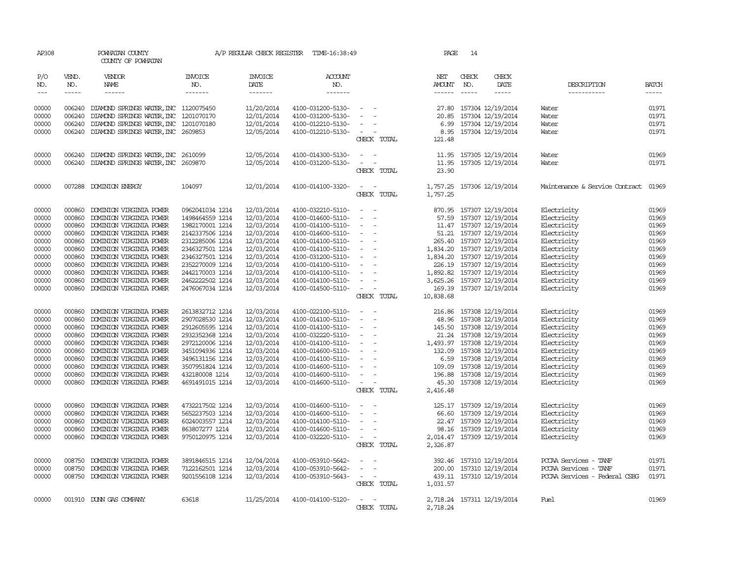AP308 POWHATAN COUNTY A/P REGULAR CHECK REGISTER TIME-16:38:49 PAGE 14

COUNTY OF POWHATAN

| P/O NO. | VEND. NO. | VENDOR NAME | INVOICE NO. | INVOICE DATE | ACCOUNT NO. | | NET AMOUNT | CHECK NO. | CHECK DATE | DESCRIPTION | BATCH |
|---|---|---|---|---|---|---|---|---|---|---|---|
| 00000 | 006240 | DIAMOND SPRINGS WATER,INC | 1120075450 | 11/20/2014 | 4100-031200-5130- | - - | 27.80 | 157304 | 12/19/2014 | Water | 01971 |
| 00000 | 006240 | DIAMOND SPRINGS WATER,INC | 1201070170 | 12/01/2014 | 4100-031200-5130- | - - | 20.85 | 157304 | 12/19/2014 | Water | 01971 |
| 00000 | 006240 | DIAMOND SPRINGS WATER,INC | 1201070180 | 12/01/2014 | 4100-012210-5130- | - - | 6.99 | 157304 | 12/19/2014 | Water | 01971 |
| 00000 | 006240 | DIAMOND SPRINGS WATER,INC | 2609853 | 12/05/2014 | 4100-012210-5130- | - - | 8.95 | 157304 | 12/19/2014 | Water | 01971 |
| | | | | | | CHECK TOTAL | 121.48 | | | | |
| 00000 | 006240 | DIAMOND SPRINGS WATER,INC | 2610099 | 12/05/2014 | 4100-014300-5130- | - - | 11.95 | 157305 | 12/19/2014 | Water | 01969 |
| 00000 | 006240 | DIAMOND SPRINGS WATER,INC | 2609870 | 12/05/2014 | 4100-031200-5130- | - - | 11.95 | 157305 | 12/19/2014 | Water | 01971 |
| | | | | | | CHECK TOTAL | 23.90 | | | | |
| 00000 | 007288 | DOMINION ENERGY | 104097 | 12/01/2014 | 4100-014100-3320- | - - | 1,757.25 | 157306 | 12/19/2014 | Maintenance & Service Contract | 01969 |
| | | | | | | CHECK TOTAL | 1,757.25 | | | | |
| 00000 | 000860 | DOMINION VIRGINIA POWER | 0962041034 1214 | 12/03/2014 | 4100-032210-5110- | - - | 870.95 | 157307 | 12/19/2014 | Electricity | 01969 |
| 00000 | 000860 | DOMINION VIRGINIA POWER | 1498464559 1214 | 12/03/2014 | 4100-014600-5110- | - - | 57.59 | 157307 | 12/19/2014 | Electricity | 01969 |
| 00000 | 000860 | DOMINION VIRGINIA POWER | 1982170001 1214 | 12/03/2014 | 4100-014100-5110- | - - | 11.47 | 157307 | 12/19/2014 | Electricity | 01969 |
| 00000 | 000860 | DOMINION VIRGINIA POWER | 2142337506 1214 | 12/03/2014 | 4100-014600-5110- | - - | 51.21 | 157307 | 12/19/2014 | Electricity | 01969 |
| 00000 | 000860 | DOMINION VIRGINIA POWER | 2312285006 1214 | 12/03/2014 | 4100-014100-5110- | - - | 265.40 | 157307 | 12/19/2014 | Electricity | 01969 |
| 00000 | 000860 | DOMINION VIRGINIA POWER | 2346327501 1214 | 12/03/2014 | 4100-014100-5110- | - - | 1,834.20 | 157307 | 12/19/2014 | Electricity | 01969 |
| 00000 | 000860 | DOMINION VIRGINIA POWER | 2346327501 1214 | 12/03/2014 | 4100-031200-5110- | - - | 1,834.20 | 157307 | 12/19/2014 | Electricity | 01969 |
| 00000 | 000860 | DOMINION VIRGINIA POWER | 2352270009 1214 | 12/03/2014 | 4100-014100-5110- | - - | 226.19 | 157307 | 12/19/2014 | Electricity | 01969 |
| 00000 | 000860 | DOMINION VIRGINIA POWER | 2442170003 1214 | 12/03/2014 | 4100-014100-5110- | - - | 1,892.82 | 157307 | 12/19/2014 | Electricity | 01969 |
| 00000 | 000860 | DOMINION VIRGINIA POWER | 2462222502 1214 | 12/03/2014 | 4100-014100-5110- | - - | 3,625.26 | 157307 | 12/19/2014 | Electricity | 01969 |
| 00000 | 000860 | DOMINION VIRGINIA POWER | 2476067034 1214 | 12/03/2014 | 4100-014500-5110- | - - | 169.39 | 157307 | 12/19/2014 | Electricity | 01969 |
| | | | | | | CHECK TOTAL | 10,838.68 | | | | |
| 00000 | 000860 | DOMINION VIRGINIA POWER | 2613832712 1214 | 12/03/2014 | 4100-022100-5110- | - - | 216.86 | 157308 | 12/19/2014 | Electricity | 01969 |
| 00000 | 000860 | DOMINION VIRGINIA POWER | 2907028530 1214 | 12/03/2014 | 4100-014100-5110- | - - | 48.96 | 157308 | 12/19/2014 | Electricity | 01969 |
| 00000 | 000860 | DOMINION VIRGINIA POWER | 2912605595 1214 | 12/03/2014 | 4100-014100-5110- | - - | 145.50 | 157308 | 12/19/2014 | Electricity | 01969 |
| 00000 | 000860 | DOMINION VIRGINIA POWER | 2932352368 1214 | 12/03/2014 | 4100-032220-5110- | - - | 21.24 | 157308 | 12/19/2014 | Electricity | 01969 |
| 00000 | 000860 | DOMINION VIRGINIA POWER | 2972120006 1214 | 12/03/2014 | 4100-014100-5110- | - - | 1,493.97 | 157308 | 12/19/2014 | Electricity | 01969 |
| 00000 | 000860 | DOMINION VIRGINIA POWER | 3451094936 1214 | 12/03/2014 | 4100-014600-5110- | - - | 132.09 | 157308 | 12/19/2014 | Electricity | 01969 |
| 00000 | 000860 | DOMINION VIRGINIA POWER | 3496131156 1214 | 12/03/2014 | 4100-014100-5110- | - - | 6.59 | 157308 | 12/19/2014 | Electricity | 01969 |
| 00000 | 000860 | DOMINION VIRGINIA POWER | 3507951824 1214 | 12/03/2014 | 4100-014600-5110- | - - | 109.09 | 157308 | 12/19/2014 | Electricity | 01969 |
| 00000 | 000860 | DOMINION VIRGINIA POWER | 432180008 1214 | 12/03/2014 | 4100-014600-5110- | - - | 196.88 | 157308 | 12/19/2014 | Electricity | 01969 |
| 00000 | 000860 | DOMINION VIRGINIA POWER | 4691491015 1214 | 12/03/2014 | 4100-014600-5110- | - - | 45.30 | 157308 | 12/19/2014 | Electricity | 01969 |
| | | | | | | CHECK TOTAL | 2,416.48 | | | | |
| 00000 | 000860 | DOMINION VIRGINIA POWER | 4732217502 1214 | 12/03/2014 | 4100-014600-5110- | - - | 125.17 | 157309 | 12/19/2014 | Electricity | 01969 |
| 00000 | 000860 | DOMINION VIRGINIA POWER | 5652237503 1214 | 12/03/2014 | 4100-014600-5110- | - - | 66.60 | 157309 | 12/19/2014 | Electricity | 01969 |
| 00000 | 000860 | DOMINION VIRGINIA POWER | 6024003557 1214 | 12/03/2014 | 4100-014100-5110- | - - | 22.47 | 157309 | 12/19/2014 | Electricity | 01969 |
| 00000 | 000860 | DOMINION VIRGINIA POWER | 863807277 1214 | 12/03/2014 | 4100-014600-5110- | - - | 98.16 | 157309 | 12/19/2014 | Electricity | 01969 |
| 00000 | 000860 | DOMINION VIRGINIA POWER | 9750120975 1214 | 12/03/2014 | 4100-032220-5110- | - - | 2,014.47 | 157309 | 12/19/2014 | Electricity | 01969 |
| | | | | | | CHECK TOTAL | 2,326.87 | | | | |
| 00000 | 008750 | DOMINION VIRGINIA POWER | 3891846515 1214 | 12/04/2014 | 4100-053910-5642- | - - | 392.46 | 157310 | 12/19/2014 | PCCAA Services - TANF | 01971 |
| 00000 | 008750 | DOMINION VIRGINIA POWER | 7122162501 1214 | 12/03/2014 | 4100-053910-5642- | - - | 200.00 | 157310 | 12/19/2014 | PCCAA Services - TANF | 01971 |
| 00000 | 008750 | DOMINION VIRGINIA POWER | 9201556108 1214 | 12/03/2014 | 4100-053910-5643- | - - | 439.11 | 157310 | 12/19/2014 | PCCAA Services - Federal CSBG | 01971 |
| | | | | | | CHECK TOTAL | 1,031.57 | | | | |
| 00000 | 001910 | DUNN GAS COMPANY | 63618 | 11/25/2014 | 4100-014100-5120- | - - | 2,718.24 | 157311 | 12/19/2014 | Fuel | 01969 |
| | | | | | | CHECK TOTAL | 2,718.24 | | | | |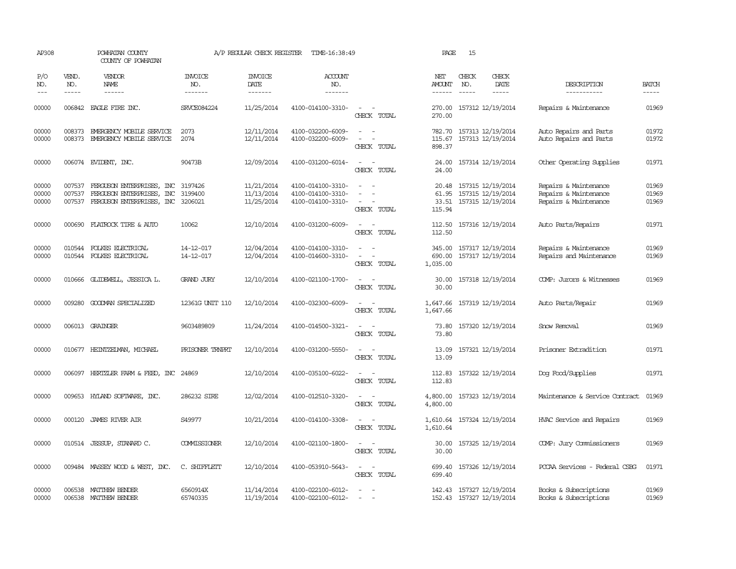AP308 POWHATAN COUNTY A/P REGULAR CHECK REGISTER TIME-16:38:49 PAGE 15
COUNTY OF POWHATAN

| P/O NO. | VEND. NO. | VENDOR NAME | INVOICE NO. | INVOICE DATE | ACCOUNT NO. | | NET AMOUNT | CHECK NO. | CHECK DATE | DESCRIPTION | BATCH |
|---|---|---|---|---|---|---|---|---|---|---|---|
| 00000 | 006842 | EAGLE FIRE INC. | SRVCE084224 | 11/25/2014 | 4100-014100-3310- | - - | 270.00 | 157312 | 12/19/2014 | Repairs & Maintenance | 01969 |
| | | | | | | CHECK TOTAL | 270.00 | | | | |
| 00000 | 008373 | EMERGENCY MOBILE SERVICE | 2073 | 12/11/2014 | 4100-032200-6009- | - - | 782.70 | 157313 | 12/19/2014 | Auto Repairs and Parts | 01972 |
| 00000 | 008373 | EMERGENCY MOBILE SERVICE | 2074 | 12/11/2014 | 4100-032200-6009- | - - | 115.67 | 157313 | 12/19/2014 | Auto Repairs and Parts | 01972 |
| | | | | | | CHECK TOTAL | 898.37 | | | | |
| 00000 | 006074 | EVIDENT, INC. | 90473B | 12/09/2014 | 4100-031200-6014- | - - | 24.00 | 157314 | 12/19/2014 | Other Operating Supplies | 01971 |
| | | | | | | CHECK TOTAL | 24.00 | | | | |
| 00000 | 007537 | FERGUSON ENTERPRISES, INC | 3197426 | 11/21/2014 | 4100-014100-3310- | - - | 20.48 | 157315 | 12/19/2014 | Repairs & Maintenance | 01969 |
| 00000 | 007537 | FERGUSON ENTERPRISES, INC | 3199400 | 11/13/2014 | 4100-014100-3310- | - - | 61.95 | 157315 | 12/19/2014 | Repairs & Maintenance | 01969 |
| 00000 | 007537 | FERGUSON ENTERPRISES, INC | 3206021 | 11/25/2014 | 4100-014100-3310- | - - | 33.51 | 157315 | 12/19/2014 | Repairs & Maintenance | 01969 |
| | | | | | | CHECK TOTAL | 115.94 | | | | |
| 00000 | 000690 | FLATROCK TIRE & AUTO | 10062 | 12/10/2014 | 4100-031200-6009- | - - | 112.50 | 157316 | 12/19/2014 | Auto Parts/Repairs | 01971 |
| | | | | | | CHECK TOTAL | 112.50 | | | | |
| 00000 | 010544 | FOLKES ELECTRICAL | 14-12-017 | 12/04/2014 | 4100-014100-3310- | - - | 345.00 | 157317 | 12/19/2014 | Repairs & Maintenance | 01969 |
| 00000 | 010544 | FOLKES ELECTRICAL | 14-12-017 | 12/04/2014 | 4100-014600-3310- | - - | 690.00 | 157317 | 12/19/2014 | Repairs and Maintenance | 01969 |
| | | | | | | CHECK TOTAL | 1,035.00 | | | | |
| 00000 | 010666 | GLIDEWELL, JESSICA L. | GRAND JURY | 12/10/2014 | 4100-021100-1700- | - - | 30.00 | 157318 | 12/19/2014 | COMP: Jurors & Witnesses | 01969 |
| | | | | | | CHECK TOTAL | 30.00 | | | | |
| 00000 | 009280 | GOODMAN SPECIALIZED | 12361G UNIT 110 | 12/10/2014 | 4100-032300-6009- | - - | 1,647.66 | 157319 | 12/19/2014 | Auto Parts/Repair | 01969 |
| | | | | | | CHECK TOTAL | 1,647.66 | | | | |
| 00000 | 006013 | GRAINGER | 9603489809 | 11/24/2014 | 4100-014500-3321- | - - | 73.80 | 157320 | 12/19/2014 | Snow Removal | 01969 |
| | | | | | | CHECK TOTAL | 73.80 | | | | |
| 00000 | 010677 | HEINTZELMAN, MICHAEL | PRISONER TRNPRT | 12/10/2014 | 4100-031200-5550- | - - | 13.09 | 157321 | 12/19/2014 | Prisoner Extradition | 01971 |
| | | | | | | CHECK TOTAL | 13.09 | | | | |
| 00000 | 006097 | HERTZLER FARM & FEED, INC | 24869 | 12/10/2014 | 4100-035100-6022- | - - | 112.83 | 157322 | 12/19/2014 | Dog Food/Supplies | 01971 |
| | | | | | | CHECK TOTAL | 112.83 | | | | |
| 00000 | 009653 | HYLAND SOFTWARE, INC. | 286232 SIRE | 12/02/2014 | 4100-012510-3320- | - - | 4,800.00 | 157323 | 12/19/2014 | Maintenance & Service Contract | 01969 |
| | | | | | | CHECK TOTAL | 4,800.00 | | | | |
| 00000 | 000120 | JAMES RIVER AIR | S49977 | 10/21/2014 | 4100-014100-3308- | - - | 1,610.64 | 157324 | 12/19/2014 | HVAC Service and Repairs | 01969 |
| | | | | | | CHECK TOTAL | 1,610.64 | | | | |
| 00000 | 010514 | JESSUP, STANARD C. | COMMISSIONER | 12/10/2014 | 4100-021100-1800- | - - | 30.00 | 157325 | 12/19/2014 | COMP: Jury Commissioners | 01969 |
| | | | | | | CHECK TOTAL | 30.00 | | | | |
| 00000 | 009484 | MASSEY WOOD & WEST, INC. | C. SHIFFLETT | 12/10/2014 | 4100-053910-5643- | - - | 699.40 | 157326 | 12/19/2014 | PCCAA Services - Federal CSBG | 01971 |
| | | | | | | CHECK TOTAL | 699.40 | | | | |
| 00000 | 006538 | MATTHEW BENDER | 6560914X | 11/14/2014 | 4100-022100-6012- | - - | 142.43 | 157327 | 12/19/2014 | Books & Subscriptions | 01969 |
| 00000 | 006538 | MATTHEW BENDER | 65740335 | 11/19/2014 | 4100-022100-6012- | - - | 152.43 | 157327 | 12/19/2014 | Books & Subscriptions | 01969 |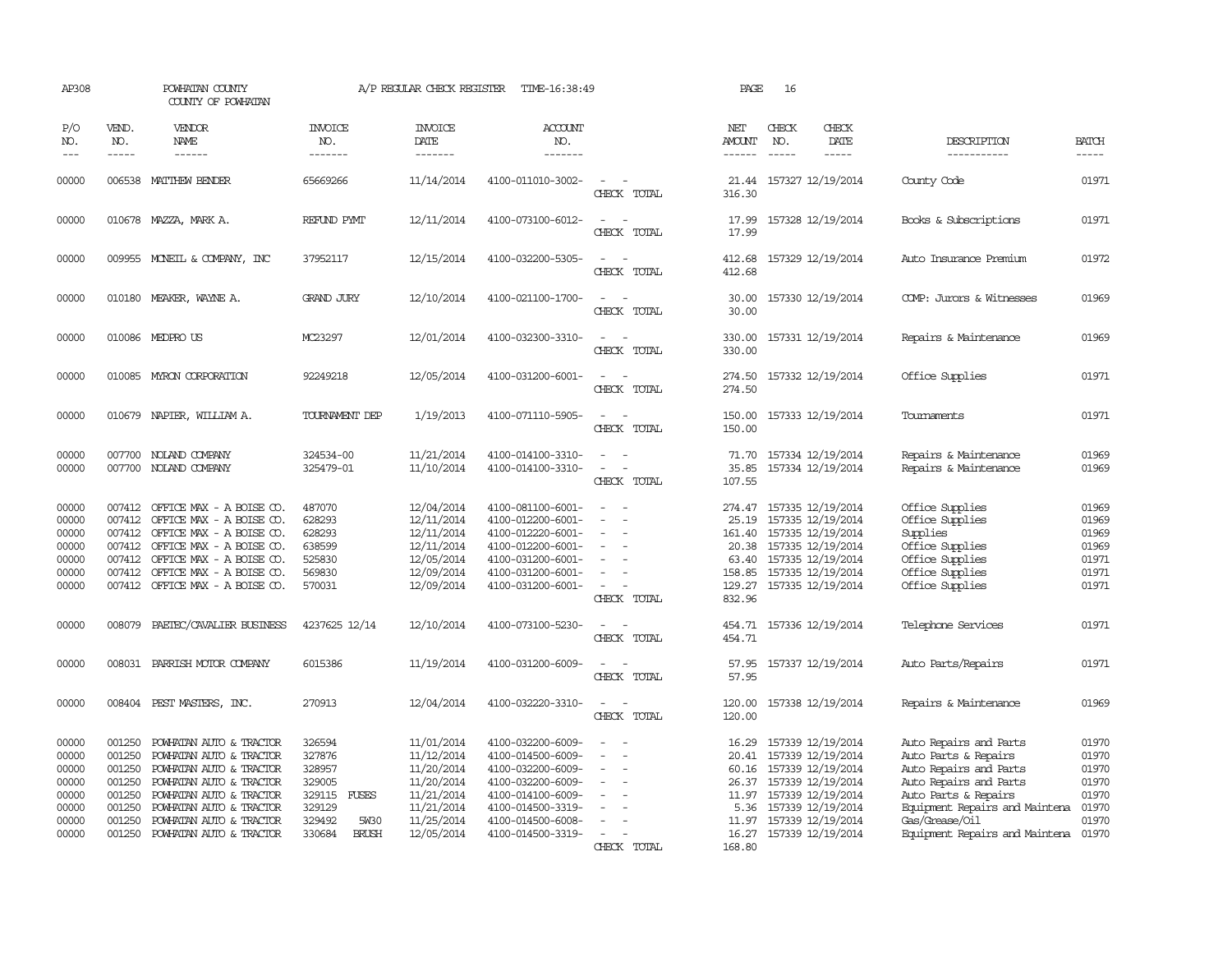AP308 POWHATAN COUNTY A/P REGULAR CHECK REGISTER TIME-16:38:49 PAGE 16

COUNTY OF POWHATAN

| P/O NO. | VEND. NO. | VENDOR NAME | INVOICE NO. | INVOICE DATE | ACCOUNT NO. | | NET AMOUNT | CHECK NO. | CHECK DATE | DESCRIPTION | BATCH |
|---|---|---|---|---|---|---|---|---|---|---|---|
| 00000 | 006538 | MATTHEW BENDER | 65669266 | 11/14/2014 | 4100-011010-3002- | - - | 21.44 | 157327 | 12/19/2014 | County Code | 01971 |
| | | | | | | CHECK TOTAL | 316.30 | | | | |
| 00000 | 010678 | MAZZA, MARK A. | REFUND PYMT | 12/11/2014 | 4100-073100-6012- | - - | 17.99 | 157328 | 12/19/2014 | Books & Subscriptions | 01971 |
| | | | | | | CHECK TOTAL | 17.99 | | | | |
| 00000 | 009955 | MCNEIL & COMPANY, INC | 37952117 | 12/15/2014 | 4100-032200-5305- | - - | 412.68 | 157329 | 12/19/2014 | Auto Insurance Premium | 01972 |
| | | | | | | CHECK TOTAL | 412.68 | | | | |
| 00000 | 010180 | MEAKER, WAYNE A. | GRAND JURY | 12/10/2014 | 4100-021100-1700- | - - | 30.00 | 157330 | 12/19/2014 | COMP: Jurors & Witnesses | 01969 |
| | | | | | | CHECK TOTAL | 30.00 | | | | |
| 00000 | 010086 | MEDPRO US | MC23297 | 12/01/2014 | 4100-032300-3310- | - - | 330.00 | 157331 | 12/19/2014 | Repairs & Maintenance | 01969 |
| | | | | | | CHECK TOTAL | 330.00 | | | | |
| 00000 | 010085 | MYRON CORPORATION | 92249218 | 12/05/2014 | 4100-031200-6001- | - - | 274.50 | 157332 | 12/19/2014 | Office Supplies | 01971 |
| | | | | | | CHECK TOTAL | 274.50 | | | | |
| 00000 | 010679 | NAPIER, WILLIAM A. | TOURNAMENT DEP | 1/19/2013 | 4100-071110-5905- | - - | 150.00 | 157333 | 12/19/2014 | Tournaments | 01971 |
| | | | | | | CHECK TOTAL | 150.00 | | | | |
| 00000 | 007700 | NOLAND COMPANY | 324534-00 | 11/21/2014 | 4100-014100-3310- | - - | 71.70 | 157334 | 12/19/2014 | Repairs & Maintenance | 01969 |
| 00000 | 007700 | NOLAND COMPANY | 325479-01 | 11/10/2014 | 4100-014100-3310- | - - | 35.85 | 157334 | 12/19/2014 | Repairs & Maintenance | 01969 |
| | | | | | | CHECK TOTAL | 107.55 | | | | |
| 00000 | 007412 | OFFICE MAX - A BOISE CO. | 487070 | 12/04/2014 | 4100-081100-6001- | - - | 274.47 | 157335 | 12/19/2014 | Office Supplies | 01969 |
| 00000 | 007412 | OFFICE MAX - A BOISE CO. | 628293 | 12/11/2014 | 4100-012200-6001- | - - | 25.19 | 157335 | 12/19/2014 | Office Supplies | 01969 |
| 00000 | 007412 | OFFICE MAX - A BOISE CO. | 628293 | 12/11/2014 | 4100-012220-6001- | - - | 161.40 | 157335 | 12/19/2014 | Supplies | 01969 |
| 00000 | 007412 | OFFICE MAX - A BOISE CO. | 638599 | 12/11/2014 | 4100-012200-6001- | - - | 20.38 | 157335 | 12/19/2014 | Office Supplies | 01969 |
| 00000 | 007412 | OFFICE MAX - A BOISE CO. | 525830 | 12/05/2014 | 4100-031200-6001- | - - | 63.40 | 157335 | 12/19/2014 | Office Supplies | 01971 |
| 00000 | 007412 | OFFICE MAX - A BOISE CO. | 569830 | 12/09/2014 | 4100-031200-6001- | - - | 158.85 | 157335 | 12/19/2014 | Office Supplies | 01971 |
| 00000 | 007412 | OFFICE MAX - A BOISE CO. | 570031 | 12/09/2014 | 4100-031200-6001- | - - | 129.27 | 157335 | 12/19/2014 | Office Supplies | 01971 |
| | | | | | | CHECK TOTAL | 832.96 | | | | |
| 00000 | 008079 | PAETEC/CAVALIER BUSINESS | 4237625 12/14 | 12/10/2014 | 4100-073100-5230- | - - | 454.71 | 157336 | 12/19/2014 | Telephone Services | 01971 |
| | | | | | | CHECK TOTAL | 454.71 | | | | |
| 00000 | 008031 | PARRISH MOTOR COMPANY | 6015386 | 11/19/2014 | 4100-031200-6009- | - - | 57.95 | 157337 | 12/19/2014 | Auto Parts/Repairs | 01971 |
| | | | | | | CHECK TOTAL | 57.95 | | | | |
| 00000 | 008404 | PEST MASTERS, INC. | 270913 | 12/04/2014 | 4100-032220-3310- | - - | 120.00 | 157338 | 12/19/2014 | Repairs & Maintenance | 01969 |
| | | | | | | CHECK TOTAL | 120.00 | | | | |
| 00000 | 001250 | POWHATAN AUTO & TRACTOR | 326594 | 11/01/2014 | 4100-032200-6009- | - - | 16.29 | 157339 | 12/19/2014 | Auto Repairs and Parts | 01970 |
| 00000 | 001250 | POWHATAN AUTO & TRACTOR | 327876 | 11/12/2014 | 4100-014500-6009- | - - | 20.41 | 157339 | 12/19/2014 | Auto Parts & Repairs | 01970 |
| 00000 | 001250 | POWHATAN AUTO & TRACTOR | 328957 | 11/20/2014 | 4100-032200-6009- | - - | 60.16 | 157339 | 12/19/2014 | Auto Repairs and Parts | 01970 |
| 00000 | 001250 | POWHATAN AUTO & TRACTOR | 329005 | 11/20/2014 | 4100-032200-6009- | - - | 26.37 | 157339 | 12/19/2014 | Auto Repairs and Parts | 01970 |
| 00000 | 001250 | POWHATAN AUTO & TRACTOR | 329115 FUSES | 11/21/2014 | 4100-014100-6009- | - - | 11.97 | 157339 | 12/19/2014 | Auto Parts & Repairs | 01970 |
| 00000 | 001250 | POWHATAN AUTO & TRACTOR | 329129 | 11/21/2014 | 4100-014500-3319- | - - | 5.36 | 157339 | 12/19/2014 | Equipment Repairs and Maintena | 01970 |
| 00000 | 001250 | POWHATAN AUTO & TRACTOR | 329492 5W30 | 11/25/2014 | 4100-014500-6008- | - - | 11.97 | 157339 | 12/19/2014 | Gas/Grease/Oil | 01970 |
| 00000 | 001250 | POWHATAN AUTO & TRACTOR | 330684 BRUSH | 12/05/2014 | 4100-014500-3319- | - - | 16.27 | 157339 | 12/19/2014 | Equipment Repairs and Maintena | 01970 |
| | | | | | | CHECK TOTAL | 168.80 | | | | |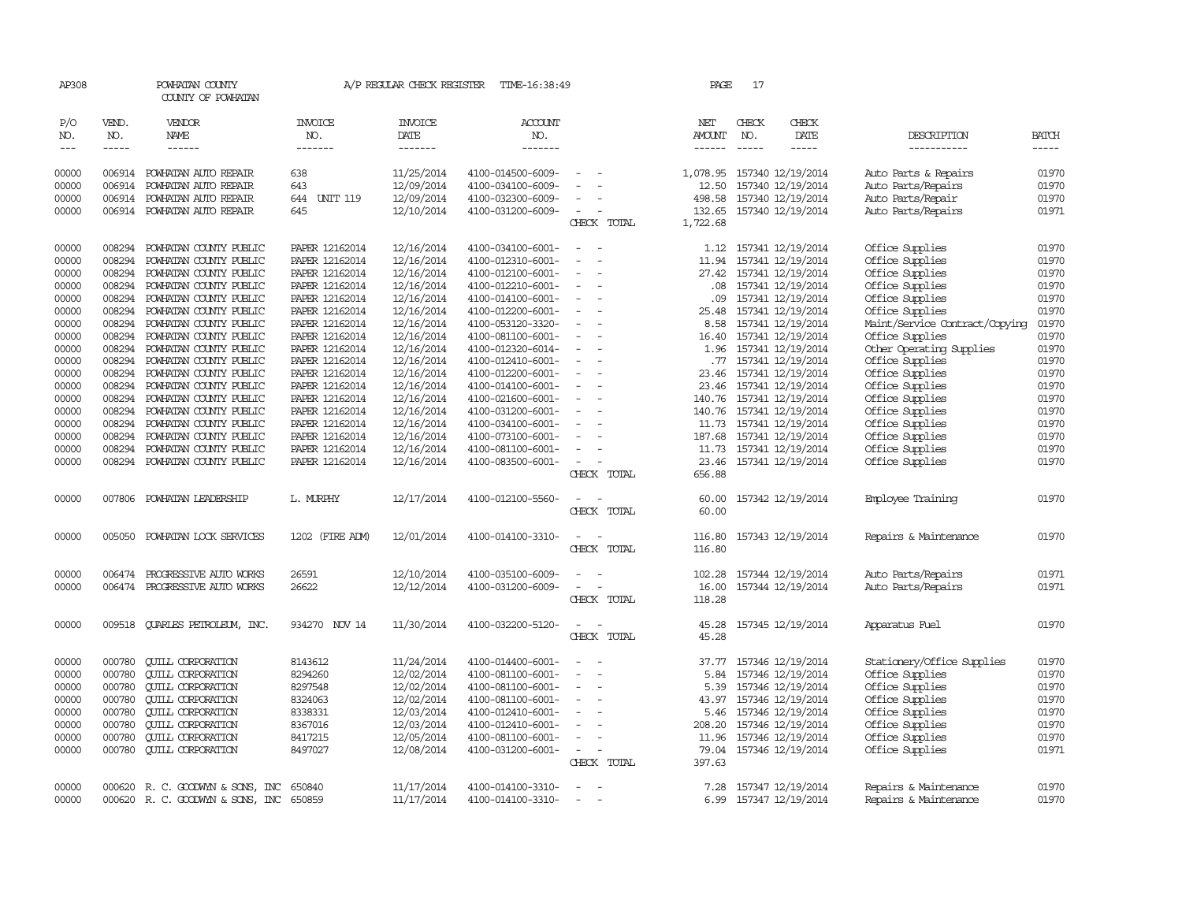AP308 POWHATAN COUNTY A/P REGULAR CHECK REGISTER TIME-16:38:49 PAGE 17

COUNTY OF POWHATAN

| P/O NO. | VEND. NO. | VENDOR NAME | INVOICE NO. | INVOICE DATE | ACCOUNT NO. | | NET AMOUNT | CHECK NO. | CHECK DATE | DESCRIPTION | BATCH |
|---|---|---|---|---|---|---|---|---|---|---|---|
| 00000 | 006914 | POWHATAN AUTO REPAIR | 638 | 11/25/2014 | 4100-014500-6009- | - - | 1,078.95 | 157340 | 12/19/2014 | Auto Parts & Repairs | 01970 |
| 00000 | 006914 | POWHATAN AUTO REPAIR | 643 | 12/09/2014 | 4100-034100-6009- | - - | 12.50 | 157340 | 12/19/2014 | Auto Parts/Repairs | 01970 |
| 00000 | 006914 | POWHATAN AUTO REPAIR | 644 UNIT 119 | 12/09/2014 | 4100-032300-6009- | - - | 498.58 | 157340 | 12/19/2014 | Auto Parts/Repair | 01970 |
| 00000 | 006914 | POWHATAN AUTO REPAIR | 645 | 12/10/2014 | 4100-031200-6009- | - - | 132.65 | 157340 | 12/19/2014 | Auto Parts/Repairs | 01971 |
| | | | | | | CHECK TOTAL | 1,722.68 | | | | |
| 00000 | 008294 | POWHATAN COUNTY PUBLIC | PAPER 12162014 | 12/16/2014 | 4100-034100-6001- | - - | 1.12 | 157341 | 12/19/2014 | Office Supplies | 01970 |
| 00000 | 008294 | POWHATAN COUNTY PUBLIC | PAPER 12162014 | 12/16/2014 | 4100-012310-6001- | - - | 11.94 | 157341 | 12/19/2014 | Office Supplies | 01970 |
| 00000 | 008294 | POWHATAN COUNTY PUBLIC | PAPER 12162014 | 12/16/2014 | 4100-012100-6001- | - - | 27.42 | 157341 | 12/19/2014 | Office Supplies | 01970 |
| 00000 | 008294 | POWHATAN COUNTY PUBLIC | PAPER 12162014 | 12/16/2014 | 4100-012210-6001- | - - | .08 | 157341 | 12/19/2014 | Office Supplies | 01970 |
| 00000 | 008294 | POWHATAN COUNTY PUBLIC | PAPER 12162014 | 12/16/2014 | 4100-014100-6001- | - - | .09 | 157341 | 12/19/2014 | Office Supplies | 01970 |
| 00000 | 008294 | POWHATAN COUNTY PUBLIC | PAPER 12162014 | 12/16/2014 | 4100-012200-6001- | - - | 25.48 | 157341 | 12/19/2014 | Office Supplies | 01970 |
| 00000 | 008294 | POWHATAN COUNTY PUBLIC | PAPER 12162014 | 12/16/2014 | 4100-053120-3320- | - - | 8.58 | 157341 | 12/19/2014 | Maint/Service Contract/Copying | 01970 |
| 00000 | 008294 | POWHATAN COUNTY PUBLIC | PAPER 12162014 | 12/16/2014 | 4100-081100-6001- | - - | 16.40 | 157341 | 12/19/2014 | Office Supplies | 01970 |
| 00000 | 008294 | POWHATAN COUNTY PUBLIC | PAPER 12162014 | 12/16/2014 | 4100-012320-6014- | - - | 1.96 | 157341 | 12/19/2014 | Other Operating Supplies | 01970 |
| 00000 | 008294 | POWHATAN COUNTY PUBLIC | PAPER 12162014 | 12/16/2014 | 4100-012410-6001- | - - | .77 | 157341 | 12/19/2014 | Office Supplies | 01970 |
| 00000 | 008294 | POWHATAN COUNTY PUBLIC | PAPER 12162014 | 12/16/2014 | 4100-012200-6001- | - - | 23.46 | 157341 | 12/19/2014 | Office Supplies | 01970 |
| 00000 | 008294 | POWHATAN COUNTY PUBLIC | PAPER 12162014 | 12/16/2014 | 4100-014100-6001- | - - | 23.46 | 157341 | 12/19/2014 | Office Supplies | 01970 |
| 00000 | 008294 | POWHATAN COUNTY PUBLIC | PAPER 12162014 | 12/16/2014 | 4100-021600-6001- | - - | 140.76 | 157341 | 12/19/2014 | Office Supplies | 01970 |
| 00000 | 008294 | POWHATAN COUNTY PUBLIC | PAPER 12162014 | 12/16/2014 | 4100-031200-6001- | - - | 140.76 | 157341 | 12/19/2014 | Office Supplies | 01970 |
| 00000 | 008294 | POWHATAN COUNTY PUBLIC | PAPER 12162014 | 12/16/2014 | 4100-034100-6001- | - - | 11.73 | 157341 | 12/19/2014 | Office Supplies | 01970 |
| 00000 | 008294 | POWHATAN COUNTY PUBLIC | PAPER 12162014 | 12/16/2014 | 4100-073100-6001- | - - | 187.68 | 157341 | 12/19/2014 | Office Supplies | 01970 |
| 00000 | 008294 | POWHATAN COUNTY PUBLIC | PAPER 12162014 | 12/16/2014 | 4100-081100-6001- | - - | 11.73 | 157341 | 12/19/2014 | Office Supplies | 01970 |
| 00000 | 008294 | POWHATAN COUNTY PUBLIC | PAPER 12162014 | 12/16/2014 | 4100-083500-6001- | - - | 23.46 | 157341 | 12/19/2014 | Office Supplies | 01970 |
| | | | | | | CHECK TOTAL | 656.88 | | | | |
| 00000 | 007806 | POWHATAN LEADERSHIP | L. MURPHY | 12/17/2014 | 4100-012100-5560- | - - | 60.00 | 157342 | 12/19/2014 | Employee Training | 01970 |
| | | | | | | CHECK TOTAL | 60.00 | | | | |
| 00000 | 005050 | POWHATAN LOCK SERVICES | 1202 (FIRE ADM) | 12/01/2014 | 4100-014100-3310- | - - | 116.80 | 157343 | 12/19/2014 | Repairs & Maintenance | 01970 |
| | | | | | | CHECK TOTAL | 116.80 | | | | |
| 00000 | 006474 | PROGRESSIVE AUTO WORKS | 26591 | 12/10/2014 | 4100-035100-6009- | - - | 102.28 | 157344 | 12/19/2014 | Auto Parts/Repairs | 01971 |
| 00000 | 006474 | PROGRESSIVE AUTO WORKS | 26622 | 12/12/2014 | 4100-031200-6009- | - - | 16.00 | 157344 | 12/19/2014 | Auto Parts/Repairs | 01971 |
| | | | | | | CHECK TOTAL | 118.28 | | | | |
| 00000 | 009518 | QUARLES PETROLEUM, INC. | 934270 NOV 14 | 11/30/2014 | 4100-032200-5120- | - - | 45.28 | 157345 | 12/19/2014 | Apparatus Fuel | 01970 |
| | | | | | | CHECK TOTAL | 45.28 | | | | |
| 00000 | 000780 | QUILL CORPORATION | 8143612 | 11/24/2014 | 4100-014400-6001- | - - | 37.77 | 157346 | 12/19/2014 | Stationery/Office Supplies | 01970 |
| 00000 | 000780 | QUILL CORPORATION | 8294260 | 12/02/2014 | 4100-081100-6001- | - - | 5.84 | 157346 | 12/19/2014 | Office Supplies | 01970 |
| 00000 | 000780 | QUILL CORPORATION | 8297548 | 12/02/2014 | 4100-081100-6001- | - - | 5.39 | 157346 | 12/19/2014 | Office Supplies | 01970 |
| 00000 | 000780 | QUILL CORPORATION | 8324063 | 12/02/2014 | 4100-081100-6001- | - - | 43.97 | 157346 | 12/19/2014 | Office Supplies | 01970 |
| 00000 | 000780 | QUILL CORPORATION | 8338331 | 12/03/2014 | 4100-012410-6001- | - - | 5.46 | 157346 | 12/19/2014 | Office Supplies | 01970 |
| 00000 | 000780 | QUILL CORPORATION | 8367016 | 12/03/2014 | 4100-012410-6001- | - - | 208.20 | 157346 | 12/19/2014 | Office Supplies | 01970 |
| 00000 | 000780 | QUILL CORPORATION | 8417215 | 12/05/2014 | 4100-081100-6001- | - - | 11.96 | 157346 | 12/19/2014 | Office Supplies | 01970 |
| 00000 | 000780 | QUILL CORPORATION | 8497027 | 12/08/2014 | 4100-031200-6001- | - - | 79.04 | 157346 | 12/19/2014 | Office Supplies | 01971 |
| | | | | | | CHECK TOTAL | 397.63 | | | | |
| 00000 | 000620 | R. C. GOODWYN & SONS, INC | 650840 | 11/17/2014 | 4100-014100-3310- | - - | 7.28 | 157347 | 12/19/2014 | Repairs & Maintenance | 01970 |
| 00000 | 000620 | R. C. GOODWYN & SONS, INC | 650859 | 11/17/2014 | 4100-014100-3310- | - - | 6.99 | 157347 | 12/19/2014 | Repairs & Maintenance | 01970 |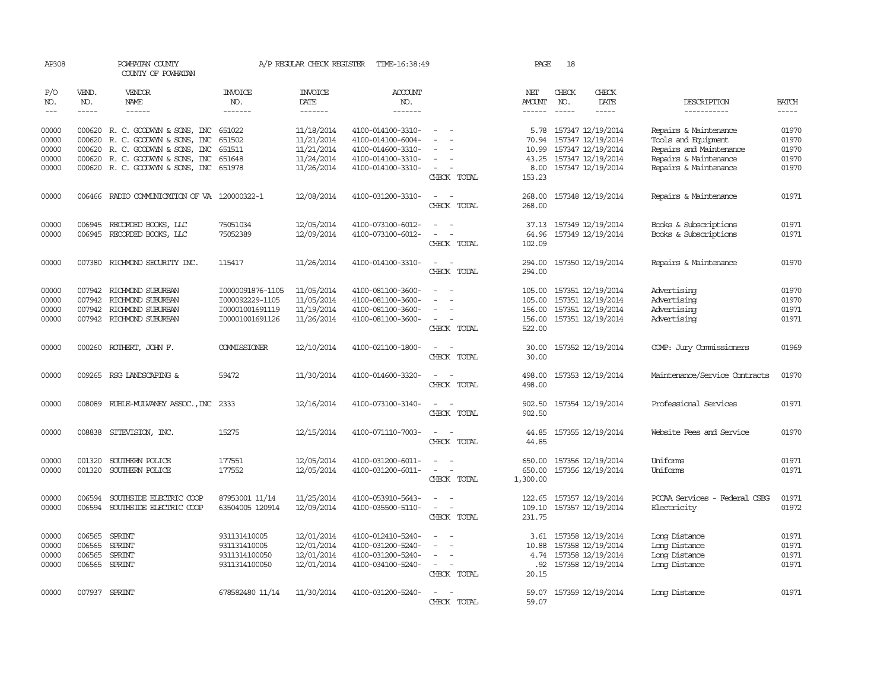AP308 POWHATAN COUNTY A/P REGULAR CHECK REGISTER TIME-16:38:49 PAGE 18

COUNTY OF POWHATAN

| P/O NO. | VEND. NO. | VENDOR NAME | INVOICE NO. | INVOICE DATE | ACCOUNT NO. | | NET AMOUNT | CHECK NO. | CHECK DATE | DESCRIPTION | BATCH |
|---|---|---|---|---|---|---|---|---|---|---|---|
| --- | ----- | ------ | ------- | ------- | ------- | | ------ | ----- | ----- | ----------- | ----- |
| 00000 | 000620 | R. C. GOODWYN & SONS, INC | 651022 | 11/18/2014 | 4100-014100-3310- | - - | 5.78 | 157347 | 12/19/2014 | Repairs & Maintenance | 01970 |
| 00000 | 000620 | R. C. GOODWYN & SONS, INC | 651502 | 11/21/2014 | 4100-014100-6004- | - - | 70.94 | 157347 | 12/19/2014 | Tools and Equipment | 01970 |
| 00000 | 000620 | R. C. GOODWYN & SONS, INC | 651511 | 11/21/2014 | 4100-014600-3310- | - - | 10.99 | 157347 | 12/19/2014 | Repairs and Maintenance | 01970 |
| 00000 | 000620 | R. C. GOODWYN & SONS, INC | 651648 | 11/24/2014 | 4100-014100-3310- | - - | 43.25 | 157347 | 12/19/2014 | Repairs & Maintenance | 01970 |
| 00000 | 000620 | R. C. GOODWYN & SONS, INC | 651978 | 11/26/2014 | 4100-014100-3310- | - - | 8.00 | 157347 | 12/19/2014 | Repairs & Maintenance | 01970 |
| | | | | | | CHECK TOTAL | 153.23 | | | | |
| 00000 | 006466 | RADIO COMMUNICATION OF VA | 120000322-1 | 12/08/2014 | 4100-031200-3310- | - - | 268.00 | 157348 | 12/19/2014 | Repairs & Maintenance | 01971 |
| | | | | | | CHECK TOTAL | 268.00 | | | | |
| 00000 | 006945 | RECORDED BOOKS, LLC | 75051034 | 12/05/2014 | 4100-073100-6012- | - - | 37.13 | 157349 | 12/19/2014 | Books & Subscriptions | 01971 |
| 00000 | 006945 | RECORDED BOOKS, LLC | 75052389 | 12/09/2014 | 4100-073100-6012- | - - | 64.96 | 157349 | 12/19/2014 | Books & Subscriptions | 01971 |
| | | | | | | CHECK TOTAL | 102.09 | | | | |
| 00000 | 007380 | RICHMOND SECURITY INC. | 115417 | 11/26/2014 | 4100-014100-3310- | - - | 294.00 | 157350 | 12/19/2014 | Repairs & Maintenance | 01970 |
| | | | | | | CHECK TOTAL | 294.00 | | | | |
| 00000 | 007942 | RICHMOND SUBURBAN | I0000091876-1105 | 11/05/2014 | 4100-081100-3600- | - - | 105.00 | 157351 | 12/19/2014 | Advertising | 01970 |
| 00000 | 007942 | RICHMOND SUBURBAN | I000092229-1105 | 11/05/2014 | 4100-081100-3600- | - - | 105.00 | 157351 | 12/19/2014 | Advertising | 01970 |
| 00000 | 007942 | RICHMOND SUBURBAN | I00001001691119 | 11/19/2014 | 4100-081100-3600- | - - | 156.00 | 157351 | 12/19/2014 | Advertising | 01971 |
| 00000 | 007942 | RICHMOND SUBURBAN | I00001001691126 | 11/26/2014 | 4100-081100-3600- | - - | 156.00 | 157351 | 12/19/2014 | Advertising | 01971 |
| | | | | | | CHECK TOTAL | 522.00 | | | | |
| 00000 | 000260 | ROTHERT, JOHN F. | COMMISSIONER | 12/10/2014 | 4100-021100-1800- | - - | 30.00 | 157352 | 12/19/2014 | COMP: Jury Commissioners | 01969 |
| | | | | | | CHECK TOTAL | 30.00 | | | | |
| 00000 | 009265 | RSG LANDSCAPING & | 59472 | 11/30/2014 | 4100-014600-3320- | - - | 498.00 | 157353 | 12/19/2014 | Maintenance/Service Contracts | 01970 |
| | | | | | | CHECK TOTAL | 498.00 | | | | |
| 00000 | 008089 | RUBLE-MULVANEY ASSOC.,INC | 2333 | 12/16/2014 | 4100-073100-3140- | - - | 902.50 | 157354 | 12/19/2014 | Professional Services | 01971 |
| | | | | | | CHECK TOTAL | 902.50 | | | | |
| 00000 | 008838 | SITEVISION, INC. | 15275 | 12/15/2014 | 4100-071110-7003- | - - | 44.85 | 157355 | 12/19/2014 | Website Fees and Service | 01970 |
| | | | | | | CHECK TOTAL | 44.85 | | | | |
| 00000 | 001320 | SOUTHERN POLICE | 177551 | 12/05/2014 | 4100-031200-6011- | - - | 650.00 | 157356 | 12/19/2014 | Uniforms | 01971 |
| 00000 | 001320 | SOUTHERN POLICE | 177552 | 12/05/2014 | 4100-031200-6011- | - - | 650.00 | 157356 | 12/19/2014 | Uniforms | 01971 |
| | | | | | | CHECK TOTAL | 1,300.00 | | | | |
| 00000 | 006594 | SOUTHSIDE ELECTRIC COOP | 87953001 11/14 | 11/25/2014 | 4100-053910-5643- | - - | 122.65 | 157357 | 12/19/2014 | PCCAA Services - Federal CSBG | 01971 |
| 00000 | 006594 | SOUTHSIDE ELECTRIC COOP | 63504005 120914 | 12/09/2014 | 4100-035500-5110- | - - | 109.10 | 157357 | 12/19/2014 | Electricity | 01972 |
| | | | | | | CHECK TOTAL | 231.75 | | | | |
| 00000 | 006565 | SPRINT | 931131410005 | 12/01/2014 | 4100-012410-5240- | - - | 3.61 | 157358 | 12/19/2014 | Long Distance | 01971 |
| 00000 | 006565 | SPRINT | 931131410005 | 12/01/2014 | 4100-031200-5240- | - - | 10.88 | 157358 | 12/19/2014 | Long Distance | 01971 |
| 00000 | 006565 | SPRINT | 9311314100050 | 12/01/2014 | 4100-031200-5240- | - - | 4.74 | 157358 | 12/19/2014 | Long Distance | 01971 |
| 00000 | 006565 | SPRINT | 9311314100050 | 12/01/2014 | 4100-034100-5240- | - - | .92 | 157358 | 12/19/2014 | Long Distance | 01971 |
| | | | | | | CHECK TOTAL | 20.15 | | | | |
| 00000 | 007937 | SPRINT | 678582480 11/14 | 11/30/2014 | 4100-031200-5240- | - - | 59.07 | 157359 | 12/19/2014 | Long Distance | 01971 |
| | | | | | | CHECK TOTAL | 59.07 | | | | |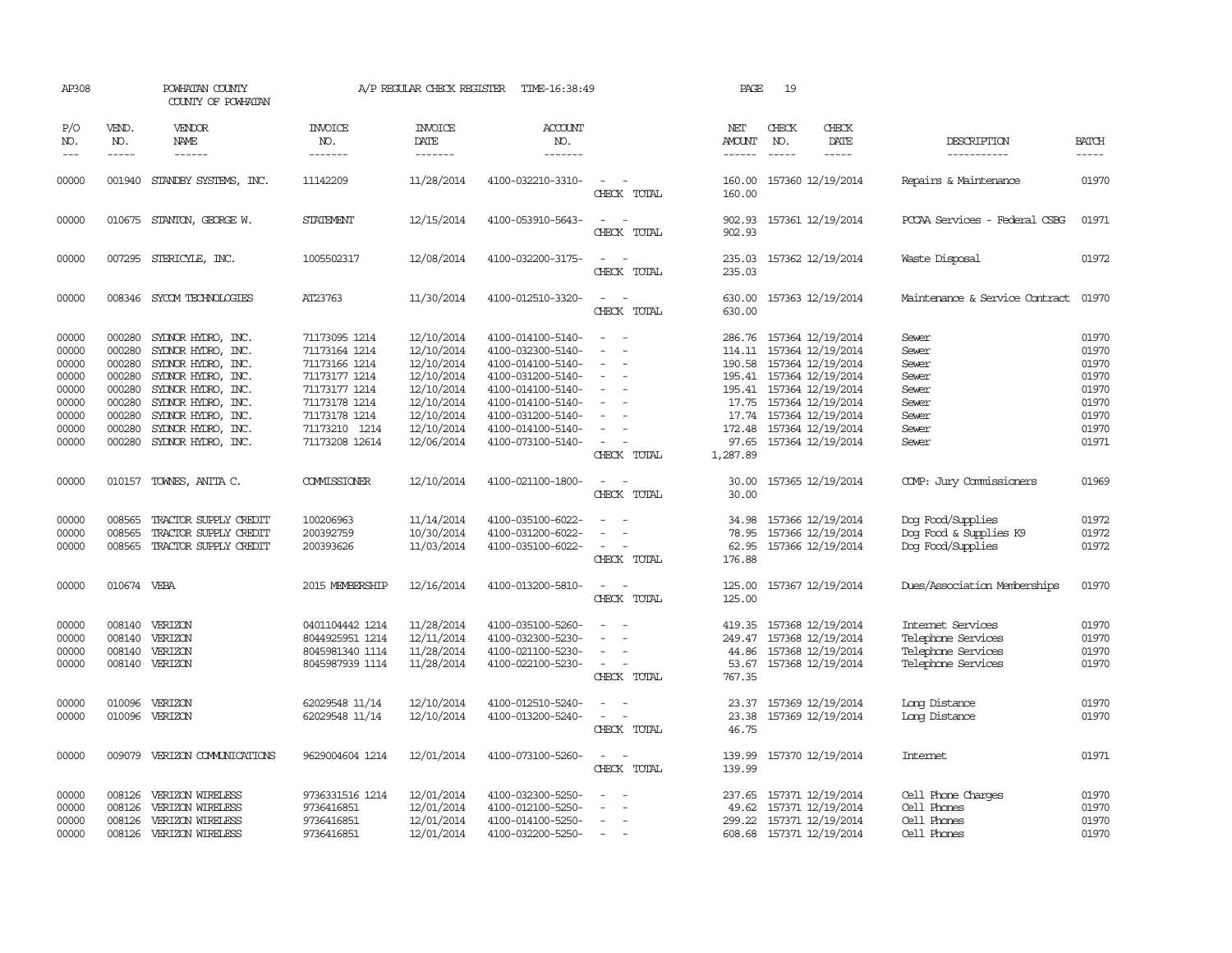AP308 POWHATAN COUNTY COUNTY OF POWHATAN — A/P REGULAR CHECK REGISTER TIME-16:38:49

| P/O NO. | VEND. NO. | VENDOR NAME | INVOICE NO. | INVOICE DATE | ACCOUNT NO. | | NET AMOUNT | CHECK NO. | CHECK DATE | DESCRIPTION | BATCH |
|---|---|---|---|---|---|---|---|---|---|---|---|
| 00000 | 001940 | STANDBY SYSTEMS, INC. | 11142209 | 11/28/2014 | 4100-032210-3310- | - - | 160.00 | 157360 | 12/19/2014 | Repairs & Maintenance | 01970 |
| | | | | | | CHECK TOTAL | 160.00 | | | | |
| 00000 | 010675 | STANTON, GEORGE W. | STATEMENT | 12/15/2014 | 4100-053910-5643- | - - | 902.93 | 157361 | 12/19/2014 | PCCAA Services - Federal CSBG | 01971 |
| | | | | | | CHECK TOTAL | 902.93 | | | | |
| 00000 | 007295 | STERICYLE, INC. | 1005502317 | 12/08/2014 | 4100-032200-3175- | - - | 235.03 | 157362 | 12/19/2014 | Waste Disposal | 01972 |
| | | | | | | CHECK TOTAL | 235.03 | | | | |
| 00000 | 008346 | SYCOM TECHNOLOGIES | AI23763 | 11/30/2014 | 4100-012510-3320- | - - | 630.00 | 157363 | 12/19/2014 | Maintenance & Service Contract | 01970 |
| | | | | | | CHECK TOTAL | 630.00 | | | | |
| 00000 | 000280 | SYDNOR HYDRO, INC. | 71173095 1214 | 12/10/2014 | 4100-014100-5140- | - - | 286.76 | 157364 | 12/19/2014 | Sewer | 01970 |
| 00000 | 000280 | SYDNOR HYDRO, INC. | 71173164 1214 | 12/10/2014 | 4100-032300-5140- | - - | 114.11 | 157364 | 12/19/2014 | Sewer | 01970 |
| 00000 | 000280 | SYDNOR HYDRO, INC. | 71173166 1214 | 12/10/2014 | 4100-014100-5140- | - - | 190.58 | 157364 | 12/19/2014 | Sewer | 01970 |
| 00000 | 000280 | SYDNOR HYDRO, INC. | 71173177 1214 | 12/10/2014 | 4100-031200-5140- | - - | 195.41 | 157364 | 12/19/2014 | Sewer | 01970 |
| 00000 | 000280 | SYDNOR HYDRO, INC. | 71173177 1214 | 12/10/2014 | 4100-014100-5140- | - - | 195.41 | 157364 | 12/19/2014 | Sewer | 01970 |
| 00000 | 000280 | SYDNOR HYDRO, INC. | 71173178 1214 | 12/10/2014 | 4100-014100-5140- | - - | 17.75 | 157364 | 12/19/2014 | Sewer | 01970 |
| 00000 | 000280 | SYDNOR HYDRO, INC. | 71173178 1214 | 12/10/2014 | 4100-031200-5140- | - - | 17.74 | 157364 | 12/19/2014 | Sewer | 01970 |
| 00000 | 000280 | SYDNOR HYDRO, INC. | 71173210 1214 | 12/10/2014 | 4100-014100-5140- | - - | 172.48 | 157364 | 12/19/2014 | Sewer | 01970 |
| 00000 | 000280 | SYDNOR HYDRO, INC. | 71173208 12614 | 12/06/2014 | 4100-073100-5140- | - - | 97.65 | 157364 | 12/19/2014 | Sewer | 01971 |
| | | | | | | CHECK TOTAL | 1,287.89 | | | | |
| 00000 | 010157 | TOWNES, ANITA C. | COMMISSIONER | 12/10/2014 | 4100-021100-1800- | - - | 30.00 | 157365 | 12/19/2014 | COMP: Jury Commissioners | 01969 |
| | | | | | | CHECK TOTAL | 30.00 | | | | |
| 00000 | 008565 | TRACTOR SUPPLY CREDIT | 100206963 | 11/14/2014 | 4100-035100-6022- | - - | 34.98 | 157366 | 12/19/2014 | Dog Food/Supplies | 01972 |
| 00000 | 008565 | TRACTOR SUPPLY CREDIT | 200392759 | 10/30/2014 | 4100-031200-6022- | - - | 78.95 | 157366 | 12/19/2014 | Dog Food & Supplies K9 | 01972 |
| 00000 | 008565 | TRACTOR SUPPLY CREDIT | 200393626 | 11/03/2014 | 4100-035100-6022- | - - | 62.95 | 157366 | 12/19/2014 | Dog Food/Supplies | 01972 |
| | | | | | | CHECK TOTAL | 176.88 | | | | |
| 00000 | 010674 | VEBA | 2015 MEMBERSHIP | 12/16/2014 | 4100-013200-5810- | - - | 125.00 | 157367 | 12/19/2014 | Dues/Association Memberships | 01970 |
| | | | | | | CHECK TOTAL | 125.00 | | | | |
| 00000 | 008140 | VERIZON | 0401104442 1214 | 11/28/2014 | 4100-035100-5260- | - - | 419.35 | 157368 | 12/19/2014 | Internet Services | 01970 |
| 00000 | 008140 | VERIZON | 8044925951 1214 | 12/11/2014 | 4100-032300-5230- | - - | 249.47 | 157368 | 12/19/2014 | Telephone Services | 01970 |
| 00000 | 008140 | VERIZON | 8045981340 1114 | 11/28/2014 | 4100-021100-5230- | - - | 44.86 | 157368 | 12/19/2014 | Telephone Services | 01970 |
| 00000 | 008140 | VERIZON | 8045987939 1114 | 11/28/2014 | 4100-022100-5230- | - - | 53.67 | 157368 | 12/19/2014 | Telephone Services | 01970 |
| | | | | | | CHECK TOTAL | 767.35 | | | | |
| 00000 | 010096 | VERIZON | 62029548 11/14 | 12/10/2014 | 4100-012510-5240- | - - | 23.37 | 157369 | 12/19/2014 | Long Distance | 01970 |
| 00000 | 010096 | VERIZON | 62029548 11/14 | 12/10/2014 | 4100-013200-5240- | - - | 23.38 | 157369 | 12/19/2014 | Long Distance | 01970 |
| | | | | | | CHECK TOTAL | 46.75 | | | | |
| 00000 | 009079 | VERIZON COMMUNICATIONS | 9629004604 1214 | 12/01/2014 | 4100-073100-5260- | - - | 139.99 | 157370 | 12/19/2014 | Internet | 01971 |
| | | | | | | CHECK TOTAL | 139.99 | | | | |
| 00000 | 008126 | VERIZON WIRELESS | 9736331516 1214 | 12/01/2014 | 4100-032300-5250- | - - | 237.65 | 157371 | 12/19/2014 | Cell Phone Charges | 01970 |
| 00000 | 008126 | VERIZON WIRELESS | 9736416851 | 12/01/2014 | 4100-012100-5250- | - - | 49.62 | 157371 | 12/19/2014 | Cell Phones | 01970 |
| 00000 | 008126 | VERIZON WIRELESS | 9736416851 | 12/01/2014 | 4100-014100-5250- | - - | 299.22 | 157371 | 12/19/2014 | Cell Phones | 01970 |
| 00000 | 008126 | VERIZON WIRELESS | 9736416851 | 12/01/2014 | 4100-032200-5250- | - - | 608.68 | 157371 | 12/19/2014 | Cell Phones | 01970 |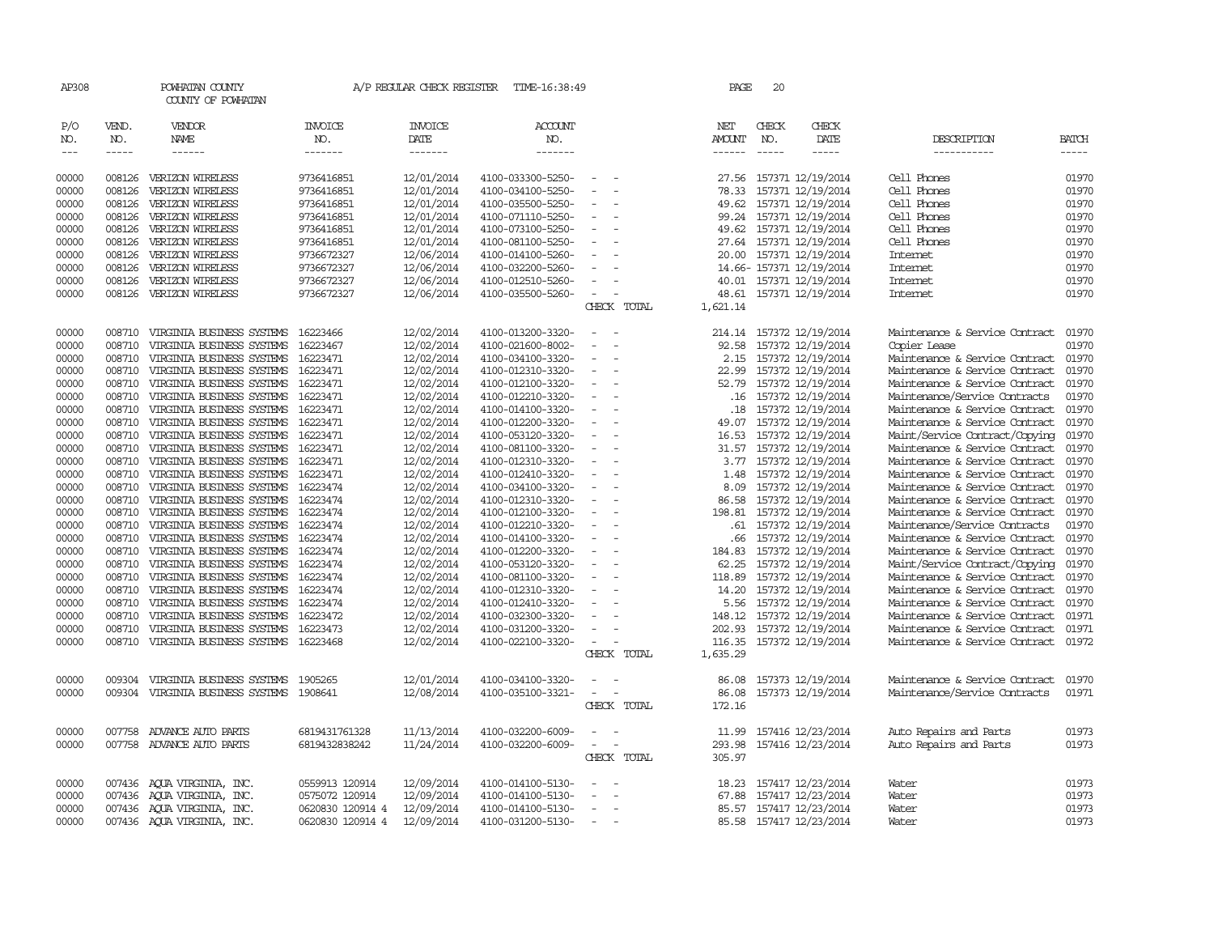AP308 POWHATAN COUNTY A/P REGULAR CHECK REGISTER TIME-16:38:49

COUNTY OF POWHATAN

| P/O NO. | VEND. NO. | VENDOR NAME | INVOICE NO. | INVOICE DATE | ACCOUNT NO. | | NET AMOUNT | CHECK NO. | CHECK DATE | DESCRIPTION | BATCH |
|---|---|---|---|---|---|---|---|---|---|---|---|
| 00000 | 008126 | VERIZON WIRELESS | 9736416851 | 12/01/2014 | 4100-033300-5250- | - - | 27.56 | 157371 | 12/19/2014 | Cell Phones | 01970 |
| 00000 | 008126 | VERIZON WIRELESS | 9736416851 | 12/01/2014 | 4100-034100-5250- | - - | 78.33 | 157371 | 12/19/2014 | Cell Phones | 01970 |
| 00000 | 008126 | VERIZON WIRELESS | 9736416851 | 12/01/2014 | 4100-035500-5250- | - - | 49.62 | 157371 | 12/19/2014 | Cell Phones | 01970 |
| 00000 | 008126 | VERIZON WIRELESS | 9736416851 | 12/01/2014 | 4100-071110-5250- | - - | 99.24 | 157371 | 12/19/2014 | Cell Phones | 01970 |
| 00000 | 008126 | VERIZON WIRELESS | 9736416851 | 12/01/2014 | 4100-073100-5250- | - - | 49.62 | 157371 | 12/19/2014 | Cell Phones | 01970 |
| 00000 | 008126 | VERIZON WIRELESS | 9736416851 | 12/01/2014 | 4100-081100-5250- | - - | 27.64 | 157371 | 12/19/2014 | Cell Phones | 01970 |
| 00000 | 008126 | VERIZON WIRELESS | 9736672327 | 12/06/2014 | 4100-014100-5260- | - - | 20.00 | 157371 | 12/19/2014 | Internet | 01970 |
| 00000 | 008126 | VERIZON WIRELESS | 9736672327 | 12/06/2014 | 4100-032200-5260- | - - | 14.66- | 157371 | 12/19/2014 | Internet | 01970 |
| 00000 | 008126 | VERIZON WIRELESS | 9736672327 | 12/06/2014 | 4100-012510-5260- | - - | 40.01 | 157371 | 12/19/2014 | Internet | 01970 |
| 00000 | 008126 | VERIZON WIRELESS | 9736672327 | 12/06/2014 | 4100-035500-5260- | - - | 48.61 | 157371 | 12/19/2014 | Internet | 01970 |
| | | | | | | CHECK TOTAL | 1,621.14 | | | | |
| 00000 | 008710 | VIRGINIA BUSINESS SYSTEMS | 16223466 | 12/02/2014 | 4100-013200-3320- | - - | 214.14 | 157372 | 12/19/2014 | Maintenance & Service Contract | 01970 |
| 00000 | 008710 | VIRGINIA BUSINESS SYSTEMS | 16223467 | 12/02/2014 | 4100-021600-8002- | - - | 92.58 | 157372 | 12/19/2014 | Copier Lease | 01970 |
| 00000 | 008710 | VIRGINIA BUSINESS SYSTEMS | 16223471 | 12/02/2014 | 4100-034100-3320- | - - | 2.15 | 157372 | 12/19/2014 | Maintenance & Service Contract | 01970 |
| 00000 | 008710 | VIRGINIA BUSINESS SYSTEMS | 16223471 | 12/02/2014 | 4100-012310-3320- | - - | 22.99 | 157372 | 12/19/2014 | Maintenance & Service Contract | 01970 |
| 00000 | 008710 | VIRGINIA BUSINESS SYSTEMS | 16223471 | 12/02/2014 | 4100-012100-3320- | - - | 52.79 | 157372 | 12/19/2014 | Maintenance & Service Contract | 01970 |
| 00000 | 008710 | VIRGINIA BUSINESS SYSTEMS | 16223471 | 12/02/2014 | 4100-012210-3320- | - - | .16 | 157372 | 12/19/2014 | Maintenance/Service Contracts | 01970 |
| 00000 | 008710 | VIRGINIA BUSINESS SYSTEMS | 16223471 | 12/02/2014 | 4100-014100-3320- | - - | .18 | 157372 | 12/19/2014 | Maintenance & Service Contract | 01970 |
| 00000 | 008710 | VIRGINIA BUSINESS SYSTEMS | 16223471 | 12/02/2014 | 4100-012200-3320- | - - | 49.07 | 157372 | 12/19/2014 | Maintenance & Service Contract | 01970 |
| 00000 | 008710 | VIRGINIA BUSINESS SYSTEMS | 16223471 | 12/02/2014 | 4100-053120-3320- | - - | 16.53 | 157372 | 12/19/2014 | Maint/Service Contract/Copying | 01970 |
| 00000 | 008710 | VIRGINIA BUSINESS SYSTEMS | 16223471 | 12/02/2014 | 4100-081100-3320- | - - | 31.57 | 157372 | 12/19/2014 | Maintenance & Service Contract | 01970 |
| 00000 | 008710 | VIRGINIA BUSINESS SYSTEMS | 16223471 | 12/02/2014 | 4100-012310-3320- | - - | 3.77 | 157372 | 12/19/2014 | Maintenance & Service Contract | 01970 |
| 00000 | 008710 | VIRGINIA BUSINESS SYSTEMS | 16223471 | 12/02/2014 | 4100-012410-3320- | - - | 1.48 | 157372 | 12/19/2014 | Maintenance & Service Contract | 01970 |
| 00000 | 008710 | VIRGINIA BUSINESS SYSTEMS | 16223474 | 12/02/2014 | 4100-034100-3320- | - - | 8.09 | 157372 | 12/19/2014 | Maintenance & Service Contract | 01970 |
| 00000 | 008710 | VIRGINIA BUSINESS SYSTEMS | 16223474 | 12/02/2014 | 4100-012310-3320- | - - | 86.58 | 157372 | 12/19/2014 | Maintenance & Service Contract | 01970 |
| 00000 | 008710 | VIRGINIA BUSINESS SYSTEMS | 16223474 | 12/02/2014 | 4100-012100-3320- | - - | 198.81 | 157372 | 12/19/2014 | Maintenance & Service Contract | 01970 |
| 00000 | 008710 | VIRGINIA BUSINESS SYSTEMS | 16223474 | 12/02/2014 | 4100-012210-3320- | - - | .61 | 157372 | 12/19/2014 | Maintenance/Service Contracts | 01970 |
| 00000 | 008710 | VIRGINIA BUSINESS SYSTEMS | 16223474 | 12/02/2014 | 4100-014100-3320- | - - | .66 | 157372 | 12/19/2014 | Maintenance & Service Contract | 01970 |
| 00000 | 008710 | VIRGINIA BUSINESS SYSTEMS | 16223474 | 12/02/2014 | 4100-012200-3320- | - - | 184.83 | 157372 | 12/19/2014 | Maintenance & Service Contract | 01970 |
| 00000 | 008710 | VIRGINIA BUSINESS SYSTEMS | 16223474 | 12/02/2014 | 4100-053120-3320- | - - | 62.25 | 157372 | 12/19/2014 | Maint/Service Contract/Copying | 01970 |
| 00000 | 008710 | VIRGINIA BUSINESS SYSTEMS | 16223474 | 12/02/2014 | 4100-081100-3320- | - - | 118.89 | 157372 | 12/19/2014 | Maintenance & Service Contract | 01970 |
| 00000 | 008710 | VIRGINIA BUSINESS SYSTEMS | 16223474 | 12/02/2014 | 4100-012310-3320- | - - | 14.20 | 157372 | 12/19/2014 | Maintenance & Service Contract | 01970 |
| 00000 | 008710 | VIRGINIA BUSINESS SYSTEMS | 16223474 | 12/02/2014 | 4100-012410-3320- | - - | 5.56 | 157372 | 12/19/2014 | Maintenance & Service Contract | 01970 |
| 00000 | 008710 | VIRGINIA BUSINESS SYSTEMS | 16223472 | 12/02/2014 | 4100-032300-3320- | - - | 148.12 | 157372 | 12/19/2014 | Maintenance & Service Contract | 01971 |
| 00000 | 008710 | VIRGINIA BUSINESS SYSTEMS | 16223473 | 12/02/2014 | 4100-031200-3320- | - - | 202.93 | 157372 | 12/19/2014 | Maintenance & Service Contract | 01971 |
| 00000 | 008710 | VIRGINIA BUSINESS SYSTEMS | 16223468 | 12/02/2014 | 4100-022100-3320- | - - | 116.35 | 157372 | 12/19/2014 | Maintenance & Service Contract | 01972 |
| | | | | | | CHECK TOTAL | 1,635.29 | | | | |
| 00000 | 009304 | VIRGINIA BUSINESS SYSTEMS | 1905265 | 12/01/2014 | 4100-034100-3320- | - - | 86.08 | 157373 | 12/19/2014 | Maintenance & Service Contract | 01970 |
| 00000 | 009304 | VIRGINIA BUSINESS SYSTEMS | 1908641 | 12/08/2014 | 4100-035100-3321- | - - | 86.08 | 157373 | 12/19/2014 | Maintenance/Service Contracts | 01971 |
| | | | | | | CHECK TOTAL | 172.16 | | | | |
| 00000 | 007758 | ADVANCE AUTO PARTS | 6819431761328 | 11/13/2014 | 4100-032200-6009- | - - | 11.99 | 157416 | 12/23/2014 | Auto Repairs and Parts | 01973 |
| 00000 | 007758 | ADVANCE AUTO PARTS | 6819432838242 | 11/24/2014 | 4100-032200-6009- | - - | 293.98 | 157416 | 12/23/2014 | Auto Repairs and Parts | 01973 |
| | | | | | | CHECK TOTAL | 305.97 | | | | |
| 00000 | 007436 | AQUA VIRGINIA, INC. | 0559913 120914 | 12/09/2014 | 4100-014100-5130- | - - | 18.23 | 157417 | 12/23/2014 | Water | 01973 |
| 00000 | 007436 | AQUA VIRGINIA, INC. | 0575072 120914 | 12/09/2014 | 4100-014100-5130- | - - | 67.88 | 157417 | 12/23/2014 | Water | 01973 |
| 00000 | 007436 | AQUA VIRGINIA, INC. | 0620830 120914 4 | 12/09/2014 | 4100-014100-5130- | - - | 85.57 | 157417 | 12/23/2014 | Water | 01973 |
| 00000 | 007436 | AQUA VIRGINIA, INC. | 0620830 120914 4 | 12/09/2014 | 4100-031200-5130- | - - | 85.58 | 157417 | 12/23/2014 | Water | 01973 |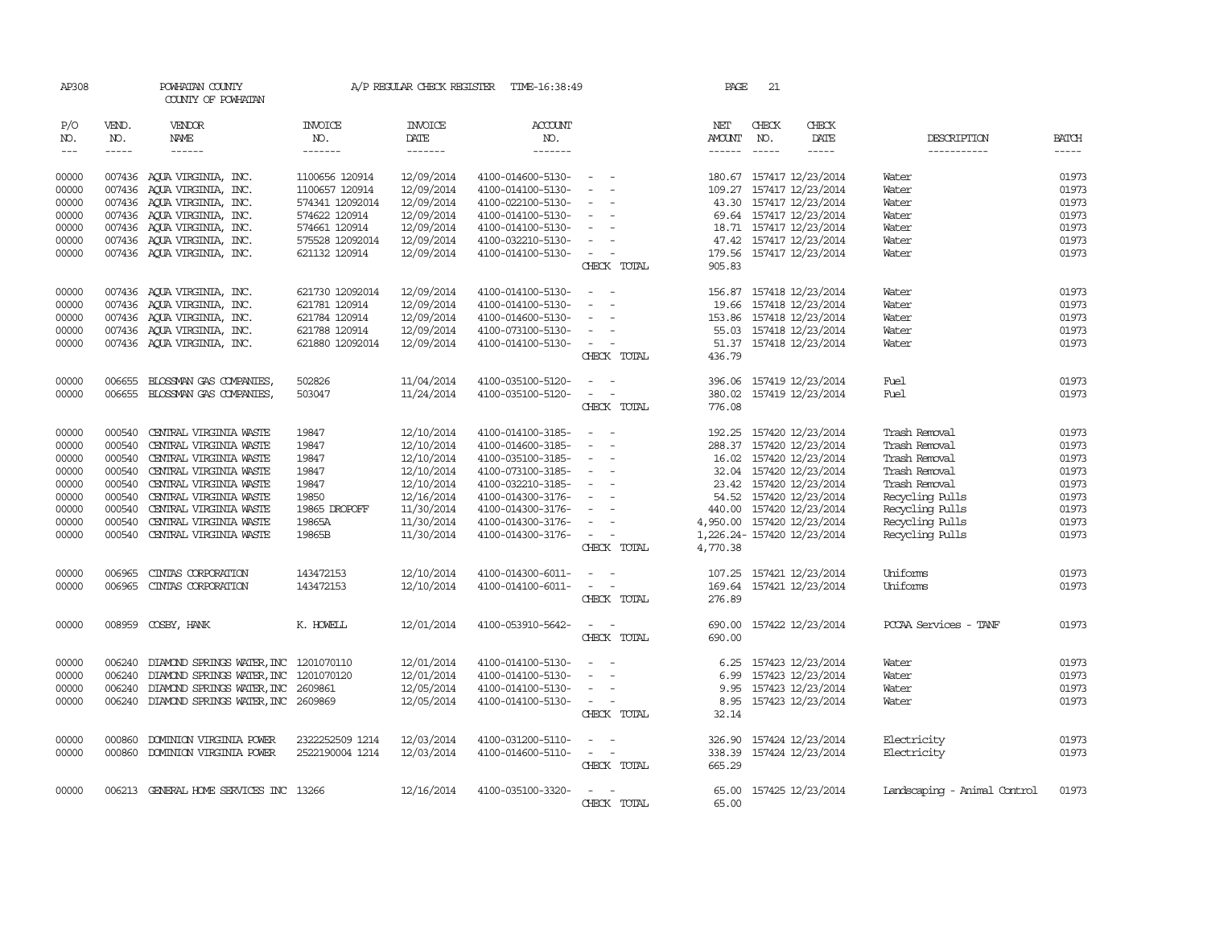AP308 POWHATAN COUNTY A/P REGULAR CHECK REGISTER TIME-16:38:49 PAGE 21

COUNTY OF POWHATAN

| P/O NO. | VEND. NO. | VENDOR NAME | INVOICE NO. | INVOICE DATE | ACCOUNT NO. | | NET AMOUNT | CHECK NO. | CHECK DATE | DESCRIPTION | BATCH |
|---|---|---|---|---|---|---|---|---|---|---|---|
| 00000 | 007436 | AQUA VIRGINIA, INC. | 1100656 120914 | 12/09/2014 | 4100-014600-5130- | - - | 180.67 | 157417 | 12/23/2014 | Water | 01973 |
| 00000 | 007436 | AQUA VIRGINIA, INC. | 1100657 120914 | 12/09/2014 | 4100-014100-5130- | - - | 109.27 | 157417 | 12/23/2014 | Water | 01973 |
| 00000 | 007436 | AQUA VIRGINIA, INC. | 574341 12092014 | 12/09/2014 | 4100-022100-5130- | - - | 43.30 | 157417 | 12/23/2014 | Water | 01973 |
| 00000 | 007436 | AQUA VIRGINIA, INC. | 574622 120914 | 12/09/2014 | 4100-014100-5130- | - - | 69.64 | 157417 | 12/23/2014 | Water | 01973 |
| 00000 | 007436 | AQUA VIRGINIA, INC. | 574661 120914 | 12/09/2014 | 4100-014100-5130- | - - | 18.71 | 157417 | 12/23/2014 | Water | 01973 |
| 00000 | 007436 | AQUA VIRGINIA, INC. | 575528 12092014 | 12/09/2014 | 4100-032210-5130- | - - | 47.42 | 157417 | 12/23/2014 | Water | 01973 |
| 00000 | 007436 | AQUA VIRGINIA, INC. | 621132 120914 | 12/09/2014 | 4100-014100-5130- | - - | 179.56 | 157417 | 12/23/2014 | Water | 01973 |
| | | | | | | CHECK TOTAL | 905.83 | | | | |
| 00000 | 007436 | AQUA VIRGINIA, INC. | 621730 12092014 | 12/09/2014 | 4100-014100-5130- | - - | 156.87 | 157418 | 12/23/2014 | Water | 01973 |
| 00000 | 007436 | AQUA VIRGINIA, INC. | 621781 120914 | 12/09/2014 | 4100-014100-5130- | - - | 19.66 | 157418 | 12/23/2014 | Water | 01973 |
| 00000 | 007436 | AQUA VIRGINIA, INC. | 621784 120914 | 12/09/2014 | 4100-014600-5130- | - - | 153.86 | 157418 | 12/23/2014 | Water | 01973 |
| 00000 | 007436 | AQUA VIRGINIA, INC. | 621788 120914 | 12/09/2014 | 4100-073100-5130- | - - | 55.03 | 157418 | 12/23/2014 | Water | 01973 |
| 00000 | 007436 | AQUA VIRGINIA, INC. | 621880 12092014 | 12/09/2014 | 4100-014100-5130- | - - | 51.37 | 157418 | 12/23/2014 | Water | 01973 |
| | | | | | | CHECK TOTAL | 436.79 | | | | |
| 00000 | 006655 | BLOSSMAN GAS COMPANIES, | 502826 | 11/04/2014 | 4100-035100-5120- | - - | 396.06 | 157419 | 12/23/2014 | Fuel | 01973 |
| 00000 | 006655 | BLOSSMAN GAS COMPANIES, | 503047 | 11/24/2014 | 4100-035100-5120- | - - | 380.02 | 157419 | 12/23/2014 | Fuel | 01973 |
| | | | | | | CHECK TOTAL | 776.08 | | | | |
| 00000 | 000540 | CENTRAL VIRGINIA WASTE | 19847 | 12/10/2014 | 4100-014100-3185- | - - | 192.25 | 157420 | 12/23/2014 | Trash Removal | 01973 |
| 00000 | 000540 | CENTRAL VIRGINIA WASTE | 19847 | 12/10/2014 | 4100-014600-3185- | - - | 288.37 | 157420 | 12/23/2014 | Trash Removal | 01973 |
| 00000 | 000540 | CENTRAL VIRGINIA WASTE | 19847 | 12/10/2014 | 4100-035100-3185- | - - | 16.02 | 157420 | 12/23/2014 | Trash Removal | 01973 |
| 00000 | 000540 | CENTRAL VIRGINIA WASTE | 19847 | 12/10/2014 | 4100-073100-3185- | - - | 32.04 | 157420 | 12/23/2014 | Trash Removal | 01973 |
| 00000 | 000540 | CENTRAL VIRGINIA WASTE | 19847 | 12/10/2014 | 4100-032210-3185- | - - | 23.42 | 157420 | 12/23/2014 | Trash Removal | 01973 |
| 00000 | 000540 | CENTRAL VIRGINIA WASTE | 19850 | 12/16/2014 | 4100-014300-3176- | - - | 54.52 | 157420 | 12/23/2014 | Recycling Pulls | 01973 |
| 00000 | 000540 | CENTRAL VIRGINIA WASTE | 19865 DROPOFF | 11/30/2014 | 4100-014300-3176- | - - | 440.00 | 157420 | 12/23/2014 | Recycling Pulls | 01973 |
| 00000 | 000540 | CENTRAL VIRGINIA WASTE | 19865A | 11/30/2014 | 4100-014300-3176- | - - | 4,950.00 | 157420 | 12/23/2014 | Recycling Pulls | 01973 |
| 00000 | 000540 | CENTRAL VIRGINIA WASTE | 19865B | 11/30/2014 | 4100-014300-3176- | - - | 1,226.24- | 157420 | 12/23/2014 | Recycling Pulls | 01973 |
| | | | | | | CHECK TOTAL | 4,770.38 | | | | |
| 00000 | 006965 | CINTAS CORPORATION | 143472153 | 12/10/2014 | 4100-014300-6011- | - - | 107.25 | 157421 | 12/23/2014 | Uniforms | 01973 |
| 00000 | 006965 | CINTAS CORPORATION | 143472153 | 12/10/2014 | 4100-014100-6011- | - - | 169.64 | 157421 | 12/23/2014 | Uniforms | 01973 |
| | | | | | | CHECK TOTAL | 276.89 | | | | |
| 00000 | 008959 | COSBY, HANK | K. HOWELL | 12/01/2014 | 4100-053910-5642- | - - | 690.00 | 157422 | 12/23/2014 | PCCAA Services - TANF | 01973 |
| | | | | | | CHECK TOTAL | 690.00 | | | | |
| 00000 | 006240 | DIAMOND SPRINGS WATER, INC | 1201070110 | 12/01/2014 | 4100-014100-5130- | - - | 6.25 | 157423 | 12/23/2014 | Water | 01973 |
| 00000 | 006240 | DIAMOND SPRINGS WATER, INC | 1201070120 | 12/01/2014 | 4100-014100-5130- | - - | 6.99 | 157423 | 12/23/2014 | Water | 01973 |
| 00000 | 006240 | DIAMOND SPRINGS WATER, INC | 2609861 | 12/05/2014 | 4100-014100-5130- | - - | 9.95 | 157423 | 12/23/2014 | Water | 01973 |
| 00000 | 006240 | DIAMOND SPRINGS WATER, INC | 2609869 | 12/05/2014 | 4100-014100-5130- | - - | 8.95 | 157423 | 12/23/2014 | Water | 01973 |
| | | | | | | CHECK TOTAL | 32.14 | | | | |
| 00000 | 000860 | DOMINION VIRGINIA POWER | 2322252509 1214 | 12/03/2014 | 4100-031200-5110- | - - | 326.90 | 157424 | 12/23/2014 | Electricity | 01973 |
| 00000 | 000860 | DOMINION VIRGINIA POWER | 2522190004 1214 | 12/03/2014 | 4100-014600-5110- | - - | 338.39 | 157424 | 12/23/2014 | Electricity | 01973 |
| | | | | | | CHECK TOTAL | 665.29 | | | | |
| 00000 | 006213 | GENERAL HOME SERVICES INC | 13266 | 12/16/2014 | 4100-035100-3320- | - - | 65.00 | 157425 | 12/23/2014 | Landscaping - Animal Control | 01973 |
| | | | | | | CHECK TOTAL | 65.00 | | | | |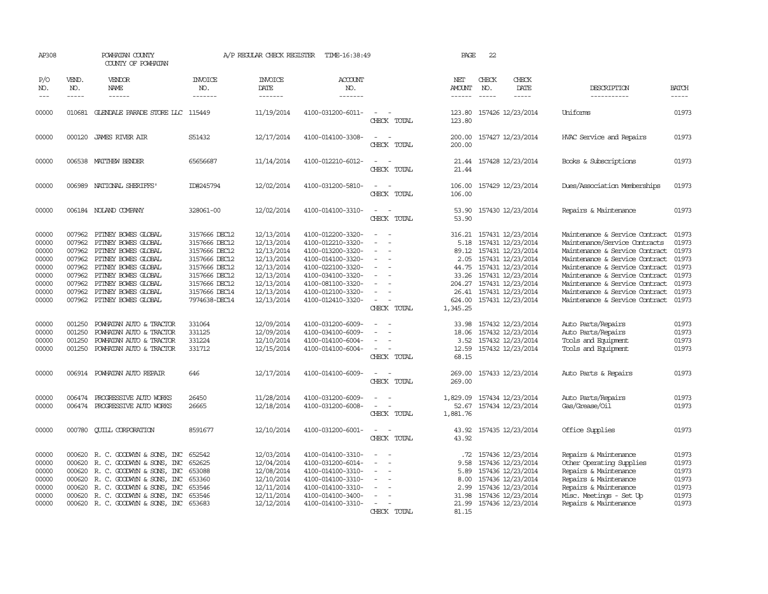AP308 POWHATAN COUNTY A/P REGULAR CHECK REGISTER TIME-16:38:49 PAGE 22

COUNTY OF POWHATAN

| P/O NO. | VEND. NO. | VENDOR NAME | INVOICE NO. | INVOICE DATE | ACCOUNT NO. | | NET AMOUNT | CHECK NO. | CHECK DATE | DESCRIPTION | BATCH |
|---|---|---|---|---|---|---|---|---|---|---|---|
| --- | ----- | ------ | ------- | ------- | ------- | | ------ | ----- | ----- | ----------- | ----- |
| 00000 | 010681 | GLENDALE PARADE STORE LLC | 115449 | 11/19/2014 | 4100-031200-6011- | - - | 123.80 | 157426 | 12/23/2014 | Uniforms | 01973 |
| | | | | | | CHECK TOTAL | 123.80 | | | | |
| 00000 | 000120 | JAMES RIVER AIR | S51432 | 12/17/2014 | 4100-014100-3308- | - - | 200.00 | 157427 | 12/23/2014 | HVAC Service and Repairs | 01973 |
| | | | | | | CHECK TOTAL | 200.00 | | | | |
| 00000 | 006538 | MATTHEW BENDER | 65656687 | 11/14/2014 | 4100-012210-6012- | - - | 21.44 | 157428 | 12/23/2014 | Books & Subscriptions | 01973 |
| | | | | | | CHECK TOTAL | 21.44 | | | | |
| 00000 | 006989 | NATIONAL SHERIFFS' | ID#245794 | 12/02/2014 | 4100-031200-5810- | - - | 106.00 | 157429 | 12/23/2014 | Dues/Association Memberships | 01973 |
| | | | | | | CHECK TOTAL | 106.00 | | | | |
| 00000 | 006184 | NOLAND COMPANY | 328061-00 | 12/02/2014 | 4100-014100-3310- | - - | 53.90 | 157430 | 12/23/2014 | Repairs & Maintenance | 01973 |
| | | | | | | CHECK TOTAL | 53.90 | | | | |
| 00000 | 007962 | PITNEY BOWES GLOBAL | 3157666 DEC12 | 12/13/2014 | 4100-012200-3320- | - - | 316.21 | 157431 | 12/23/2014 | Maintenance & Service Contract | 01973 |
| 00000 | 007962 | PITNEY BOWES GLOBAL | 3157666 DEC12 | 12/13/2014 | 4100-012210-3320- | - - | 5.18 | 157431 | 12/23/2014 | Maintenance/Service Contracts | 01973 |
| 00000 | 007962 | PITNEY BOWES GLOBAL | 3157666 DEC12 | 12/13/2014 | 4100-013200-3320- | - - | 89.12 | 157431 | 12/23/2014 | Maintenance & Service Contract | 01973 |
| 00000 | 007962 | PITNEY BOWES GLOBAL | 3157666 DEC12 | 12/13/2014 | 4100-014100-3320- | - - | 2.05 | 157431 | 12/23/2014 | Maintenance & Service Contract | 01973 |
| 00000 | 007962 | PITNEY BOWES GLOBAL | 3157666 DEC12 | 12/13/2014 | 4100-022100-3320- | - - | 44.75 | 157431 | 12/23/2014 | Maintenance & Service Contract | 01973 |
| 00000 | 007962 | PITNEY BOWES GLOBAL | 3157666 DEC12 | 12/13/2014 | 4100-034100-3320- | - - | 33.26 | 157431 | 12/23/2014 | Maintenance & Service Contract | 01973 |
| 00000 | 007962 | PITNEY BOWES GLOBAL | 3157666 DEC12 | 12/13/2014 | 4100-081100-3320- | - - | 204.27 | 157431 | 12/23/2014 | Maintenance & Service Contract | 01973 |
| 00000 | 007962 | PITNEY BOWES GLOBAL | 3157666 DEC14 | 12/13/2014 | 4100-012100-3320- | - - | 26.41 | 157431 | 12/23/2014 | Maintenance & Service Contract | 01973 |
| 00000 | 007962 | PITNEY BOWES GLOBAL | 7974638-DEC14 | 12/13/2014 | 4100-012410-3320- | - - | 624.00 | 157431 | 12/23/2014 | Maintenance & Service Contract | 01973 |
| | | | | | | CHECK TOTAL | 1,345.25 | | | | |
| 00000 | 001250 | POWHATAN AUTO & TRACTOR | 331064 | 12/09/2014 | 4100-031200-6009- | - - | 33.98 | 157432 | 12/23/2014 | Auto Parts/Repairs | 01973 |
| 00000 | 001250 | POWHATAN AUTO & TRACTOR | 331125 | 12/09/2014 | 4100-034100-6009- | - - | 18.06 | 157432 | 12/23/2014 | Auto Parts/Repairs | 01973 |
| 00000 | 001250 | POWHATAN AUTO & TRACTOR | 331224 | 12/10/2014 | 4100-014100-6004- | - - | 3.52 | 157432 | 12/23/2014 | Tools and Equipment | 01973 |
| 00000 | 001250 | POWHATAN AUTO & TRACTOR | 331712 | 12/15/2014 | 4100-014100-6004- | - - | 12.59 | 157432 | 12/23/2014 | Tools and Equipment | 01973 |
| | | | | | | CHECK TOTAL | 68.15 | | | | |
| 00000 | 006914 | POWHATAN AUTO REPAIR | 646 | 12/17/2014 | 4100-014100-6009- | - - | 269.00 | 157433 | 12/23/2014 | Auto Parts & Repairs | 01973 |
| | | | | | | CHECK TOTAL | 269.00 | | | | |
| 00000 | 006474 | PROGRESSIVE AUTO WORKS | 26450 | 11/28/2014 | 4100-031200-6009- | - - | 1,829.09 | 157434 | 12/23/2014 | Auto Parts/Repairs | 01973 |
| 00000 | 006474 | PROGRESSIVE AUTO WORKS | 26665 | 12/18/2014 | 4100-031200-6008- | - - | 52.67 | 157434 | 12/23/2014 | Gas/Grease/Oil | 01973 |
| | | | | | | CHECK TOTAL | 1,881.76 | | | | |
| 00000 | 000780 | QUILL CORPORATION | 8591677 | 12/10/2014 | 4100-031200-6001- | - - | 43.92 | 157435 | 12/23/2014 | Office Supplies | 01973 |
| | | | | | | CHECK TOTAL | 43.92 | | | | |
| 00000 | 000620 | R. C. GOODWYN & SONS, INC | 652542 | 12/03/2014 | 4100-014100-3310- | - - | .72 | 157436 | 12/23/2014 | Repairs & Maintenance | 01973 |
| 00000 | 000620 | R. C. GOODWYN & SONS, INC | 652625 | 12/04/2014 | 4100-031200-6014- | - - | 9.58 | 157436 | 12/23/2014 | Other Operating Supplies | 01973 |
| 00000 | 000620 | R. C. GOODWYN & SONS, INC | 653088 | 12/08/2014 | 4100-014100-3310- | - - | 5.89 | 157436 | 12/23/2014 | Repairs & Maintenance | 01973 |
| 00000 | 000620 | R. C. GOODWYN & SONS, INC | 653360 | 12/10/2014 | 4100-014100-3310- | - - | 8.00 | 157436 | 12/23/2014 | Repairs & Maintenance | 01973 |
| 00000 | 000620 | R. C. GOODWYN & SONS, INC | 653546 | 12/11/2014 | 4100-014100-3310- | - - | 2.99 | 157436 | 12/23/2014 | Repairs & Maintenance | 01973 |
| 00000 | 000620 | R. C. GOODWYN & SONS, INC | 653546 | 12/11/2014 | 4100-014100-3400- | - - | 31.98 | 157436 | 12/23/2014 | Misc. Meetings - Set Up | 01973 |
| 00000 | 000620 | R. C. GOODWYN & SONS, INC | 653683 | 12/12/2014 | 4100-014100-3310- | - - | 21.99 | 157436 | 12/23/2014 | Repairs & Maintenance | 01973 |
| | | | | | | CHECK TOTAL | 81.15 | | | | |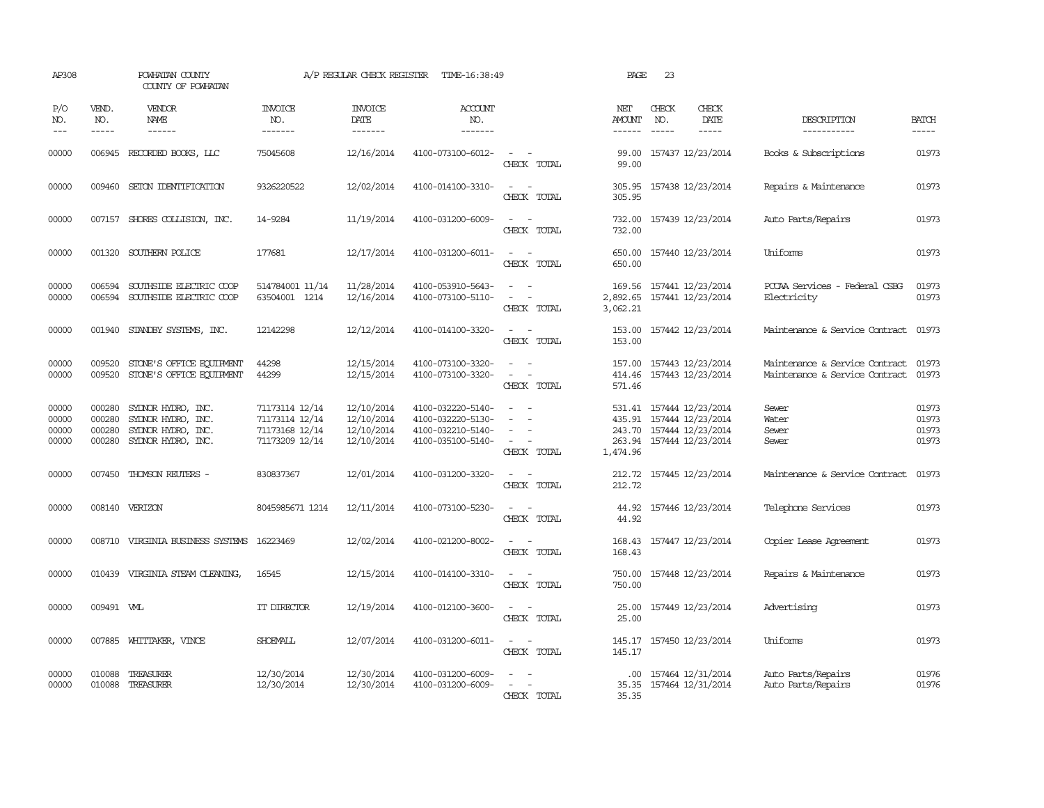AP308 POWHATAN COUNTY A/P REGULAR CHECK REGISTER TIME-16:38:49 PAGE 23

COUNTY OF POWHATAN

| P/O NO. | VEND. NO. | VENDOR NAME | INVOICE NO. | INVOICE DATE | ACCOUNT NO. | | NET AMOUNT | CHECK NO. | CHECK DATE | DESCRIPTION | BATCH |
|---|---|---|---|---|---|---|---|---|---|---|---|
| 00000 | 006945 | RECORDED BOOKS, LLC | 75045608 | 12/16/2014 | 4100-073100-6012- | - - | 99.00 | 157437 | 12/23/2014 | Books & Subscriptions | 01973 |
| | | | | | | CHECK TOTAL | 99.00 | | | | |
| 00000 | 009460 | SETON IDENTIFICATION | 9326220522 | 12/02/2014 | 4100-014100-3310- | - - | 305.95 | 157438 | 12/23/2014 | Repairs & Maintenance | 01973 |
| | | | | | | CHECK TOTAL | 305.95 | | | | |
| 00000 | 007157 | SHORES COLLISION, INC. | 14-9284 | 11/19/2014 | 4100-031200-6009- | - - | 732.00 | 157439 | 12/23/2014 | Auto Parts/Repairs | 01973 |
| | | | | | | CHECK TOTAL | 732.00 | | | | |
| 00000 | 001320 | SOUTHERN POLICE | 177681 | 12/17/2014 | 4100-031200-6011- | - - | 650.00 | 157440 | 12/23/2014 | Uniforms | 01973 |
| | | | | | | CHECK TOTAL | 650.00 | | | | |
| 00000 | 006594 | SOUTHSIDE ELECTRIC COOP | 514784001 11/14 | 11/28/2014 | 4100-053910-5643- | - - | 169.56 | 157441 | 12/23/2014 | PCCAA Services - Federal CSBG | 01973 |
| 00000 | 006594 | SOUTHSIDE ELECTRIC COOP | 63504001 1214 | 12/16/2014 | 4100-073100-5110- | - - | 2,892.65 | 157441 | 12/23/2014 | Electricity | 01973 |
| | | | | | | CHECK TOTAL | 3,062.21 | | | | |
| 00000 | 001940 | STANDBY SYSTEMS, INC. | 12142298 | 12/12/2014 | 4100-014100-3320- | - - | 153.00 | 157442 | 12/23/2014 | Maintenance & Service Contract | 01973 |
| | | | | | | CHECK TOTAL | 153.00 | | | | |
| 00000 | 009520 | STONE'S OFFICE EQUIPMENT | 44298 | 12/15/2014 | 4100-073100-3320- | - - | 157.00 | 157443 | 12/23/2014 | Maintenance & Service Contract | 01973 |
| 00000 | 009520 | STONE'S OFFICE EQUIPMENT | 44299 | 12/15/2014 | 4100-073100-3320- | - - | 414.46 | 157443 | 12/23/2014 | Maintenance & Service Contract | 01973 |
| | | | | | | CHECK TOTAL | 571.46 | | | | |
| 00000 | 000280 | SYDNOR HYDRO, INC. | 71173114 12/14 | 12/10/2014 | 4100-032220-5140- | - - | 531.41 | 157444 | 12/23/2014 | Sewer | 01973 |
| 00000 | 000280 | SYDNOR HYDRO, INC. | 71173114 12/14 | 12/10/2014 | 4100-032220-5130- | - - | 435.91 | 157444 | 12/23/2014 | Water | 01973 |
| 00000 | 000280 | SYDNOR HYDRO, INC. | 71173168 12/14 | 12/10/2014 | 4100-032210-5140- | - - | 243.70 | 157444 | 12/23/2014 | Sewer | 01973 |
| 00000 | 000280 | SYDNOR HYDRO, INC. | 71173209 12/14 | 12/10/2014 | 4100-035100-5140- | - - | 263.94 | 157444 | 12/23/2014 | Sewer | 01973 |
| | | | | | | CHECK TOTAL | 1,474.96 | | | | |
| 00000 | 007450 | THOMSON REUTERS - | 830837367 | 12/01/2014 | 4100-031200-3320- | - - | 212.72 | 157445 | 12/23/2014 | Maintenance & Service Contract | 01973 |
| | | | | | | CHECK TOTAL | 212.72 | | | | |
| 00000 | 008140 | VERIZON | 8045985671 1214 | 12/11/2014 | 4100-073100-5230- | - - | 44.92 | 157446 | 12/23/2014 | Telephone Services | 01973 |
| | | | | | | CHECK TOTAL | 44.92 | | | | |
| 00000 | 008710 | VIRGINIA BUSINESS SYSTEMS | 16223469 | 12/02/2014 | 4100-021200-8002- | - - | 168.43 | 157447 | 12/23/2014 | Copier Lease Agreement | 01973 |
| | | | | | | CHECK TOTAL | 168.43 | | | | |
| 00000 | 010439 | VIRGINIA STEAM CLEANING, | 16545 | 12/15/2014 | 4100-014100-3310- | - - | 750.00 | 157448 | 12/23/2014 | Repairs & Maintenance | 01973 |
| | | | | | | CHECK TOTAL | 750.00 | | | | |
| 00000 | 009491 | VML | IT DIRECTOR | 12/19/2014 | 4100-012100-3600- | - - | 25.00 | 157449 | 12/23/2014 | Advertising | 01973 |
| | | | | | | CHECK TOTAL | 25.00 | | | | |
| 00000 | 007885 | WHITTAKER, VINCE | SHOEMALL | 12/07/2014 | 4100-031200-6011- | - - | 145.17 | 157450 | 12/23/2014 | Uniforms | 01973 |
| | | | | | | CHECK TOTAL | 145.17 | | | | |
| 00000 | 010088 | TREASURER | 12/30/2014 | 12/30/2014 | 4100-031200-6009- | - - | .00 | 157464 | 12/31/2014 | Auto Parts/Repairs | 01976 |
| 00000 | 010088 | TREASURER | 12/30/2014 | 12/30/2014 | 4100-031200-6009- | - - | 35.35 | 157464 | 12/31/2014 | Auto Parts/Repairs | 01976 |
| | | | | | | CHECK TOTAL | 35.35 | | | | |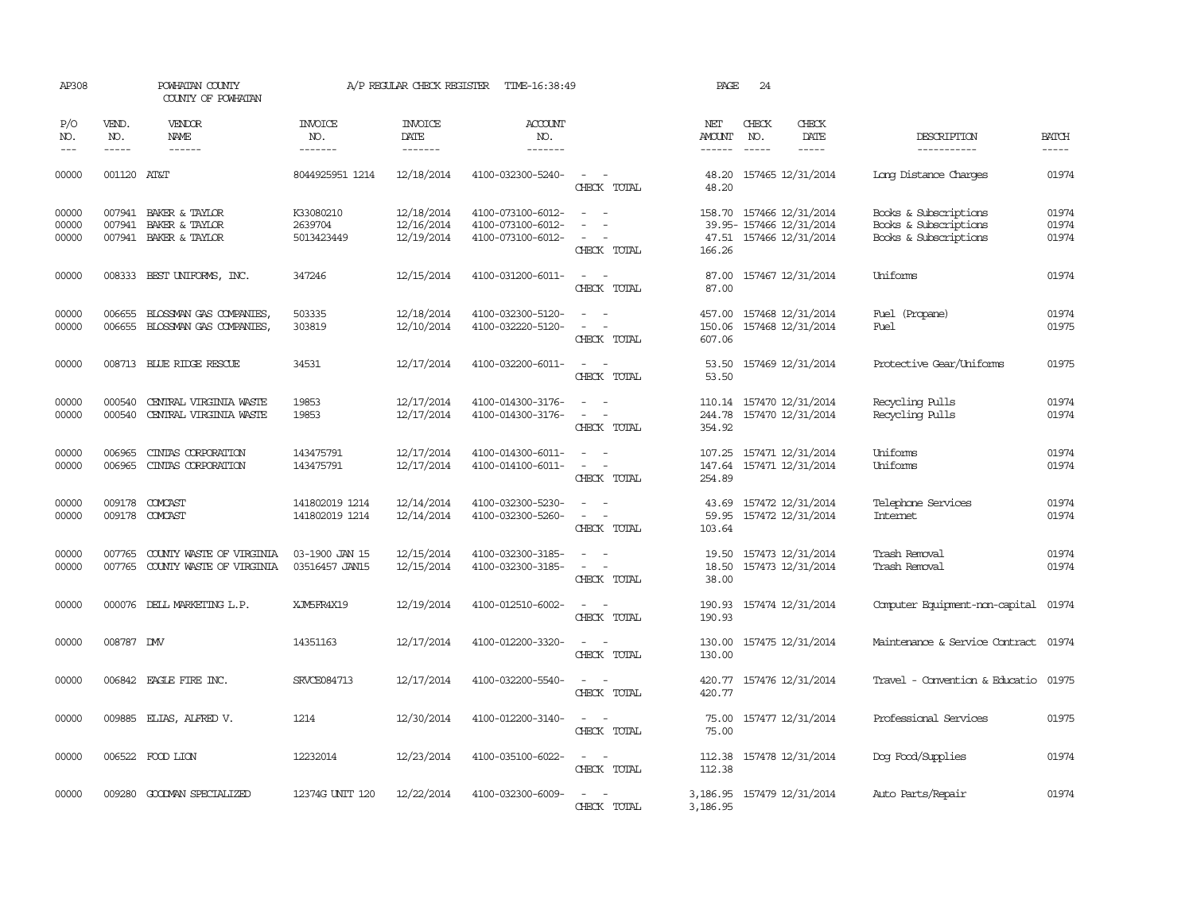AP308 POWHATAN COUNTY COUNTY OF POWHATAN A/P REGULAR CHECK REGISTER TIME-16:38:49 PAGE 24

| P/O NO. | VEND. NO. | VENDOR NAME | INVOICE NO. | INVOICE DATE | ACCOUNT NO. | | NET AMOUNT | CHECK NO. | CHECK DATE | DESCRIPTION | BATCH |
|---|---|---|---|---|---|---|---|---|---|---|---|
| 00000 | 001120 | AT&T | 8044925951 1214 | 12/18/2014 | 4100-032300-5240- | - - | 48.20 | 157465 | 12/31/2014 | Long Distance Charges | 01974 |
| | | | | | | CHECK TOTAL | 48.20 | | | | |
| 00000 | 007941 | BAKER & TAYLOR | K33080210 | 12/18/2014 | 4100-073100-6012- | - - | 158.70 | 157466 | 12/31/2014 | Books & Subscriptions | 01974 |
| 00000 | 007941 | BAKER & TAYLOR | 2639704 | 12/16/2014 | 4100-073100-6012- | - - | 39.95- | 157466 | 12/31/2014 | Books & Subscriptions | 01974 |
| 00000 | 007941 | BAKER & TAYLOR | 5013423449 | 12/19/2014 | 4100-073100-6012- | - - | 47.51 | 157466 | 12/31/2014 | Books & Subscriptions | 01974 |
| | | | | | | CHECK TOTAL | 166.26 | | | | |
| 00000 | 008333 | BEST UNIFORMS, INC. | 347246 | 12/15/2014 | 4100-031200-6011- | - - | 87.00 | 157467 | 12/31/2014 | Uniforms | 01974 |
| | | | | | | CHECK TOTAL | 87.00 | | | | |
| 00000 | 006655 | BLOSSMAN GAS COMPANIES, | 503335 | 12/18/2014 | 4100-032300-5120- | - - | 457.00 | 157468 | 12/31/2014 | Fuel (Propane) | 01974 |
| 00000 | 006655 | BLOSSMAN GAS COMPANIES, | 303819 | 12/10/2014 | 4100-032220-5120- | - - | 150.06 | 157468 | 12/31/2014 | Fuel | 01975 |
| | | | | | | CHECK TOTAL | 607.06 | | | | |
| 00000 | 008713 | BLUE RIDGE RESCUE | 34531 | 12/17/2014 | 4100-032200-6011- | - - | 53.50 | 157469 | 12/31/2014 | Protective Gear/Uniforms | 01975 |
| | | | | | | CHECK TOTAL | 53.50 | | | | |
| 00000 | 000540 | CENTRAL VIRGINIA WASTE | 19853 | 12/17/2014 | 4100-014300-3176- | - - | 110.14 | 157470 | 12/31/2014 | Recycling Pulls | 01974 |
| 00000 | 000540 | CENTRAL VIRGINIA WASTE | 19853 | 12/17/2014 | 4100-014300-3176- | - - | 244.78 | 157470 | 12/31/2014 | Recycling Pulls | 01974 |
| | | | | | | CHECK TOTAL | 354.92 | | | | |
| 00000 | 006965 | CINTAS CORPORATION | 143475791 | 12/17/2014 | 4100-014300-6011- | - - | 107.25 | 157471 | 12/31/2014 | Uniforms | 01974 |
| 00000 | 006965 | CINTAS CORPORATION | 143475791 | 12/17/2014 | 4100-014100-6011- | - - | 147.64 | 157471 | 12/31/2014 | Uniforms | 01974 |
| | | | | | | CHECK TOTAL | 254.89 | | | | |
| 00000 | 009178 | COMCAST | 141802019 1214 | 12/14/2014 | 4100-032300-5230- | - - | 43.69 | 157472 | 12/31/2014 | Telephone Services | 01974 |
| 00000 | 009178 | COMCAST | 141802019 1214 | 12/14/2014 | 4100-032300-5260- | - - | 59.95 | 157472 | 12/31/2014 | Internet | 01974 |
| | | | | | | CHECK TOTAL | 103.64 | | | | |
| 00000 | 007765 | COUNTY WASTE OF VIRGINIA | 03-1900 JAN 15 | 12/15/2014 | 4100-032300-3185- | - - | 19.50 | 157473 | 12/31/2014 | Trash Removal | 01974 |
| 00000 | 007765 | COUNTY WASTE OF VIRGINIA | 03516457 JAN15 | 12/15/2014 | 4100-032300-3185- | - - | 18.50 | 157473 | 12/31/2014 | Trash Removal | 01974 |
| | | | | | | CHECK TOTAL | 38.00 | | | | |
| 00000 | 000076 | DELL MARKETING L.P. | XJM5FR4X19 | 12/19/2014 | 4100-012510-6002- | - - | 190.93 | 157474 | 12/31/2014 | Computer Equipment-non-capital | 01974 |
| | | | | | | CHECK TOTAL | 190.93 | | | | |
| 00000 | 008787 | DMV | 14351163 | 12/17/2014 | 4100-012200-3320- | - - | 130.00 | 157475 | 12/31/2014 | Maintenance & Service Contract | 01974 |
| | | | | | | CHECK TOTAL | 130.00 | | | | |
| 00000 | 006842 | EAGLE FIRE INC. | SRVCE084713 | 12/17/2014 | 4100-032200-5540- | - - | 420.77 | 157476 | 12/31/2014 | Travel - Convention & Educatio | 01975 |
| | | | | | | CHECK TOTAL | 420.77 | | | | |
| 00000 | 009885 | ELIAS, ALFRED V. | 1214 | 12/30/2014 | 4100-012200-3140- | - - | 75.00 | 157477 | 12/31/2014 | Professional Services | 01975 |
| | | | | | | CHECK TOTAL | 75.00 | | | | |
| 00000 | 006522 | FOOD LION | 12232014 | 12/23/2014 | 4100-035100-6022- | - - | 112.38 | 157478 | 12/31/2014 | Dog Food/Supplies | 01974 |
| | | | | | | CHECK TOTAL | 112.38 | | | | |
| 00000 | 009280 | GOODMAN SPECIALIZED | 12374G UNIT 120 | 12/22/2014 | 4100-032300-6009- | - - | 3,186.95 | 157479 | 12/31/2014 | Auto Parts/Repair | 01974 |
| | | | | | | CHECK TOTAL | 3,186.95 | | | | |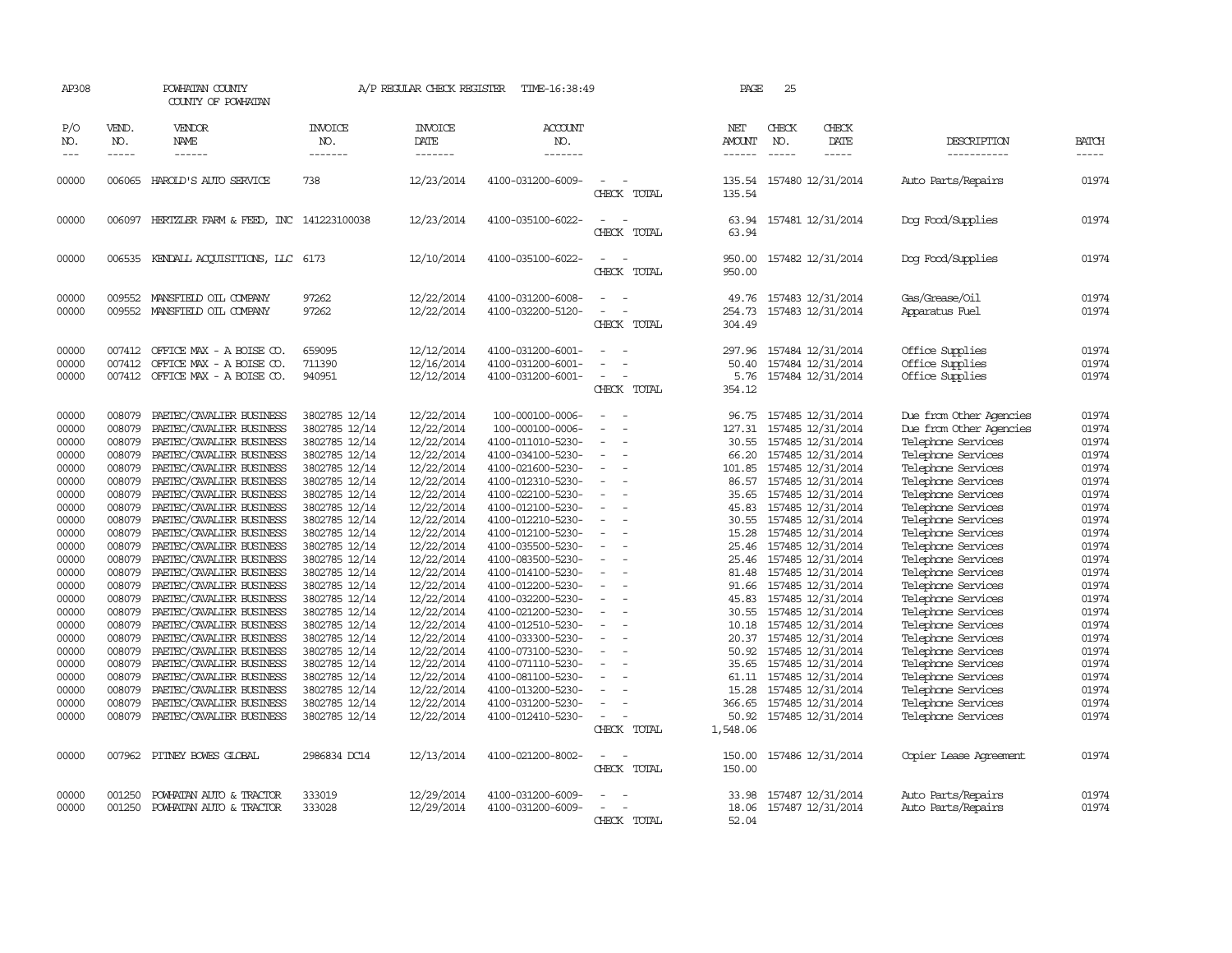AP308 POWHATAN COUNTY COUNTY OF POWHATAN A/P REGULAR CHECK REGISTER TIME-16:38:49 PAGE 25

| P/O NO. | VEND. NO. | VENDOR NAME | INVOICE NO. | INVOICE DATE | ACCOUNT NO. | | NET AMOUNT | CHECK NO. | CHECK DATE | DESCRIPTION | BATCH |
|---|---|---|---|---|---|---|---|---|---|---|---|
| 00000 | 006065 | HAROLD'S AUTO SERVICE | 738 | 12/23/2014 | 4100-031200-6009- | - - | 135.54 | 157480 | 12/31/2014 | Auto Parts/Repairs | 01974 |
| | | | | | | CHECK TOTAL | 135.54 | | | | |
| 00000 | 006097 | HERTZLER FARM & FEED, INC | 141223100038 | 12/23/2014 | 4100-035100-6022- | - - | 63.94 | 157481 | 12/31/2014 | Dog Food/Supplies | 01974 |
| | | | | | | CHECK TOTAL | 63.94 | | | | |
| 00000 | 006535 | KENDALL ACQUISITIONS, LLC | 6173 | 12/10/2014 | 4100-035100-6022- | - - | 950.00 | 157482 | 12/31/2014 | Dog Food/Supplies | 01974 |
| | | | | | | CHECK TOTAL | 950.00 | | | | |
| 00000 | 009552 | MANSFIELD OIL COMPANY | 97262 | 12/22/2014 | 4100-031200-6008- | - - | 49.76 | 157483 | 12/31/2014 | Gas/Grease/Oil | 01974 |
| 00000 | 009552 | MANSFIELD OIL COMPANY | 97262 | 12/22/2014 | 4100-032200-5120- | - - | 254.73 | 157483 | 12/31/2014 | Apparatus Fuel | 01974 |
| | | | | | | CHECK TOTAL | 304.49 | | | | |
| 00000 | 007412 | OFFICE MAX - A BOISE CO. | 659095 | 12/12/2014 | 4100-031200-6001- | - - | 297.96 | 157484 | 12/31/2014 | Office Supplies | 01974 |
| 00000 | 007412 | OFFICE MAX - A BOISE CO. | 711390 | 12/16/2014 | 4100-031200-6001- | - - | 50.40 | 157484 | 12/31/2014 | Office Supplies | 01974 |
| 00000 | 007412 | OFFICE MAX - A BOISE CO. | 940951 | 12/12/2014 | 4100-031200-6001- | - - | 5.76 | 157484 | 12/31/2014 | Office Supplies | 01974 |
| | | | | | | CHECK TOTAL | 354.12 | | | | |
| 00000 | 008079 | PAETEC/CAVALIER BUSINESS | 3802785 12/14 | 12/22/2014 | 100-000100-0006- | - - | 96.75 | 157485 | 12/31/2014 | Due from Other Agencies | 01974 |
| 00000 | 008079 | PAETEC/CAVALIER BUSINESS | 3802785 12/14 | 12/22/2014 | 100-000100-0006- | - - | 127.31 | 157485 | 12/31/2014 | Due from Other Agencies | 01974 |
| 00000 | 008079 | PAETEC/CAVALIER BUSINESS | 3802785 12/14 | 12/22/2014 | 4100-011010-5230- | - - | 30.55 | 157485 | 12/31/2014 | Telephone Services | 01974 |
| 00000 | 008079 | PAETEC/CAVALIER BUSINESS | 3802785 12/14 | 12/22/2014 | 4100-034100-5230- | - - | 66.20 | 157485 | 12/31/2014 | Telephone Services | 01974 |
| 00000 | 008079 | PAETEC/CAVALIER BUSINESS | 3802785 12/14 | 12/22/2014 | 4100-021600-5230- | - - | 101.85 | 157485 | 12/31/2014 | Telephone Services | 01974 |
| 00000 | 008079 | PAETEC/CAVALIER BUSINESS | 3802785 12/14 | 12/22/2014 | 4100-012310-5230- | - - | 86.57 | 157485 | 12/31/2014 | Telephone Services | 01974 |
| 00000 | 008079 | PAETEC/CAVALIER BUSINESS | 3802785 12/14 | 12/22/2014 | 4100-022100-5230- | - - | 35.65 | 157485 | 12/31/2014 | Telephone Services | 01974 |
| 00000 | 008079 | PAETEC/CAVALIER BUSINESS | 3802785 12/14 | 12/22/2014 | 4100-012100-5230- | - - | 45.83 | 157485 | 12/31/2014 | Telephone Services | 01974 |
| 00000 | 008079 | PAETEC/CAVALIER BUSINESS | 3802785 12/14 | 12/22/2014 | 4100-012210-5230- | - - | 30.55 | 157485 | 12/31/2014 | Telephone Services | 01974 |
| 00000 | 008079 | PAETEC/CAVALIER BUSINESS | 3802785 12/14 | 12/22/2014 | 4100-012100-5230- | - - | 15.28 | 157485 | 12/31/2014 | Telephone Services | 01974 |
| 00000 | 008079 | PAETEC/CAVALIER BUSINESS | 3802785 12/14 | 12/22/2014 | 4100-035500-5230- | - - | 25.46 | 157485 | 12/31/2014 | Telephone Services | 01974 |
| 00000 | 008079 | PAETEC/CAVALIER BUSINESS | 3802785 12/14 | 12/22/2014 | 4100-083500-5230- | - - | 25.46 | 157485 | 12/31/2014 | Telephone Services | 01974 |
| 00000 | 008079 | PAETEC/CAVALIER BUSINESS | 3802785 12/14 | 12/22/2014 | 4100-014100-5230- | - - | 81.48 | 157485 | 12/31/2014 | Telephone Services | 01974 |
| 00000 | 008079 | PAETEC/CAVALIER BUSINESS | 3802785 12/14 | 12/22/2014 | 4100-012200-5230- | - - | 91.66 | 157485 | 12/31/2014 | Telephone Services | 01974 |
| 00000 | 008079 | PAETEC/CAVALIER BUSINESS | 3802785 12/14 | 12/22/2014 | 4100-032200-5230- | - - | 45.83 | 157485 | 12/31/2014 | Telephone Services | 01974 |
| 00000 | 008079 | PAETEC/CAVALIER BUSINESS | 3802785 12/14 | 12/22/2014 | 4100-021200-5230- | - - | 30.55 | 157485 | 12/31/2014 | Telephone Services | 01974 |
| 00000 | 008079 | PAETEC/CAVALIER BUSINESS | 3802785 12/14 | 12/22/2014 | 4100-012510-5230- | - - | 10.18 | 157485 | 12/31/2014 | Telephone Services | 01974 |
| 00000 | 008079 | PAETEC/CAVALIER BUSINESS | 3802785 12/14 | 12/22/2014 | 4100-033300-5230- | - - | 20.37 | 157485 | 12/31/2014 | Telephone Services | 01974 |
| 00000 | 008079 | PAETEC/CAVALIER BUSINESS | 3802785 12/14 | 12/22/2014 | 4100-073100-5230- | - - | 50.92 | 157485 | 12/31/2014 | Telephone Services | 01974 |
| 00000 | 008079 | PAETEC/CAVALIER BUSINESS | 3802785 12/14 | 12/22/2014 | 4100-071110-5230- | - - | 35.65 | 157485 | 12/31/2014 | Telephone Services | 01974 |
| 00000 | 008079 | PAETEC/CAVALIER BUSINESS | 3802785 12/14 | 12/22/2014 | 4100-081100-5230- | - - | 61.11 | 157485 | 12/31/2014 | Telephone Services | 01974 |
| 00000 | 008079 | PAETEC/CAVALIER BUSINESS | 3802785 12/14 | 12/22/2014 | 4100-013200-5230- | - - | 15.28 | 157485 | 12/31/2014 | Telephone Services | 01974 |
| 00000 | 008079 | PAETEC/CAVALIER BUSINESS | 3802785 12/14 | 12/22/2014 | 4100-031200-5230- | - - | 366.65 | 157485 | 12/31/2014 | Telephone Services | 01974 |
| 00000 | 008079 | PAETEC/CAVALIER BUSINESS | 3802785 12/14 | 12/22/2014 | 4100-012410-5230- | - - | 50.92 | 157485 | 12/31/2014 | Telephone Services | 01974 |
| | | | | | | CHECK TOTAL | 1,548.06 | | | | |
| 00000 | 007962 | PITNEY BOWES GLOBAL | 2986834 DC14 | 12/13/2014 | 4100-021200-8002- | - - | 150.00 | 157486 | 12/31/2014 | Copier Lease Agreement | 01974 |
| | | | | | | CHECK TOTAL | 150.00 | | | | |
| 00000 | 001250 | POWHATAN AUTO & TRACTOR | 333019 | 12/29/2014 | 4100-031200-6009- | - - | 33.98 | 157487 | 12/31/2014 | Auto Parts/Repairs | 01974 |
| 00000 | 001250 | POWHATAN AUTO & TRACTOR | 333028 | 12/29/2014 | 4100-031200-6009- | - - | 18.06 | 157487 | 12/31/2014 | Auto Parts/Repairs | 01974 |
| | | | | | | CHECK TOTAL | 52.04 | | | | |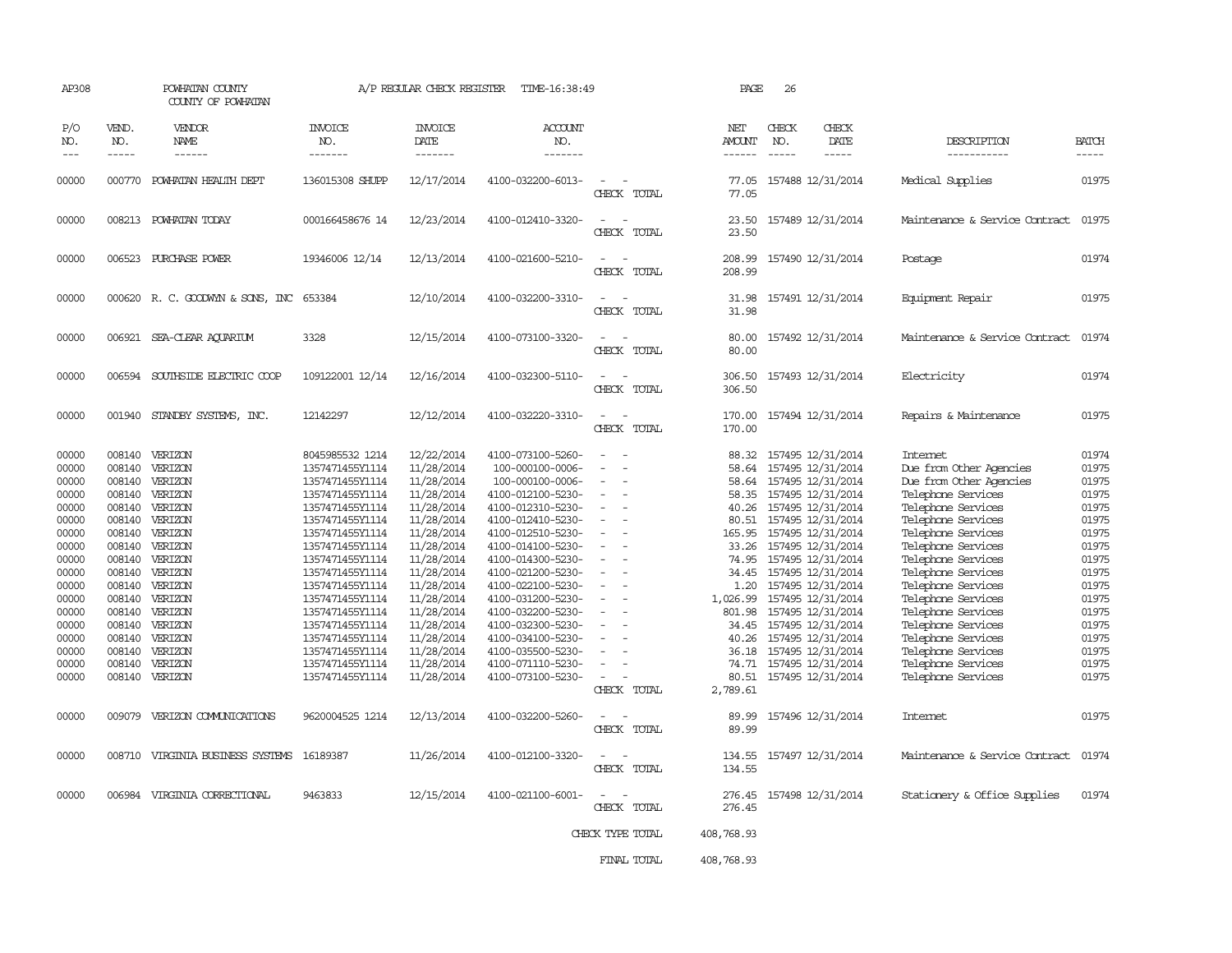AP308 POWHATAN COUNTY A/P REGULAR CHECK REGISTER TIME-16:38:49 PAGE 26

COUNTY OF POWHATAN

| P/O NO. | VEND. NO. | VENDOR NAME | INVOICE NO. | INVOICE DATE | ACCOUNT NO. | | NET AMOUNT | CHECK NO. | CHECK DATE | DESCRIPTION | BATCH |
|---|---|---|---|---|---|---|---|---|---|---|---|
| --- | ----- | ------ | ------- | ------- | ------- | | ------ | ----- | ----- | ----------- | ----- |
| 00000 | 000770 | POWHATAN HEALTH DEPT | 136015308 SHUPP | 12/17/2014 | 4100-032200-6013- | - - | 77.05 | 157488 | 12/31/2014 | Medical Supplies | 01975 |
| | | | | | | CHECK TOTAL | 77.05 | | | | |
| 00000 | 008213 | POWHATAN TODAY | 000166458676 14 | 12/23/2014 | 4100-012410-3320- | - - | 23.50 | 157489 | 12/31/2014 | Maintenance & Service Contract | 01975 |
| | | | | | | CHECK TOTAL | 23.50 | | | | |
| 00000 | 006523 | PURCHASE POWER | 19346006 12/14 | 12/13/2014 | 4100-021600-5210- | - - | 208.99 | 157490 | 12/31/2014 | Postage | 01974 |
| | | | | | | CHECK TOTAL | 208.99 | | | | |
| 00000 | 000620 | R. C. GOODWYN & SONS, INC | 653384 | 12/10/2014 | 4100-032200-3310- | - - | 31.98 | 157491 | 12/31/2014 | Equipment Repair | 01975 |
| | | | | | | CHECK TOTAL | 31.98 | | | | |
| 00000 | 006921 | SEA-CLEAR AQUARIUM | 3328 | 12/15/2014 | 4100-073100-3320- | - - | 80.00 | 157492 | 12/31/2014 | Maintenance & Service Contract | 01974 |
| | | | | | | CHECK TOTAL | 80.00 | | | | |
| 00000 | 006594 | SOUTHSIDE ELECTRIC COOP | 109122001 12/14 | 12/16/2014 | 4100-032300-5110- | - - | 306.50 | 157493 | 12/31/2014 | Electricity | 01974 |
| | | | | | | CHECK TOTAL | 306.50 | | | | |
| 00000 | 001940 | STANDBY SYSTEMS, INC. | 12142297 | 12/12/2014 | 4100-032220-3310- | - - | 170.00 | 157494 | 12/31/2014 | Repairs & Maintenance | 01975 |
| | | | | | | CHECK TOTAL | 170.00 | | | | |
| 00000 | 008140 | VERIZON | 8045985532 1214 | 12/22/2014 | 4100-073100-5260- | - - | 88.32 | 157495 | 12/31/2014 | Internet | 01974 |
| 00000 | 008140 | VERIZON | 1357471455Y1114 | 11/28/2014 | 100-000100-0006- | - - | 58.64 | 157495 | 12/31/2014 | Due from Other Agencies | 01975 |
| 00000 | 008140 | VERIZON | 1357471455Y1114 | 11/28/2014 | 100-000100-0006- | - - | 58.64 | 157495 | 12/31/2014 | Due from Other Agencies | 01975 |
| 00000 | 008140 | VERIZON | 1357471455Y1114 | 11/28/2014 | 4100-012100-5230- | - - | 58.35 | 157495 | 12/31/2014 | Telephone Services | 01975 |
| 00000 | 008140 | VERIZON | 1357471455Y1114 | 11/28/2014 | 4100-012310-5230- | - - | 40.26 | 157495 | 12/31/2014 | Telephone Services | 01975 |
| 00000 | 008140 | VERIZON | 1357471455Y1114 | 11/28/2014 | 4100-012410-5230- | - - | 80.51 | 157495 | 12/31/2014 | Telephone Services | 01975 |
| 00000 | 008140 | VERIZON | 1357471455Y1114 | 11/28/2014 | 4100-012510-5230- | - - | 165.95 | 157495 | 12/31/2014 | Telephone Services | 01975 |
| 00000 | 008140 | VERIZON | 1357471455Y1114 | 11/28/2014 | 4100-014100-5230- | - - | 33.26 | 157495 | 12/31/2014 | Telephone Services | 01975 |
| 00000 | 008140 | VERIZON | 1357471455Y1114 | 11/28/2014 | 4100-014300-5230- | - - | 74.95 | 157495 | 12/31/2014 | Telephone Services | 01975 |
| 00000 | 008140 | VERIZON | 1357471455Y1114 | 11/28/2014 | 4100-021200-5230- | - - | 34.45 | 157495 | 12/31/2014 | Telephone Services | 01975 |
| 00000 | 008140 | VERIZON | 1357471455Y1114 | 11/28/2014 | 4100-022100-5230- | - - | 1.20 | 157495 | 12/31/2014 | Telephone Services | 01975 |
| 00000 | 008140 | VERIZON | 1357471455Y1114 | 11/28/2014 | 4100-031200-5230- | - - | 1,026.99 | 157495 | 12/31/2014 | Telephone Services | 01975 |
| 00000 | 008140 | VERIZON | 1357471455Y1114 | 11/28/2014 | 4100-032200-5230- | - - | 801.98 | 157495 | 12/31/2014 | Telephone Services | 01975 |
| 00000 | 008140 | VERIZON | 1357471455Y1114 | 11/28/2014 | 4100-032300-5230- | - - | 34.45 | 157495 | 12/31/2014 | Telephone Services | 01975 |
| 00000 | 008140 | VERIZON | 1357471455Y1114 | 11/28/2014 | 4100-034100-5230- | - - | 40.26 | 157495 | 12/31/2014 | Telephone Services | 01975 |
| 00000 | 008140 | VERIZON | 1357471455Y1114 | 11/28/2014 | 4100-035500-5230- | - - | 36.18 | 157495 | 12/31/2014 | Telephone Services | 01975 |
| 00000 | 008140 | VERIZON | 1357471455Y1114 | 11/28/2014 | 4100-071110-5230- | - - | 74.71 | 157495 | 12/31/2014 | Telephone Services | 01975 |
| 00000 | 008140 | VERIZON | 1357471455Y1114 | 11/28/2014 | 4100-073100-5230- | - - | 80.51 | 157495 | 12/31/2014 | Telephone Services | 01975 |
| | | | | | | CHECK TOTAL | 2,789.61 | | | | |
| 00000 | 009079 | VERIZON COMMUNICATIONS | 9620004525 1214 | 12/13/2014 | 4100-032200-5260- | - - | 89.99 | 157496 | 12/31/2014 | Internet | 01975 |
| | | | | | | CHECK TOTAL | 89.99 | | | | |
| 00000 | 008710 | VIRGINIA BUSINESS SYSTEMS | 16189387 | 11/26/2014 | 4100-012100-3320- | - - | 134.55 | 157497 | 12/31/2014 | Maintenance & Service Contract | 01974 |
| | | | | | | CHECK TOTAL | 134.55 | | | | |
| 00000 | 006984 | VIRGINIA CORRECTIONAL | 9463833 | 12/15/2014 | 4100-021100-6001- | - - | 276.45 | 157498 | 12/31/2014 | Stationery & Office Supplies | 01974 |
| | | | | | | CHECK TOTAL | 276.45 | | | | |
| | | | | | | CHECK TYPE TOTAL | 408,768.93 | | | | |
| | | | | | | FINAL TOTAL | 408,768.93 | | | | |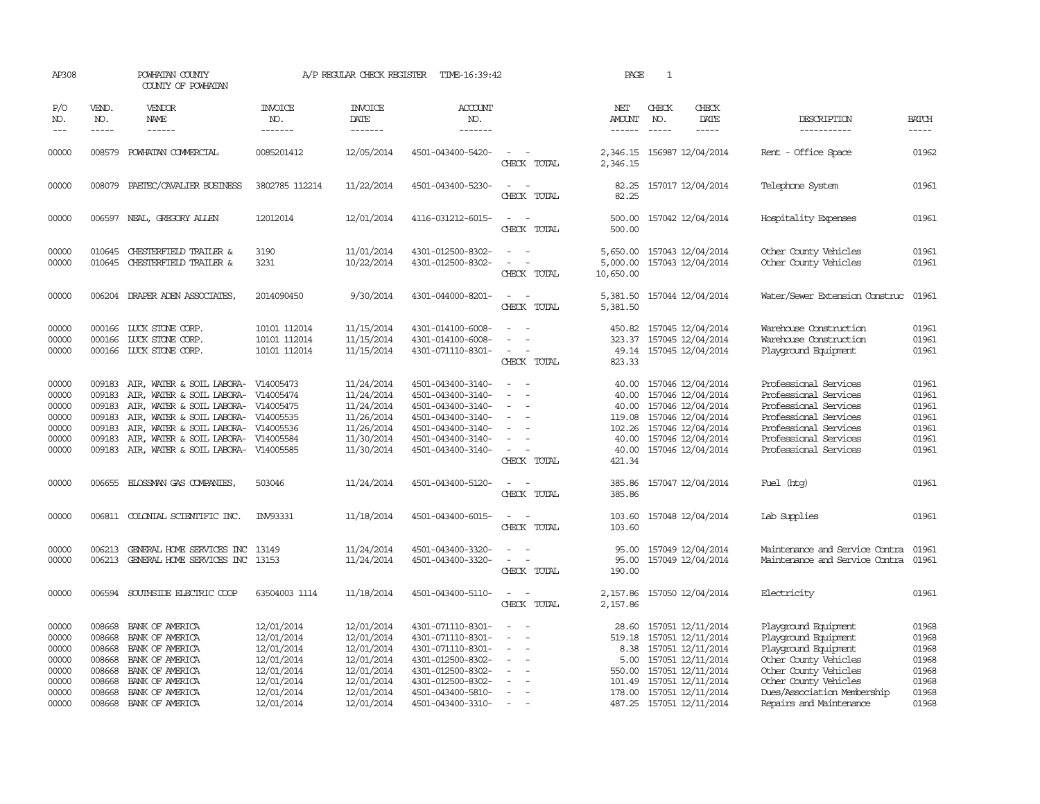AP308 POWHATAN COUNTY A/P REGULAR CHECK REGISTER TIME-16:39:42 PAGE 1
COUNTY OF POWHATAN

| P/O NO. | VEND. NO. | VENDOR NAME | INVOICE NO. | INVOICE DATE | ACCOUNT NO. | | NET AMOUNT | CHECK NO. | CHECK DATE | DESCRIPTION | BATCH |
|---|---|---|---|---|---|---|---|---|---|---|---|
| 00000 | 008579 | POWHATAN COMMERCIAL | 0085201412 | 12/05/2014 | 4501-043400-5420- | - - | 2,346.15 | 156987 | 12/04/2014 | Rent - Office Space | 01962 |
| | | | | | | CHECK TOTAL | 2,346.15 | | | | |
| 00000 | 008079 | PAETEC/CAVALIER BUSINESS | 3802785 112214 | 11/22/2014 | 4501-043400-5230- | - - | 82.25 | 157017 | 12/04/2014 | Telephone System | 01961 |
| | | | | | | CHECK TOTAL | 82.25 | | | | |
| 00000 | 006597 | NEAL, GREGORY ALLEN | 12012014 | 12/01/2014 | 4116-031212-6015- | - - | 500.00 | 157042 | 12/04/2014 | Hospitality Expenses | 01961 |
| | | | | | | CHECK TOTAL | 500.00 | | | | |
| 00000 | 010645 | CHESTERFIELD TRAILER & | 3190 | 11/01/2014 | 4301-012500-8302- | - - | 5,650.00 | 157043 | 12/04/2014 | Other County Vehicles | 01961 |
| 00000 | 010645 | CHESTERFIELD TRAILER & | 3231 | 10/22/2014 | 4301-012500-8302- | - - | 5,000.00 | 157043 | 12/04/2014 | Other County Vehicles | 01961 |
| | | | | | | CHECK TOTAL | 10,650.00 | | | | |
| 00000 | 006204 | DRAPER ADEN ASSOCIATES, | 2014090450 | 9/30/2014 | 4301-044000-8201- | - - | 5,381.50 | 157044 | 12/04/2014 | Water/Sewer Extension Construc | 01961 |
| | | | | | | CHECK TOTAL | 5,381.50 | | | | |
| 00000 | 000166 | LUCK STONE CORP. | 10101 112014 | 11/15/2014 | 4301-014100-6008- | - - | 450.82 | 157045 | 12/04/2014 | Warehouse Construction | 01961 |
| 00000 | 000166 | LUCK STONE CORP. | 10101 112014 | 11/15/2014 | 4301-014100-6008- | - - | 323.37 | 157045 | 12/04/2014 | Warehouse Construction | 01961 |
| 00000 | 000166 | LUCK STONE CORP. | 10101 112014 | 11/15/2014 | 4301-071110-8301- | - - | 49.14 | 157045 | 12/04/2014 | Playground Equipment | 01961 |
| | | | | | | CHECK TOTAL | 823.33 | | | | |
| 00000 | 009183 | AIR, WATER & SOIL LABORA- | V14005473 | 11/24/2014 | 4501-043400-3140- | - - | 40.00 | 157046 | 12/04/2014 | Professional Services | 01961 |
| 00000 | 009183 | AIR, WATER & SOIL LABORA- | V14005474 | 11/24/2014 | 4501-043400-3140- | - - | 40.00 | 157046 | 12/04/2014 | Professional Services | 01961 |
| 00000 | 009183 | AIR, WATER & SOIL LABORA- | V14005475 | 11/24/2014 | 4501-043400-3140- | - - | 40.00 | 157046 | 12/04/2014 | Professional Services | 01961 |
| 00000 | 009183 | AIR, WATER & SOIL LABORA- | V14005535 | 11/26/2014 | 4501-043400-3140- | - - | 119.08 | 157046 | 12/04/2014 | Professional Services | 01961 |
| 00000 | 009183 | AIR, WATER & SOIL LABORA- | V14005536 | 11/26/2014 | 4501-043400-3140- | - - | 102.26 | 157046 | 12/04/2014 | Professional Services | 01961 |
| 00000 | 009183 | AIR, WATER & SOIL LABORA- | V14005584 | 11/30/2014 | 4501-043400-3140- | - - | 40.00 | 157046 | 12/04/2014 | Professional Services | 01961 |
| 00000 | 009183 | AIR, WATER & SOIL LABORA- | V14005585 | 11/30/2014 | 4501-043400-3140- | - - | 40.00 | 157046 | 12/04/2014 | Professional Services | 01961 |
| | | | | | | CHECK TOTAL | 421.34 | | | | |
| 00000 | 006655 | BLOSSMAN GAS COMPANIES, | 503046 | 11/24/2014 | 4501-043400-5120- | - - | 385.86 | 157047 | 12/04/2014 | Fuel (htg) | 01961 |
| | | | | | | CHECK TOTAL | 385.86 | | | | |
| 00000 | 006811 | COLONIAL SCIENTIFIC INC. | INV93331 | 11/18/2014 | 4501-043400-6015- | - - | 103.60 | 157048 | 12/04/2014 | Lab Supplies | 01961 |
| | | | | | | CHECK TOTAL | 103.60 | | | | |
| 00000 | 006213 | GENERAL HOME SERVICES INC | 13149 | 11/24/2014 | 4501-043400-3320- | - - | 95.00 | 157049 | 12/04/2014 | Maintenance and Service Contra | 01961 |
| 00000 | 006213 | GENERAL HOME SERVICES INC | 13153 | 11/24/2014 | 4501-043400-3320- | - - | 95.00 | 157049 | 12/04/2014 | Maintenance and Service Contra | 01961 |
| | | | | | | CHECK TOTAL | 190.00 | | | | |
| 00000 | 006594 | SOUTHSIDE ELECTRIC COOP | 63504003 1114 | 11/18/2014 | 4501-043400-5110- | - - | 2,157.86 | 157050 | 12/04/2014 | Electricity | 01961 |
| | | | | | | CHECK TOTAL | 2,157.86 | | | | |
| 00000 | 008668 | BANK OF AMERICA | 12/01/2014 | 12/01/2014 | 4301-071110-8301- | - - | 28.60 | 157051 | 12/11/2014 | Playground Equipment | 01968 |
| 00000 | 008668 | BANK OF AMERICA | 12/01/2014 | 12/01/2014 | 4301-071110-8301- | - - | 519.18 | 157051 | 12/11/2014 | Playground Equipment | 01968 |
| 00000 | 008668 | BANK OF AMERICA | 12/01/2014 | 12/01/2014 | 4301-071110-8301- | - - | 8.38 | 157051 | 12/11/2014 | Playground Equipment | 01968 |
| 00000 | 008668 | BANK OF AMERICA | 12/01/2014 | 12/01/2014 | 4301-012500-8302- | - - | 5.00 | 157051 | 12/11/2014 | Other County Vehicles | 01968 |
| 00000 | 008668 | BANK OF AMERICA | 12/01/2014 | 12/01/2014 | 4301-012500-8302- | - - | 550.00 | 157051 | 12/11/2014 | Other County Vehicles | 01968 |
| 00000 | 008668 | BANK OF AMERICA | 12/01/2014 | 12/01/2014 | 4301-012500-8302- | - - | 101.49 | 157051 | 12/11/2014 | Other County Vehicles | 01968 |
| 00000 | 008668 | BANK OF AMERICA | 12/01/2014 | 12/01/2014 | 4501-043400-5810- | - - | 178.00 | 157051 | 12/11/2014 | Dues/Association Membership | 01968 |
| 00000 | 008668 | BANK OF AMERICA | 12/01/2014 | 12/01/2014 | 4501-043400-3310- | - - | 487.25 | 157051 | 12/11/2014 | Repairs and Maintenance | 01968 |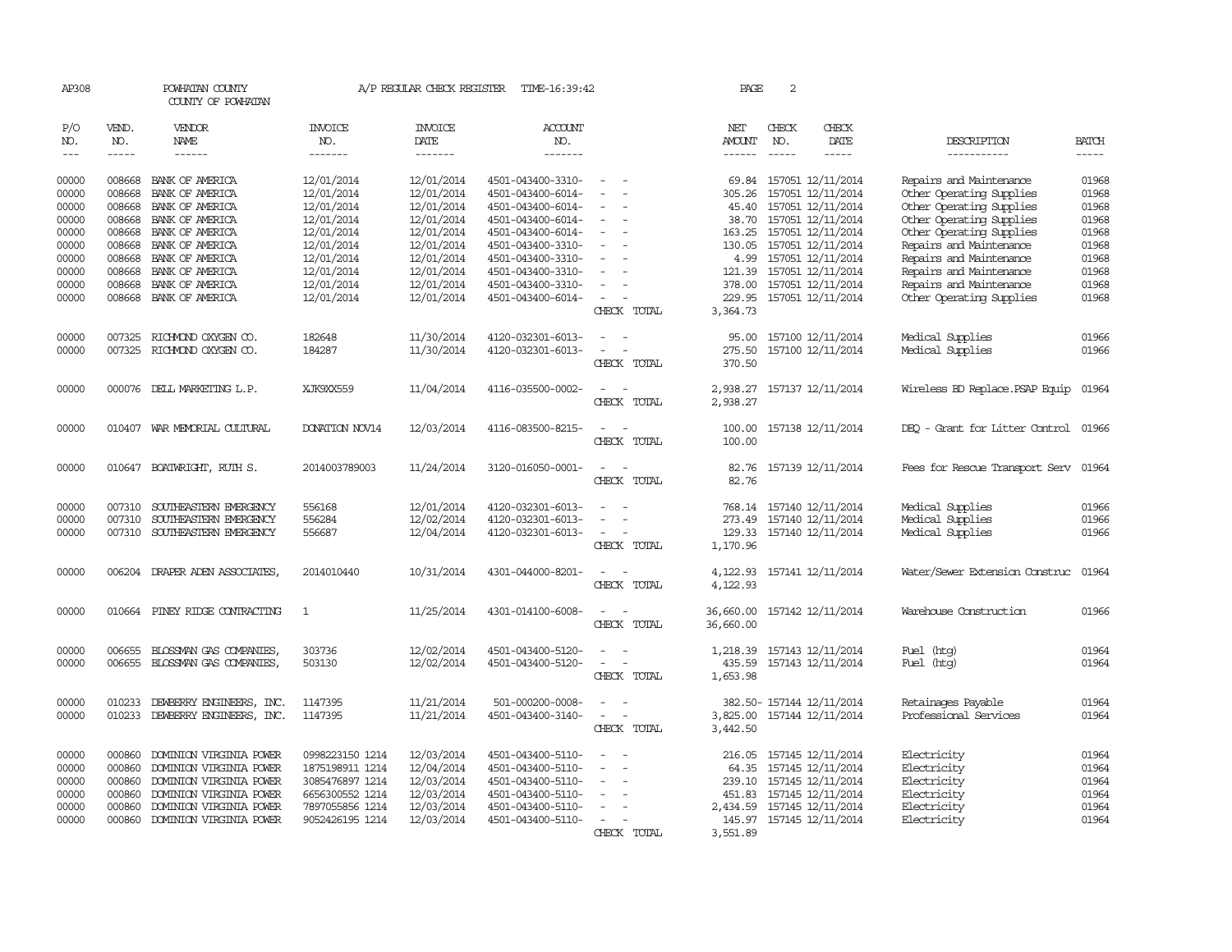AP308 POWHATAN COUNTY A/P REGULAR CHECK REGISTER TIME-16:39:42 PAGE 2

COUNTY OF POWHATAN

| P/O NO. | VEND. NO. | VENDOR NAME | INVOICE NO. | INVOICE DATE | ACCOUNT NO. | | NET AMOUNT | CHECK NO. | CHECK DATE | DESCRIPTION | BATCH |
|---|---|---|---|---|---|---|---|---|---|---|---|
| 00000 | 008668 | BANK OF AMERICA | 12/01/2014 | 12/01/2014 | 4501-043400-3310- | - - | 69.84 | 157051 | 12/11/2014 | Repairs and Maintenance | 01968 |
| 00000 | 008668 | BANK OF AMERICA | 12/01/2014 | 12/01/2014 | 4501-043400-6014- | - - | 305.26 | 157051 | 12/11/2014 | Other Operating Supplies | 01968 |
| 00000 | 008668 | BANK OF AMERICA | 12/01/2014 | 12/01/2014 | 4501-043400-6014- | - - | 45.40 | 157051 | 12/11/2014 | Other Operating Supplies | 01968 |
| 00000 | 008668 | BANK OF AMERICA | 12/01/2014 | 12/01/2014 | 4501-043400-6014- | - - | 38.70 | 157051 | 12/11/2014 | Other Operating Supplies | 01968 |
| 00000 | 008668 | BANK OF AMERICA | 12/01/2014 | 12/01/2014 | 4501-043400-6014- | - - | 163.25 | 157051 | 12/11/2014 | Other Operating Supplies | 01968 |
| 00000 | 008668 | BANK OF AMERICA | 12/01/2014 | 12/01/2014 | 4501-043400-3310- | - - | 130.05 | 157051 | 12/11/2014 | Repairs and Maintenance | 01968 |
| 00000 | 008668 | BANK OF AMERICA | 12/01/2014 | 12/01/2014 | 4501-043400-3310- | - - | 4.99 | 157051 | 12/11/2014 | Repairs and Maintenance | 01968 |
| 00000 | 008668 | BANK OF AMERICA | 12/01/2014 | 12/01/2014 | 4501-043400-3310- | - - | 121.39 | 157051 | 12/11/2014 | Repairs and Maintenance | 01968 |
| 00000 | 008668 | BANK OF AMERICA | 12/01/2014 | 12/01/2014 | 4501-043400-3310- | - - | 378.00 | 157051 | 12/11/2014 | Repairs and Maintenance | 01968 |
| 00000 | 008668 | BANK OF AMERICA | 12/01/2014 | 12/01/2014 | 4501-043400-6014- | - - | 229.95 | 157051 | 12/11/2014 | Other Operating Supplies | 01968 |
| | | | | | | CHECK TOTAL | 3,364.73 | | | | |
| 00000 | 007325 | RICHMOND OXYGEN CO. | 182648 | 11/30/2014 | 4120-032301-6013- | - - | 95.00 | 157100 | 12/11/2014 | Medical Supplies | 01966 |
| 00000 | 007325 | RICHMOND OXYGEN CO. | 184287 | 11/30/2014 | 4120-032301-6013- | - - | 275.50 | 157100 | 12/11/2014 | Medical Supplies | 01966 |
| | | | | | | CHECK TOTAL | 370.50 | | | | |
| 00000 | 000076 | DELL MARKETING L.P. | XJK9XX559 | 11/04/2014 | 4116-035500-0002- | - - | 2,938.27 | 157137 | 12/11/2014 | Wireless BD Replace.PSAP Equip | 01964 |
| | | | | | | CHECK TOTAL | 2,938.27 | | | | |
| 00000 | 010407 | WAR MEMORIAL CULTURAL | DONATION NOV14 | 12/03/2014 | 4116-083500-8215- | - - | 100.00 | 157138 | 12/11/2014 | DEQ - Grant for Litter Control | 01966 |
| | | | | | | CHECK TOTAL | 100.00 | | | | |
| 00000 | 010647 | BOATWRIGHT, RUTH S. | 2014003789003 | 11/24/2014 | 3120-016050-0001- | - - | 82.76 | 157139 | 12/11/2014 | Fees for Rescue Transport Serv | 01964 |
| | | | | | | CHECK TOTAL | 82.76 | | | | |
| 00000 | 007310 | SOUTHEASTERN EMERGENCY | 556168 | 12/01/2014 | 4120-032301-6013- | - - | 768.14 | 157140 | 12/11/2014 | Medical Supplies | 01966 |
| 00000 | 007310 | SOUTHEASTERN EMERGENCY | 556284 | 12/02/2014 | 4120-032301-6013- | - - | 273.49 | 157140 | 12/11/2014 | Medical Supplies | 01966 |
| 00000 | 007310 | SOUTHEASTERN EMERGENCY | 556687 | 12/04/2014 | 4120-032301-6013- | - - | 129.33 | 157140 | 12/11/2014 | Medical Supplies | 01966 |
| | | | | | | CHECK TOTAL | 1,170.96 | | | | |
| 00000 | 006204 | DRAPER ADEN ASSOCIATES, | 2014010440 | 10/31/2014 | 4301-044000-8201- | - - | 4,122.93 | 157141 | 12/11/2014 | Water/Sewer Extension Construc | 01964 |
| | | | | | | CHECK TOTAL | 4,122.93 | | | | |
| 00000 | 010664 | PINEY RIDGE CONTRACTING | 1 | 11/25/2014 | 4301-014100-6008- | - - | 36,660.00 | 157142 | 12/11/2014 | Warehouse Construction | 01966 |
| | | | | | | CHECK TOTAL | 36,660.00 | | | | |
| 00000 | 006655 | BLOSSMAN GAS COMPANIES, | 303736 | 12/02/2014 | 4501-043400-5120- | - - | 1,218.39 | 157143 | 12/11/2014 | Fuel (htg) | 01964 |
| 00000 | 006655 | BLOSSMAN GAS COMPANIES, | 503130 | 12/02/2014 | 4501-043400-5120- | - - | 435.59 | 157143 | 12/11/2014 | Fuel (htg) | 01964 |
| | | | | | | CHECK TOTAL | 1,653.98 | | | | |
| 00000 | 010233 | DEWBERRY ENGINEERS, INC. | 1147395 | 11/21/2014 | 501-000200-0008- | - - | 382.50- | 157144 | 12/11/2014 | Retainages Payable | 01964 |
| 00000 | 010233 | DEWBERRY ENGINEERS, INC. | 1147395 | 11/21/2014 | 4501-043400-3140- | - - | 3,825.00 | 157144 | 12/11/2014 | Professional Services | 01964 |
| | | | | | | CHECK TOTAL | 3,442.50 | | | | |
| 00000 | 000860 | DOMINION VIRGINIA POWER | 0998223150 1214 | 12/03/2014 | 4501-043400-5110- | - - | 216.05 | 157145 | 12/11/2014 | Electricity | 01964 |
| 00000 | 000860 | DOMINION VIRGINIA POWER | 1875198911 1214 | 12/04/2014 | 4501-043400-5110- | - - | 64.35 | 157145 | 12/11/2014 | Electricity | 01964 |
| 00000 | 000860 | DOMINION VIRGINIA POWER | 3085476897 1214 | 12/03/2014 | 4501-043400-5110- | - - | 239.10 | 157145 | 12/11/2014 | Electricity | 01964 |
| 00000 | 000860 | DOMINION VIRGINIA POWER | 6656300552 1214 | 12/03/2014 | 4501-043400-5110- | - - | 451.83 | 157145 | 12/11/2014 | Electricity | 01964 |
| 00000 | 000860 | DOMINION VIRGINIA POWER | 7897055856 1214 | 12/03/2014 | 4501-043400-5110- | - - | 2,434.59 | 157145 | 12/11/2014 | Electricity | 01964 |
| 00000 | 000860 | DOMINION VIRGINIA POWER | 9052426195 1214 | 12/03/2014 | 4501-043400-5110- | - - | 145.97 | 157145 | 12/11/2014 | Electricity | 01964 |
| | | | | | | CHECK TOTAL | 3,551.89 | | | | |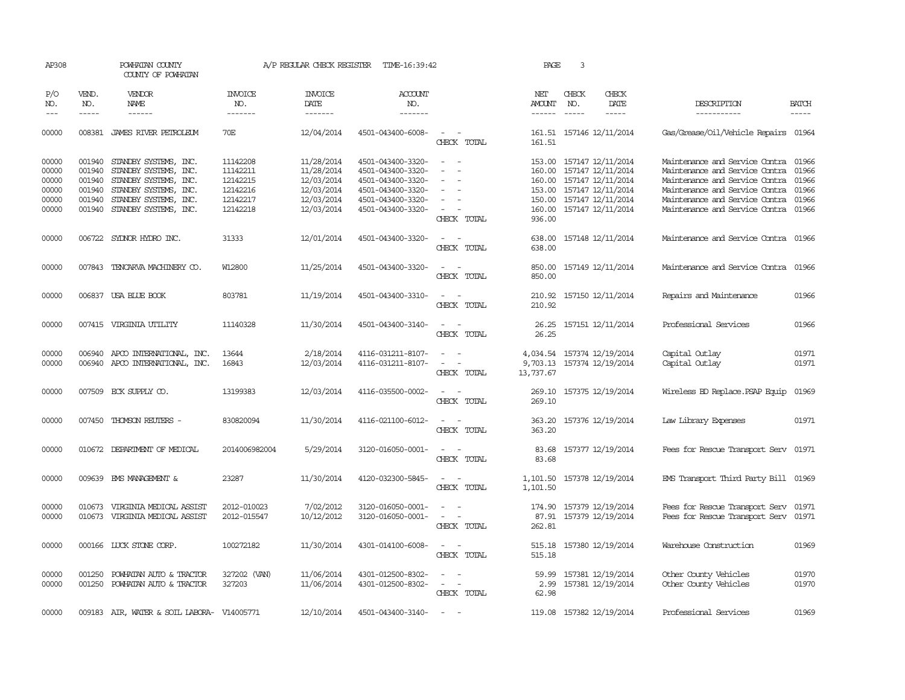AP308 POWHATAN COUNTY A/P REGULAR CHECK REGISTER TIME-16:39:42 PAGE 3

COUNTY OF POWHATAN

| P/O NO. | VEND. NO. | VENDOR NAME | INVOICE NO. | INVOICE DATE | ACCOUNT NO. | | NET AMOUNT | CHECK NO. | CHECK DATE | DESCRIPTION | BATCH |
|---|---|---|---|---|---|---|---|---|---|---|---|
| 00000 | 008381 | JAMES RIVER PETROLEUM | 70E | 12/04/2014 | 4501-043400-6008- | - - | 161.51 | 157146 | 12/11/2014 | Gas/Grease/Oil/Vehicle Repairs | 01964 |
| | | | | | | CHECK TOTAL | 161.51 | | | | |
| 00000 | 001940 | STANDBY SYSTEMS, INC. | 11142208 | 11/28/2014 | 4501-043400-3320- | - - | 153.00 | 157147 | 12/11/2014 | Maintenance and Service Contra | 01966 |
| 00000 | 001940 | STANDBY SYSTEMS, INC. | 11142211 | 11/28/2014 | 4501-043400-3320- | - - | 160.00 | 157147 | 12/11/2014 | Maintenance and Service Contra | 01966 |
| 00000 | 001940 | STANDBY SYSTEMS, INC. | 12142215 | 12/03/2014 | 4501-043400-3320- | - - | 160.00 | 157147 | 12/11/2014 | Maintenance and Service Contra | 01966 |
| 00000 | 001940 | STANDBY SYSTEMS, INC. | 12142216 | 12/03/2014 | 4501-043400-3320- | - - | 153.00 | 157147 | 12/11/2014 | Maintenance and Service Contra | 01966 |
| 00000 | 001940 | STANDBY SYSTEMS, INC. | 12142217 | 12/03/2014 | 4501-043400-3320- | - - | 150.00 | 157147 | 12/11/2014 | Maintenance and Service Contra | 01966 |
| 00000 | 001940 | STANDBY SYSTEMS, INC. | 12142218 | 12/03/2014 | 4501-043400-3320- | - - | 160.00 | 157147 | 12/11/2014 | Maintenance and Service Contra | 01966 |
| | | | | | | CHECK TOTAL | 936.00 | | | | |
| 00000 | 006722 | SYDNOR HYDRO INC. | 31333 | 12/01/2014 | 4501-043400-3320- | - - | 638.00 | 157148 | 12/11/2014 | Maintenance and Service Contra | 01966 |
| | | | | | | CHECK TOTAL | 638.00 | | | | |
| 00000 | 007843 | TENCARVA MACHINERY CO. | W12800 | 11/25/2014 | 4501-043400-3320- | - - | 850.00 | 157149 | 12/11/2014 | Maintenance and Service Contra | 01966 |
| | | | | | | CHECK TOTAL | 850.00 | | | | |
| 00000 | 006837 | USA BLUE BOOK | 803781 | 11/19/2014 | 4501-043400-3310- | - - | 210.92 | 157150 | 12/11/2014 | Repairs and Maintenance | 01966 |
| | | | | | | CHECK TOTAL | 210.92 | | | | |
| 00000 | 007415 | VIRGINIA UTILITY | 11140328 | 11/30/2014 | 4501-043400-3140- | - - | 26.25 | 157151 | 12/11/2014 | Professional Services | 01966 |
| | | | | | | CHECK TOTAL | 26.25 | | | | |
| 00000 | 006940 | APCO INTERNATIONAL, INC. | 13644 | 2/18/2014 | 4116-031211-8107- | - - | 4,034.54 | 157374 | 12/19/2014 | Capital Outlay | 01971 |
| 00000 | 006940 | APCO INTERNATIONAL, INC. | 16843 | 12/03/2014 | 4116-031211-8107- | - - | 9,703.13 | 157374 | 12/19/2014 | Capital Outlay | 01971 |
| | | | | | | CHECK TOTAL | 13,737.67 | | | | |
| 00000 | 007509 | ECK SUPPLY CO. | 13199383 | 12/03/2014 | 4116-035500-0002- | - - | 269.10 | 157375 | 12/19/2014 | Wireless BD Replace.PSAP Equip | 01969 |
| | | | | | | CHECK TOTAL | 269.10 | | | | |
| 00000 | 007450 | THOMSON REUTERS - | 830820094 | 11/30/2014 | 4116-021100-6012- | - - | 363.20 | 157376 | 12/19/2014 | Law Library Expenses | 01971 |
| | | | | | | CHECK TOTAL | 363.20 | | | | |
| 00000 | 010672 | DEPARTMENT OF MEDICAL | 2014006982004 | 5/29/2014 | 3120-016050-0001- | - - | 83.68 | 157377 | 12/19/2014 | Fees for Rescue Transport Serv | 01971 |
| | | | | | | CHECK TOTAL | 83.68 | | | | |
| 00000 | 009639 | EMS MANAGEMENT & | 23287 | 11/30/2014 | 4120-032300-5845- | - - | 1,101.50 | 157378 | 12/19/2014 | EMS Transport Third Party Bill | 01969 |
| | | | | | | CHECK TOTAL | 1,101.50 | | | | |
| 00000 | 010673 | VIRGINIA MEDICAL ASSIST | 2012-010023 | 7/02/2012 | 3120-016050-0001- | - - | 174.90 | 157379 | 12/19/2014 | Fees for Rescue Transport Serv | 01971 |
| 00000 | 010673 | VIRGINIA MEDICAL ASSIST | 2012-015547 | 10/12/2012 | 3120-016050-0001- | - - | 87.91 | 157379 | 12/19/2014 | Fees for Rescue Transport Serv | 01971 |
| | | | | | | CHECK TOTAL | 262.81 | | | | |
| 00000 | 000166 | LUCK STONE CORP. | 100272182 | 11/30/2014 | 4301-014100-6008- | - - | 515.18 | 157380 | 12/19/2014 | Warehouse Construction | 01969 |
| | | | | | | CHECK TOTAL | 515.18 | | | | |
| 00000 | 001250 | POWHATAN AUTO & TRACTOR | 327202 (VAN) | 11/06/2014 | 4301-012500-8302- | - - | 59.99 | 157381 | 12/19/2014 | Other County Vehicles | 01970 |
| 00000 | 001250 | POWHATAN AUTO & TRACTOR | 327203 | 11/06/2014 | 4301-012500-8302- | - - | 2.99 | 157381 | 12/19/2014 | Other County Vehicles | 01970 |
| | | | | | | CHECK TOTAL | 62.98 | | | | |
| 00000 | 009183 | AIR, WATER & SOIL LABORA- | V14005771 | 12/10/2014 | 4501-043400-3140- | - - | 119.08 | 157382 | 12/19/2014 | Professional Services | 01969 |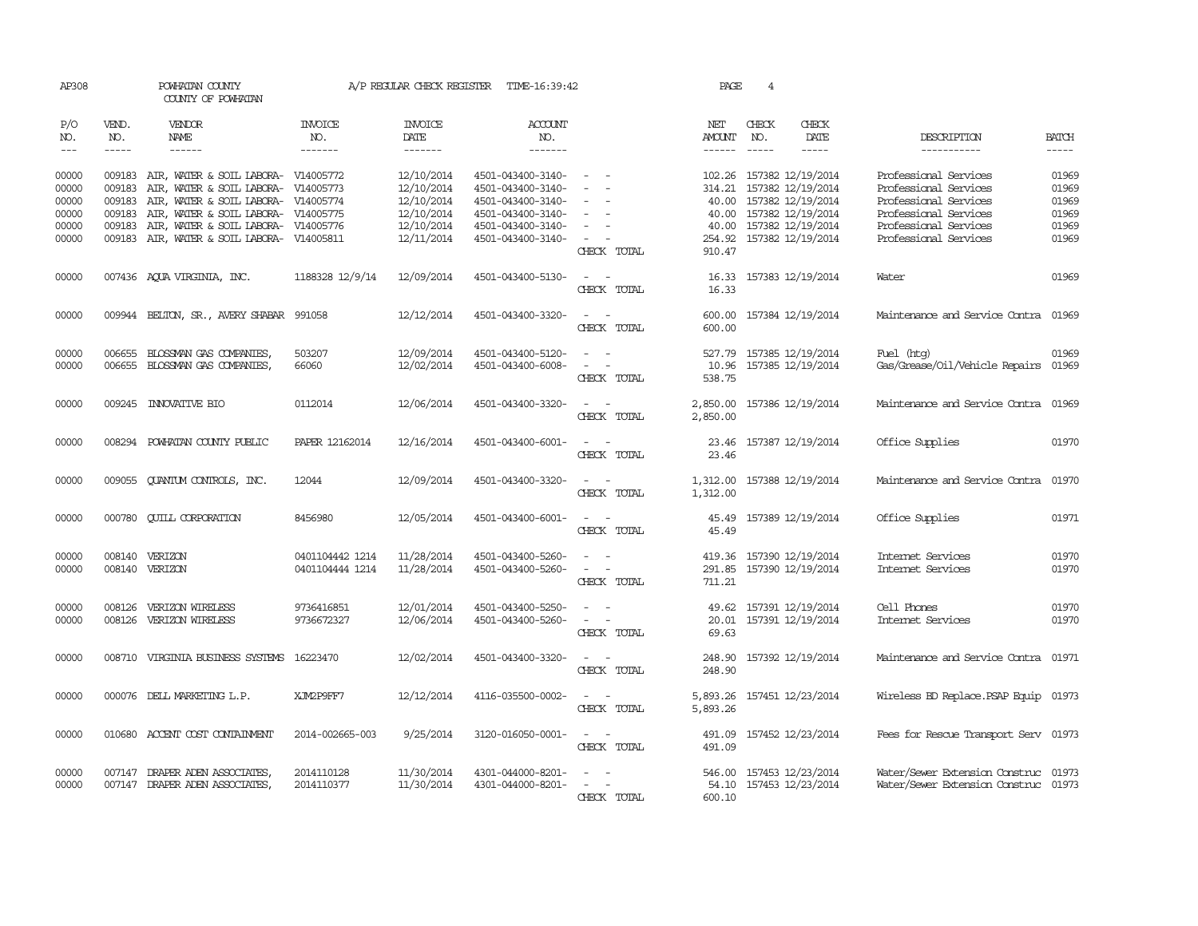AP308 POWHATAN COUNTY A/P REGULAR CHECK REGISTER TIME-16:39:42 PAGE 4

COUNTY OF POWHATAN

| P/O NO. | VEND. NO. | VENDOR NAME | INVOICE NO. | INVOICE DATE | ACCOUNT NO. | | NET AMOUNT | CHECK NO. | CHECK DATE | DESCRIPTION | BATCH |
|---|---|---|---|---|---|---|---|---|---|---|---|
| 00000 | 009183 | AIR, WATER & SOIL LABORA- | V14005772 | 12/10/2014 | 4501-043400-3140- | - - | 102.26 | 157382 | 12/19/2014 | Professional Services | 01969 |
| 00000 | 009183 | AIR, WATER & SOIL LABORA- | V14005773 | 12/10/2014 | 4501-043400-3140- | - - | 314.21 | 157382 | 12/19/2014 | Professional Services | 01969 |
| 00000 | 009183 | AIR, WATER & SOIL LABORA- | V14005774 | 12/10/2014 | 4501-043400-3140- | - - | 40.00 | 157382 | 12/19/2014 | Professional Services | 01969 |
| 00000 | 009183 | AIR, WATER & SOIL LABORA- | V14005775 | 12/10/2014 | 4501-043400-3140- | - - | 40.00 | 157382 | 12/19/2014 | Professional Services | 01969 |
| 00000 | 009183 | AIR, WATER & SOIL LABORA- | V14005776 | 12/10/2014 | 4501-043400-3140- | - - | 40.00 | 157382 | 12/19/2014 | Professional Services | 01969 |
| 00000 | 009183 | AIR, WATER & SOIL LABORA- | V14005811 | 12/11/2014 | 4501-043400-3140- | - - | 254.92 | 157382 | 12/19/2014 | Professional Services | 01969 |
| | | | | | | CHECK TOTAL | 910.47 | | | | |
| 00000 | 007436 | AQUA VIRGINIA, INC. | 1188328 12/9/14 | 12/09/2014 | 4501-043400-5130- | - - | 16.33 | 157383 | 12/19/2014 | Water | 01969 |
| | | | | | | CHECK TOTAL | 16.33 | | | | |
| 00000 | 009944 | BELTON, SR., AVERY SHABAR | 991058 | 12/12/2014 | 4501-043400-3320- | - - | 600.00 | 157384 | 12/19/2014 | Maintenance and Service Contra | 01969 |
| | | | | | | CHECK TOTAL | 600.00 | | | | |
| 00000 | 006655 | BLOSSMAN GAS COMPANIES, | 503207 | 12/09/2014 | 4501-043400-5120- | - - | 527.79 | 157385 | 12/19/2014 | Fuel (htg) | 01969 |
| 00000 | 006655 | BLOSSMAN GAS COMPANIES, | 66060 | 12/02/2014 | 4501-043400-6008- | - - | 10.96 | 157385 | 12/19/2014 | Gas/Grease/Oil/Vehicle Repairs | 01969 |
| | | | | | | CHECK TOTAL | 538.75 | | | | |
| 00000 | 009245 | INNOVATIVE BIO | 0112014 | 12/06/2014 | 4501-043400-3320- | - - | 2,850.00 | 157386 | 12/19/2014 | Maintenance and Service Contra | 01969 |
| | | | | | | CHECK TOTAL | 2,850.00 | | | | |
| 00000 | 008294 | POWHATAN COUNTY PUBLIC | PAPER 12162014 | 12/16/2014 | 4501-043400-6001- | - - | 23.46 | 157387 | 12/19/2014 | Office Supplies | 01970 |
| | | | | | | CHECK TOTAL | 23.46 | | | | |
| 00000 | 009055 | QUANTUM CONTROLS, INC. | 12044 | 12/09/2014 | 4501-043400-3320- | - - | 1,312.00 | 157388 | 12/19/2014 | Maintenance and Service Contra | 01970 |
| | | | | | | CHECK TOTAL | 1,312.00 | | | | |
| 00000 | 000780 | QUILL CORPORATION | 8456980 | 12/05/2014 | 4501-043400-6001- | - - | 45.49 | 157389 | 12/19/2014 | Office Supplies | 01971 |
| | | | | | | CHECK TOTAL | 45.49 | | | | |
| 00000 | 008140 | VERIZON | 0401104442 1214 | 11/28/2014 | 4501-043400-5260- | - - | 419.36 | 157390 | 12/19/2014 | Internet Services | 01970 |
| 00000 | 008140 | VERIZON | 0401104444 1214 | 11/28/2014 | 4501-043400-5260- | - - | 291.85 | 157390 | 12/19/2014 | Internet Services | 01970 |
| | | | | | | CHECK TOTAL | 711.21 | | | | |
| 00000 | 008126 | VERIZON WIRELESS | 9736416851 | 12/01/2014 | 4501-043400-5250- | - - | 49.62 | 157391 | 12/19/2014 | Cell Phones | 01970 |
| 00000 | 008126 | VERIZON WIRELESS | 9736672327 | 12/06/2014 | 4501-043400-5260- | - - | 20.01 | 157391 | 12/19/2014 | Internet Services | 01970 |
| | | | | | | CHECK TOTAL | 69.63 | | | | |
| 00000 | 008710 | VIRGINIA BUSINESS SYSTEMS | 16223470 | 12/02/2014 | 4501-043400-3320- | - - | 248.90 | 157392 | 12/19/2014 | Maintenance and Service Contra | 01971 |
| | | | | | | CHECK TOTAL | 248.90 | | | | |
| 00000 | 000076 | DELL MARKETING L.P. | XJM2P9FF7 | 12/12/2014 | 4116-035500-0002- | - - | 5,893.26 | 157451 | 12/23/2014 | Wireless BD Replace.PSAP Equip | 01973 |
| | | | | | | CHECK TOTAL | 5,893.26 | | | | |
| 00000 | 010680 | ACCENT COST CONTAINMENT | 2014-002665-003 | 9/25/2014 | 3120-016050-0001- | - - | 491.09 | 157452 | 12/23/2014 | Fees for Rescue Transport Serv | 01973 |
| | | | | | | CHECK TOTAL | 491.09 | | | | |
| 00000 | 007147 | DRAPER ADEN ASSOCIATES, | 2014110128 | 11/30/2014 | 4301-044000-8201- | - - | 546.00 | 157453 | 12/23/2014 | Water/Sewer Extension Construc | 01973 |
| 00000 | 007147 | DRAPER ADEN ASSOCIATES, | 2014110377 | 11/30/2014 | 4301-044000-8201- | - - | 54.10 | 157453 | 12/23/2014 | Water/Sewer Extension Construc | 01973 |
| | | | | | | CHECK TOTAL | 600.10 | | | | |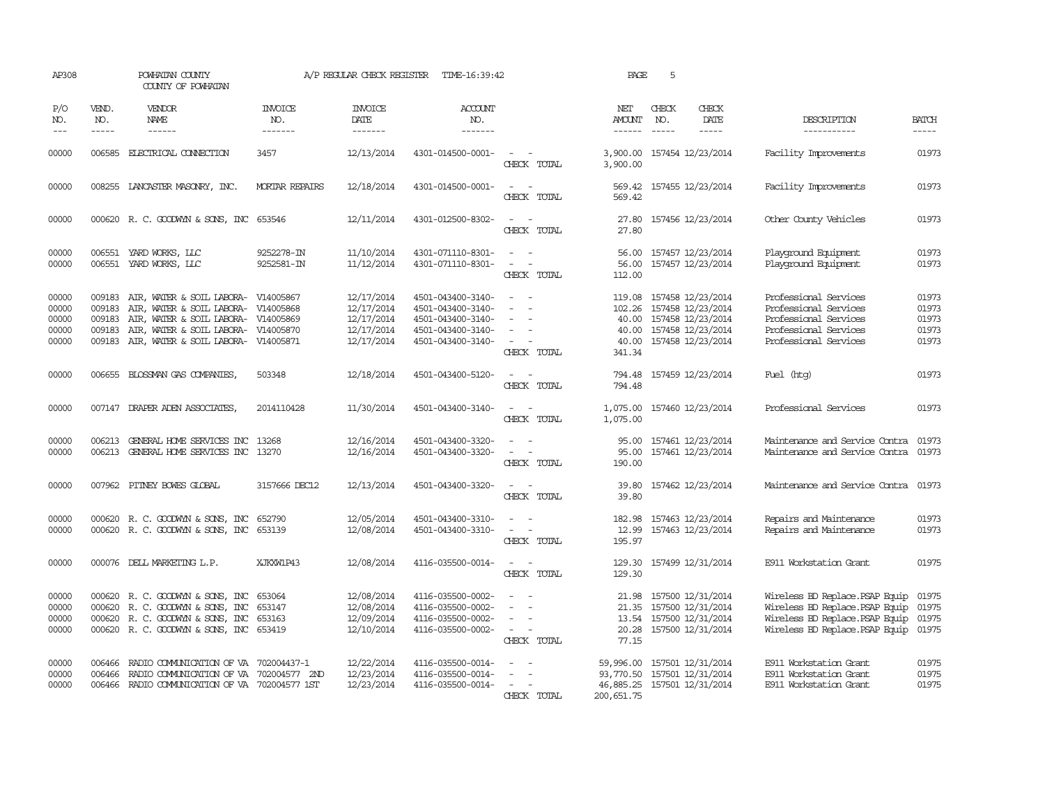AP308 POWHATAN COUNTY A/P REGULAR CHECK REGISTER TIME-16:39:42 PAGE 5

COUNTY OF POWHATAN

| P/O NO. | VEND. NO. | VENDOR NAME | INVOICE NO. | INVOICE DATE | ACCOUNT NO. | | NET AMOUNT | CHECK NO. | CHECK DATE | DESCRIPTION | BATCH |
|---|---|---|---|---|---|---|---|---|---|---|---|
| 00000 | 006585 | ELECTRICAL CONNECTION | 3457 | 12/13/2014 | 4301-014500-0001- | - - | 3,900.00 | 157454 | 12/23/2014 | Facility Improvements | 01973 |
| | | | | | | CHECK TOTAL | 3,900.00 | | | | |
| 00000 | 008255 | LANCASTER MASONRY, INC. | MORTAR REPAIRS | 12/18/2014 | 4301-014500-0001- | - - | 569.42 | 157455 | 12/23/2014 | Facility Improvements | 01973 |
| | | | | | | CHECK TOTAL | 569.42 | | | | |
| 00000 | 000620 | R. C. GOODWYN & SONS, INC | 653546 | 12/11/2014 | 4301-012500-8302- | - - | 27.80 | 157456 | 12/23/2014 | Other County Vehicles | 01973 |
| | | | | | | CHECK TOTAL | 27.80 | | | | |
| 00000 | 006551 | YARD WORKS, LLC | 9252278-IN | 11/10/2014 | 4301-071110-8301- | - - | 56.00 | 157457 | 12/23/2014 | Playground Equipment | 01973 |
| 00000 | 006551 | YARD WORKS, LLC | 9252581-IN | 11/12/2014 | 4301-071110-8301- | - - | 56.00 | 157457 | 12/23/2014 | Playground Equipment | 01973 |
| | | | | | | CHECK TOTAL | 112.00 | | | | |
| 00000 | 009183 | AIR, WATER & SOIL LABORA- | V14005867 | 12/17/2014 | 4501-043400-3140- | - - | 119.08 | 157458 | 12/23/2014 | Professional Services | 01973 |
| 00000 | 009183 | AIR, WATER & SOIL LABORA- | V14005868 | 12/17/2014 | 4501-043400-3140- | - - | 102.26 | 157458 | 12/23/2014 | Professional Services | 01973 |
| 00000 | 009183 | AIR, WATER & SOIL LABORA- | V14005869 | 12/17/2014 | 4501-043400-3140- | - - | 40.00 | 157458 | 12/23/2014 | Professional Services | 01973 |
| 00000 | 009183 | AIR, WATER & SOIL LABORA- | V14005870 | 12/17/2014 | 4501-043400-3140- | - - | 40.00 | 157458 | 12/23/2014 | Professional Services | 01973 |
| 00000 | 009183 | AIR, WATER & SOIL LABORA- | V14005871 | 12/17/2014 | 4501-043400-3140- | - - | 40.00 | 157458 | 12/23/2014 | Professional Services | 01973 |
| | | | | | | CHECK TOTAL | 341.34 | | | | |
| 00000 | 006655 | BLOSSMAN GAS COMPANIES, | 503348 | 12/18/2014 | 4501-043400-5120- | - - | 794.48 | 157459 | 12/23/2014 | Fuel (htg) | 01973 |
| | | | | | | CHECK TOTAL | 794.48 | | | | |
| 00000 | 007147 | DRAPER ADEN ASSOCIATES, | 2014110428 | 11/30/2014 | 4501-043400-3140- | - - | 1,075.00 | 157460 | 12/23/2014 | Professional Services | 01973 |
| | | | | | | CHECK TOTAL | 1,075.00 | | | | |
| 00000 | 006213 | GENERAL HOME SERVICES INC | 13268 | 12/16/2014 | 4501-043400-3320- | - - | 95.00 | 157461 | 12/23/2014 | Maintenance and Service Contra | 01973 |
| 00000 | 006213 | GENERAL HOME SERVICES INC | 13270 | 12/16/2014 | 4501-043400-3320- | - - | 95.00 | 157461 | 12/23/2014 | Maintenance and Service Contra | 01973 |
| | | | | | | CHECK TOTAL | 190.00 | | | | |
| 00000 | 007962 | PITNEY BOWES GLOBAL | 3157666 DEC12 | 12/13/2014 | 4501-043400-3320- | - - | 39.80 | 157462 | 12/23/2014 | Maintenance and Service Contra | 01973 |
| | | | | | | CHECK TOTAL | 39.80 | | | | |
| 00000 | 000620 | R. C. GOODWYN & SONS, INC | 652790 | 12/05/2014 | 4501-043400-3310- | - - | 182.98 | 157463 | 12/23/2014 | Repairs and Maintenance | 01973 |
| 00000 | 000620 | R. C. GOODWYN & SONS, INC | 653139 | 12/08/2014 | 4501-043400-3310- | - - | 12.99 | 157463 | 12/23/2014 | Repairs and Maintenance | 01973 |
| | | | | | | CHECK TOTAL | 195.97 | | | | |
| 00000 | 000076 | DELL MARKETING L.P. | XJKXW1P43 | 12/08/2014 | 4116-035500-0014- | - - | 129.30 | 157499 | 12/31/2014 | E911 Workstation Grant | 01975 |
| | | | | | | CHECK TOTAL | 129.30 | | | | |
| 00000 | 000620 | R. C. GOODWYN & SONS, INC | 653064 | 12/08/2014 | 4116-035500-0002- | - - | 21.98 | 157500 | 12/31/2014 | Wireless BD Replace.PSAP Equip | 01975 |
| 00000 | 000620 | R. C. GOODWYN & SONS, INC | 653147 | 12/08/2014 | 4116-035500-0002- | - - | 21.35 | 157500 | 12/31/2014 | Wireless BD Replace.PSAP Equip | 01975 |
| 00000 | 000620 | R. C. GOODWYN & SONS, INC | 653163 | 12/09/2014 | 4116-035500-0002- | - - | 13.54 | 157500 | 12/31/2014 | Wireless BD Replace.PSAP Equip | 01975 |
| 00000 | 000620 | R. C. GOODWYN & SONS, INC | 653419 | 12/10/2014 | 4116-035500-0002- | - - | 20.28 | 157500 | 12/31/2014 | Wireless BD Replace.PSAP Equip | 01975 |
| | | | | | | CHECK TOTAL | 77.15 | | | | |
| 00000 | 006466 | RADIO COMMUNICATION OF VA | 702004437-1 | 12/22/2014 | 4116-035500-0014- | - - | 59,996.00 | 157501 | 12/31/2014 | E911 Workstation Grant | 01975 |
| 00000 | 006466 | RADIO COMMUNICATION OF VA | 702004577 2ND | 12/23/2014 | 4116-035500-0014- | - - | 93,770.50 | 157501 | 12/31/2014 | E911 Workstation Grant | 01975 |
| 00000 | 006466 | RADIO COMMUNICATION OF VA | 702004577 1ST | 12/23/2014 | 4116-035500-0014- | - - | 46,885.25 | 157501 | 12/31/2014 | E911 Workstation Grant | 01975 |
| | | | | | | CHECK TOTAL | 200,651.75 | | | | |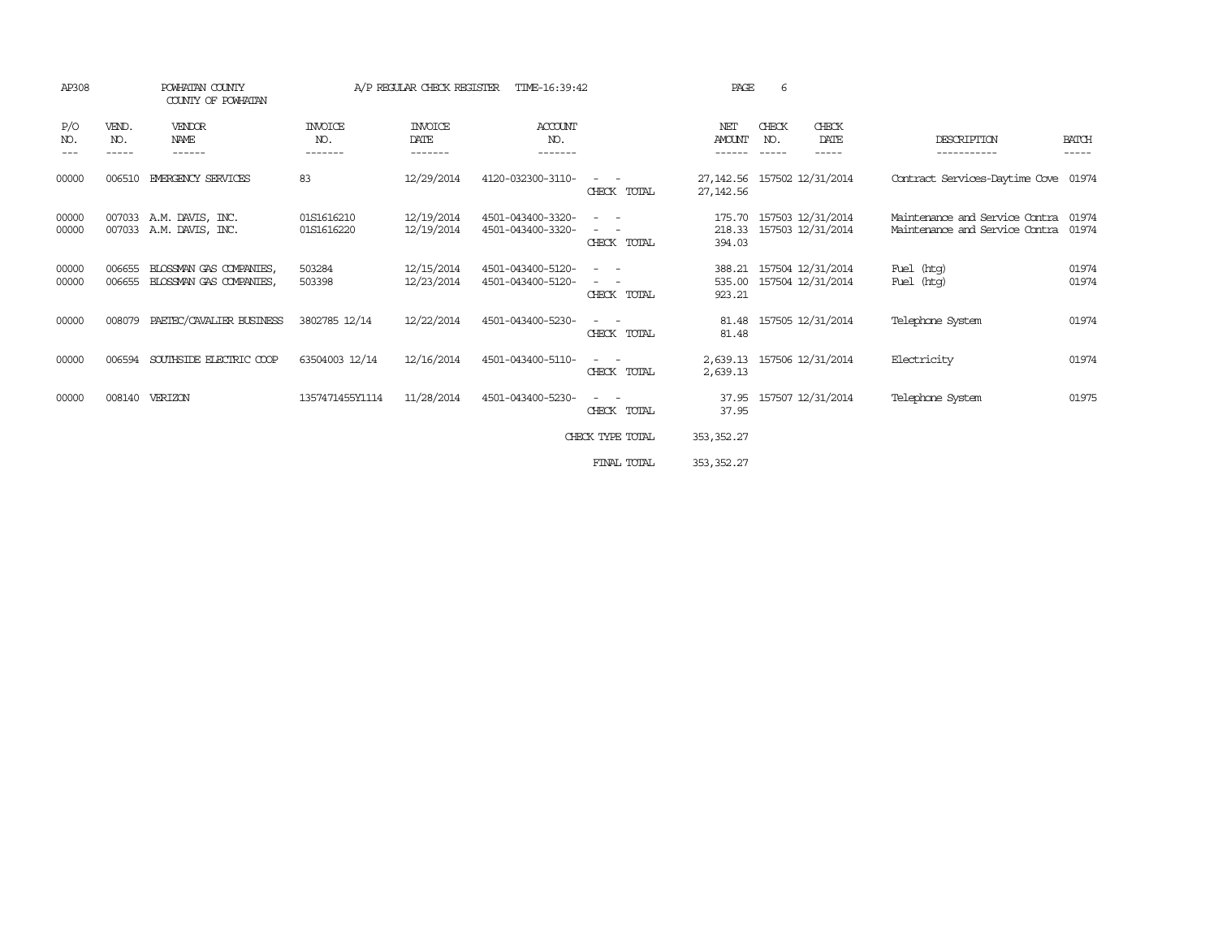AP308 POWHATAN COUNTY A/P REGULAR CHECK REGISTER TIME-16:39:42 PAGE 6

COUNTY OF POWHATAN

| P/O NO. | VEND. NO. | VENDOR NAME | INVOICE NO. | INVOICE DATE | ACCOUNT NO. | | NET AMOUNT | CHECK NO. | CHECK DATE | DESCRIPTION | BATCH |
|---|---|---|---|---|---|---|---|---|---|---|---|
| 00000 | 006510 | EMERGENCY SERVICES | 83 | 12/29/2014 | 4120-032300-3110- | - - | 27,142.56 | 157502 | 12/31/2014 | Contract Services-Daytime Cove | 01974 |
| | | | | | | CHECK TOTAL | 27,142.56 | | | | |
| 00000 | 007033 | A.M. DAVIS, INC. | 01S1616210 | 12/19/2014 | 4501-043400-3320- | - - | 175.70 | 157503 | 12/31/2014 | Maintenance and Service Contra | 01974 |
| 00000 | 007033 | A.M. DAVIS, INC. | 01S1616220 | 12/19/2014 | 4501-043400-3320- | - - | 218.33 | 157503 | 12/31/2014 | Maintenance and Service Contra | 01974 |
| | | | | | | CHECK TOTAL | 394.03 | | | | |
| 00000 | 006655 | BLOSSMAN GAS COMPANIES, | 503284 | 12/15/2014 | 4501-043400-5120- | - - | 388.21 | 157504 | 12/31/2014 | Fuel (htg) | 01974 |
| 00000 | 006655 | BLOSSMAN GAS COMPANIES, | 503398 | 12/23/2014 | 4501-043400-5120- | - - | 535.00 | 157504 | 12/31/2014 | Fuel (htg) | 01974 |
| | | | | | | CHECK TOTAL | 923.21 | | | | |
| 00000 | 008079 | PAETEC/CAVALIER BUSINESS | 3802785 12/14 | 12/22/2014 | 4501-043400-5230- | - - | 81.48 | 157505 | 12/31/2014 | Telephone System | 01974 |
| | | | | | | CHECK TOTAL | 81.48 | | | | |
| 00000 | 006594 | SOUTHSIDE ELECTRIC COOP | 63504003 12/14 | 12/16/2014 | 4501-043400-5110- | - - | 2,639.13 | 157506 | 12/31/2014 | Electricity | 01974 |
| | | | | | | CHECK TOTAL | 2,639.13 | | | | |
| 00000 | 008140 | VERIZON | 1357471455Y1114 | 11/28/2014 | 4501-043400-5230- | - - | 37.95 | 157507 | 12/31/2014 | Telephone System | 01975 |
| | | | | | | CHECK TOTAL | 37.95 | | | | |
| | | | | | | CHECK TYPE TOTAL | 353,352.27 | | | | |
| | | | | | | FINAL TOTAL | 353,352.27 | | | | |